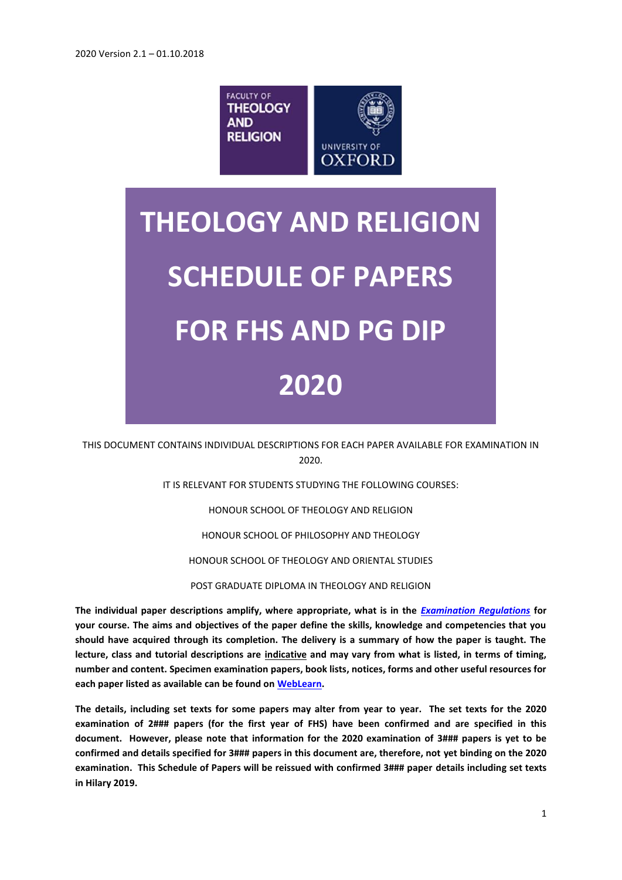2020 Version 2.1 – 01.10.2018

FACULTY OF THEOLOGY AND RELIGION

UNIVERSITY OF OXFORD

# THEOLOGY AND RELIGION SCHEDULE OF PAPERS FOR FHS AND PG DIP 2020

THIS DOCUMENT CONTAINS INDIVIDUAL DESCRIPTIONS FOR EACH PAPER AVAILABLE FOR EXAMINATION IN 2020.

IT IS RELEVANT FOR STUDENTS STUDYING THE FOLLOWING COURSES:

HONOUR SCHOOL OF THEOLOGY AND RELIGION

HONOUR SCHOOL OF PHILOSOPHY AND THEOLOGY

HONOUR SCHOOL OF THEOLOGY AND ORIENTAL STUDIES

POST GRADUATE DIPLOMA IN THEOLOGY AND RELIGION

**The individual paper descriptions amplify, where appropriate, what is in the *Examination Regulations* for your course. The aims and objectives of the paper define the skills, knowledge and competencies that you should have acquired through its completion. The delivery is a summary of how the paper is taught. The lecture, class and tutorial descriptions are indicative and may vary from what is listed, in terms of timing, number and content. Specimen examination papers, book lists, notices, forms and other useful resources for each paper listed as available can be found on WebLearn.**

**The details, including set texts for some papers may alter from year to year. The set texts for the 2020 examination of 2### papers (for the first year of FHS) have been confirmed and are specified in this document. However, please note that information for the 2020 examination of 3### papers is yet to be confirmed and details specified for 3### papers in this document are, therefore, not yet binding on the 2020 examination. This Schedule of Papers will be reissued with confirmed 3### paper details including set texts in Hilary 2019.**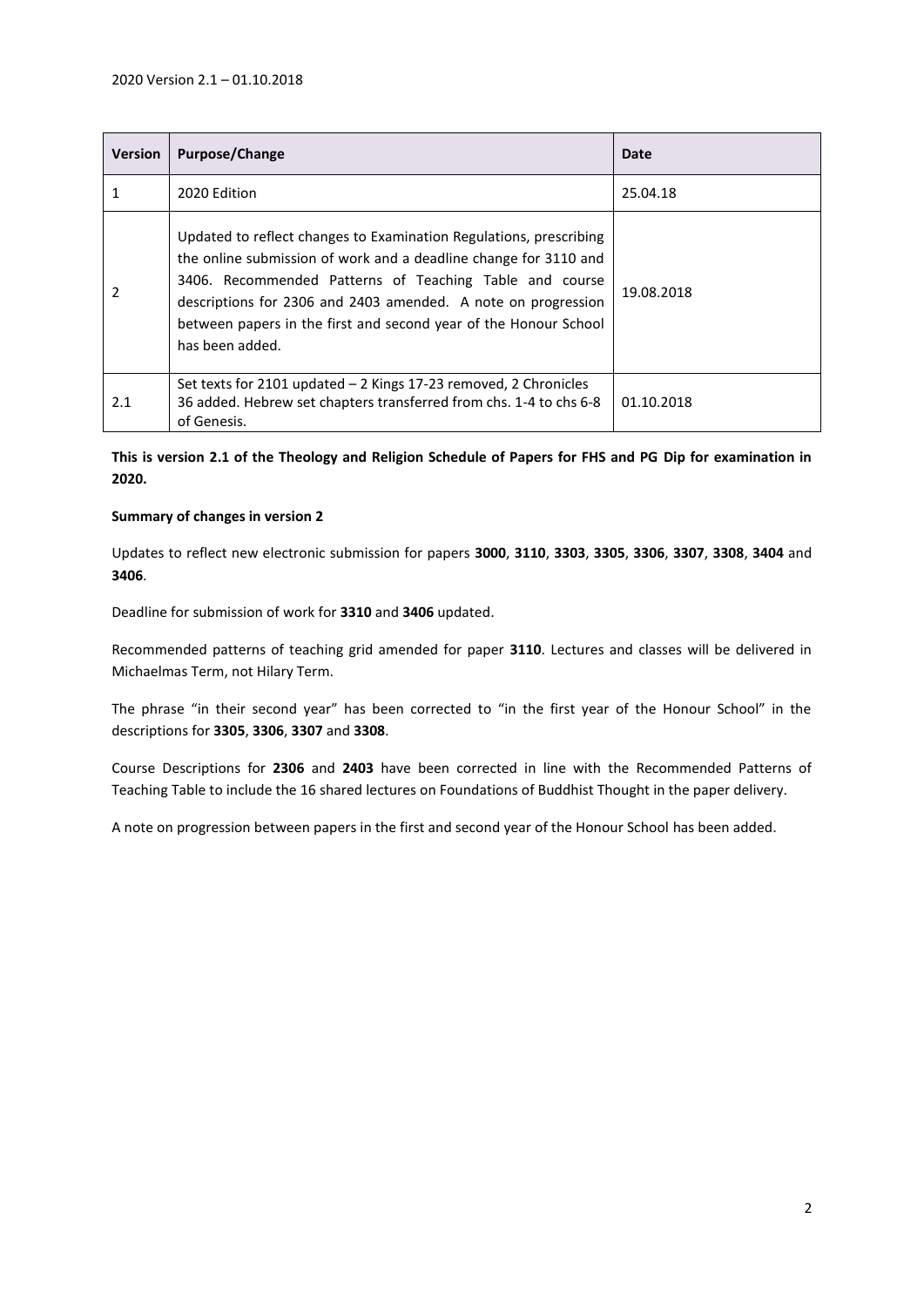2020 Version 2.1 – 01.10.2018

| Version | Purpose/Change | Date |
|---|---|---|
| 1 | 2020 Edition | 25.04.18 |
| 2 | Updated to reflect changes to Examination Regulations, prescribing the online submission of work and a deadline change for 3110 and 3406. Recommended Patterns of Teaching Table and course descriptions for 2306 and 2403 amended. A note on progression between papers in the first and second year of the Honour School has been added. | 19.08.2018 |
| 2.1 | Set texts for 2101 updated – 2 Kings 17-23 removed, 2 Chronicles 36 added. Hebrew set chapters transferred from chs. 1-4 to chs 6-8 of Genesis. | 01.10.2018 |

**This is version 2.1 of the Theology and Religion Schedule of Papers for FHS and PG Dip for examination in 2020.**

**Summary of changes in version 2**

Updates to reflect new electronic submission for papers **3000**, **3110**, **3303**, **3305**, **3306**, **3307**, **3308**, **3404** and **3406**.

Deadline for submission of work for **3310** and **3406** updated.

Recommended patterns of teaching grid amended for paper **3110**. Lectures and classes will be delivered in Michaelmas Term, not Hilary Term.

The phrase "in their second year" has been corrected to "in the first year of the Honour School" in the descriptions for **3305**, **3306**, **3307** and **3308**.

Course Descriptions for **2306** and **2403** have been corrected in line with the Recommended Patterns of Teaching Table to include the 16 shared lectures on Foundations of Buddhist Thought in the paper delivery.

A note on progression between papers in the first and second year of the Honour School has been added.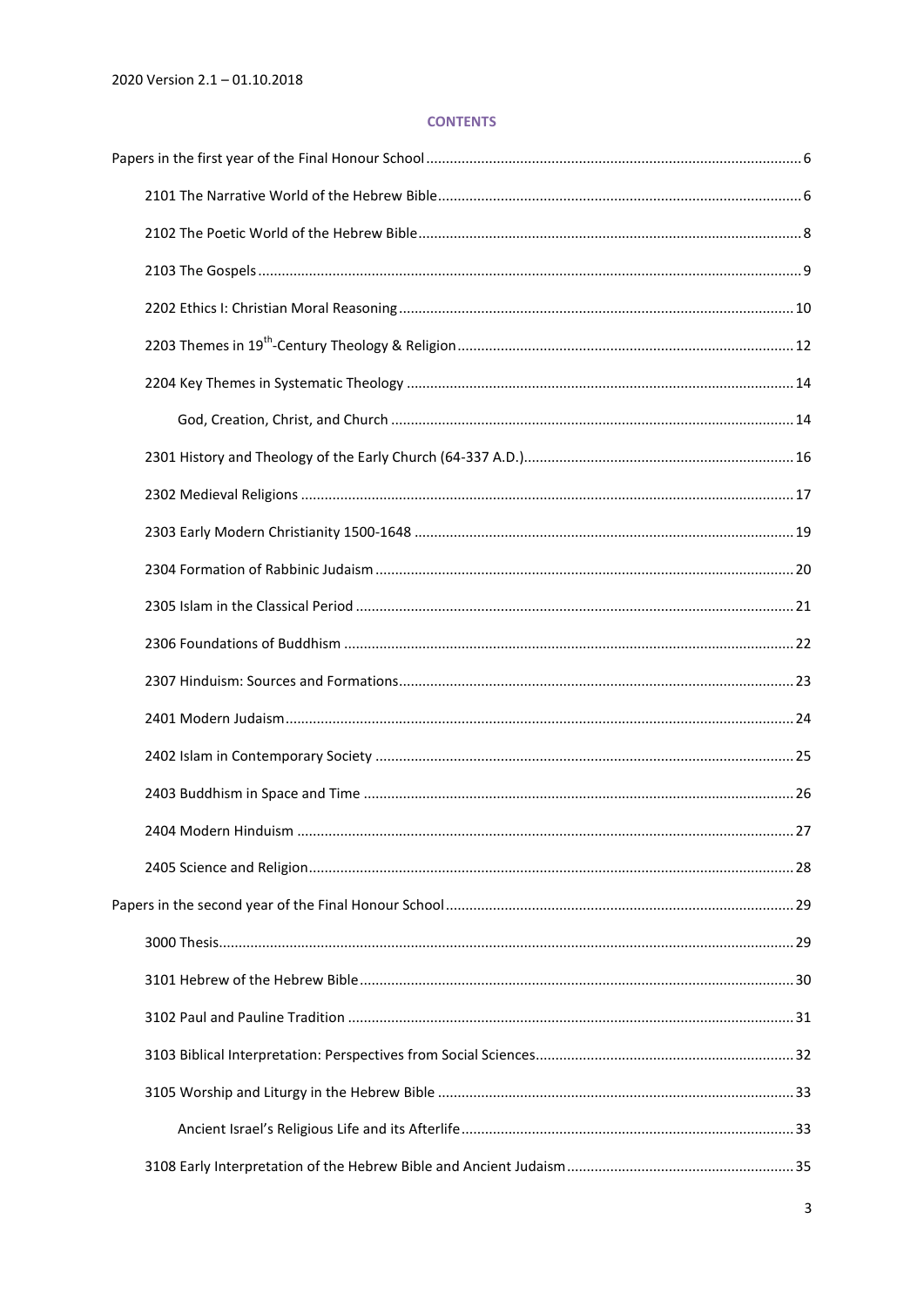2020 Version 2.1 – 01.10.2018

## CONTENTS

Papers in the first year of the Final Honour School ... 6

- 2101 The Narrative World of the Hebrew Bible ... 6
- 2102 The Poetic World of the Hebrew Bible ... 8
- 2103 The Gospels ... 9
- 2202 Ethics I: Christian Moral Reasoning ... 10
- 2203 Themes in 19th-Century Theology & Religion ... 12
- 2204 Key Themes in Systematic Theology ... 14
  - God, Creation, Christ, and Church ... 14
- 2301 History and Theology of the Early Church (64-337 A.D.) ... 16
- 2302 Medieval Religions ... 17
- 2303 Early Modern Christianity 1500-1648 ... 19
- 2304 Formation of Rabbinic Judaism ... 20
- 2305 Islam in the Classical Period ... 21
- 2306 Foundations of Buddhism ... 22
- 2307 Hinduism: Sources and Formations ... 23
- 2401 Modern Judaism ... 24
- 2402 Islam in Contemporary Society ... 25
- 2403 Buddhism in Space and Time ... 26
- 2404 Modern Hinduism ... 27
- 2405 Science and Religion ... 28

Papers in the second year of the Final Honour School ... 29

- 3000 Thesis ... 29
- 3101 Hebrew of the Hebrew Bible ... 30
- 3102 Paul and Pauline Tradition ... 31
- 3103 Biblical Interpretation: Perspectives from Social Sciences ... 32
- 3105 Worship and Liturgy in the Hebrew Bible ... 33
  - Ancient Israel's Religious Life and its Afterlife ... 33
- 3108 Early Interpretation of the Hebrew Bible and Ancient Judaism ... 35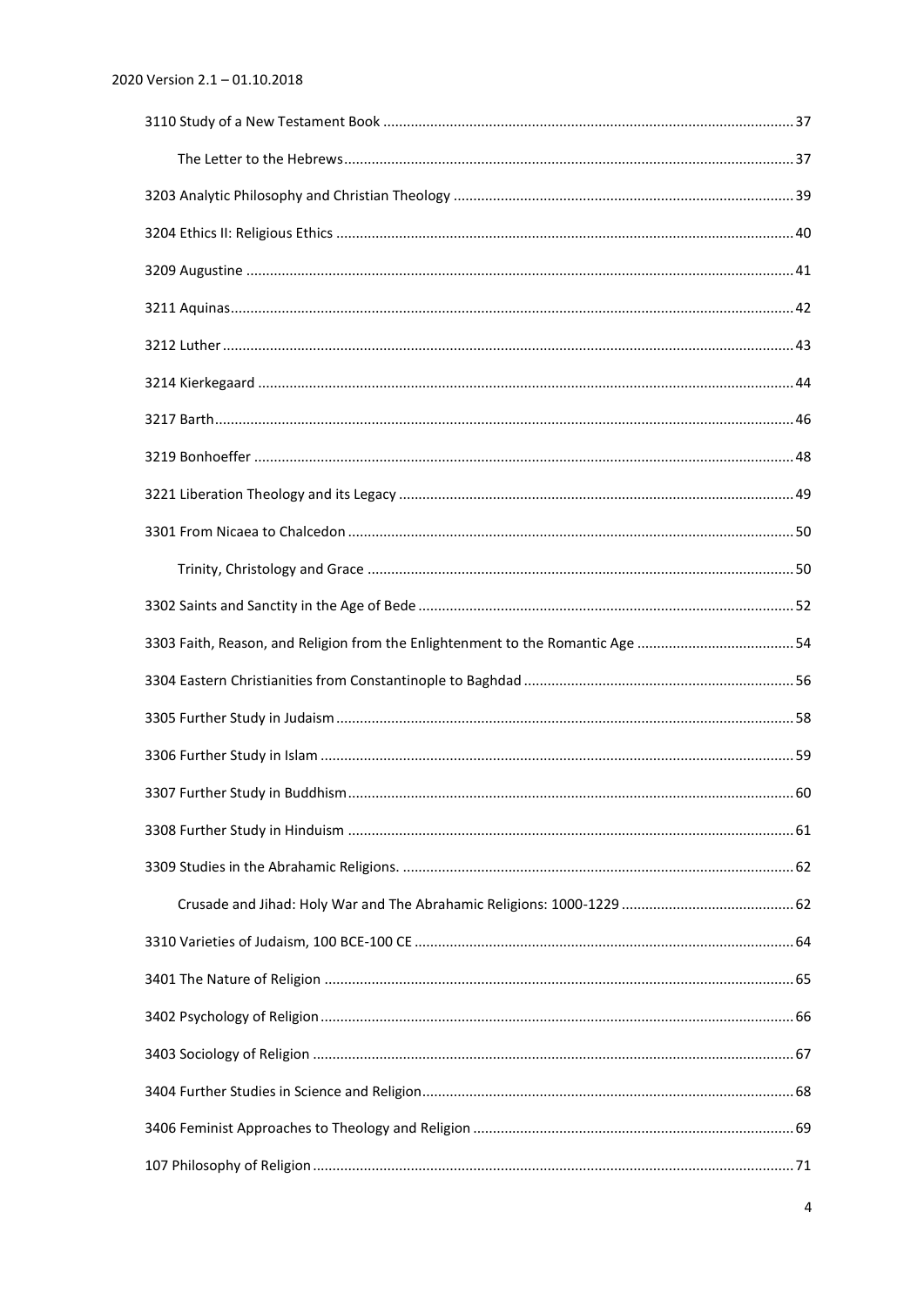3110 Study of a New Testament Book ....................................................................................................... 37

The Letter to the Hebrews ................................................................................................... 37

3203 Analytic Philosophy and Christian Theology ...................................................................................... 39

3204 Ethics II: Religious Ethics .................................................................................................................... 40

3209 Augustine ............................................................................................................................................ 41

3211 Aquinas ............................................................................................................................................... 42

3212 Luther .................................................................................................................................................. 43

3214 Kierkegaard ......................................................................................................................................... 44

3217 Barth .................................................................................................................................................... 46

3219 Bonhoeffer .......................................................................................................................................... 48

3221 Liberation Theology and its Legacy ..................................................................................................... 49

3301 From Nicaea to Chalcedon ................................................................................................................... 50

Trinity, Christology and Grace .............................................................................................................. 50

3302 Saints and Sanctity in the Age of Bede ................................................................................................ 52

3303 Faith, Reason, and Religion from the Enlightenment to the Romantic Age ........................................ 54

3304 Eastern Christianities from Constantinople to Baghdad ..................................................................... 56

3305 Further Study in Judaism ..................................................................................................................... 58

3306 Further Study in Islam ......................................................................................................................... 59

3307 Further Study in Buddhism .................................................................................................................. 60

3308 Further Study in Hinduism .................................................................................................................. 61

3309 Studies in the Abrahamic Religions. .................................................................................................... 62

Crusade and Jihad: Holy War and The Abrahamic Religions: 1000-1229 ............................................ 62

3310 Varieties of Judaism, 100 BCE-100 CE ................................................................................................. 64

3401 The Nature of Religion ........................................................................................................................ 65

3402 Psychology of Religion ......................................................................................................................... 66

3403 Sociology of Religion ........................................................................................................................... 67

3404 Further Studies in Science and Religion .............................................................................................. 68

3406 Feminist Approaches to Theology and Religion .................................................................................. 69

107 Philosophy of Religion .......................................................................................................................... 71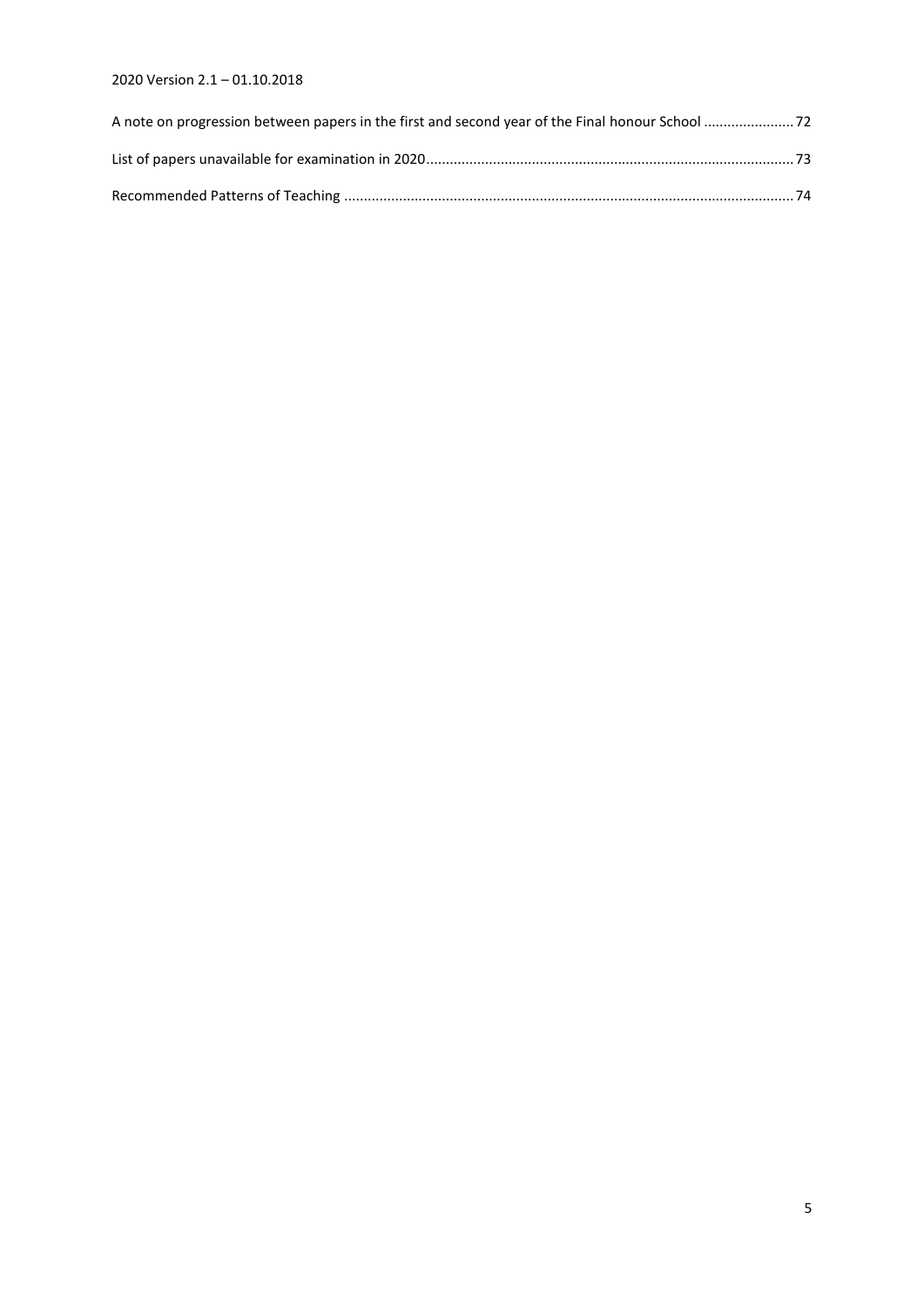A note on progression between papers in the first and second year of the Final honour School ....................... 72

List of papers unavailable for examination in 2020 ............................................................................................. 73

Recommended Patterns of Teaching ................................................................................................................... 74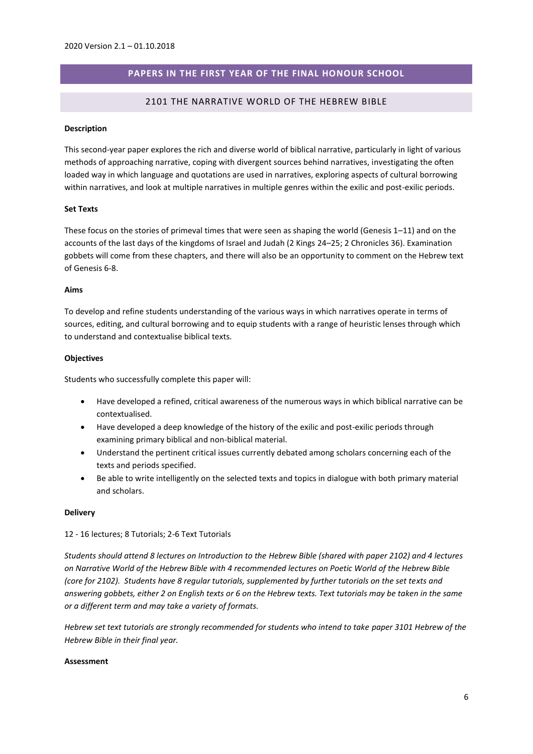2020 Version 2.1 – 01.10.2018

## PAPERS IN THE FIRST YEAR OF THE FINAL HONOUR SCHOOL

### 2101 THE NARRATIVE WORLD OF THE HEBREW BIBLE

**Description**

This second-year paper explores the rich and diverse world of biblical narrative, particularly in light of various methods of approaching narrative, coping with divergent sources behind narratives, investigating the often loaded way in which language and quotations are used in narratives, exploring aspects of cultural borrowing within narratives, and look at multiple narratives in multiple genres within the exilic and post-exilic periods.

**Set Texts**

These focus on the stories of primeval times that were seen as shaping the world (Genesis 1–11) and on the accounts of the last days of the kingdoms of Israel and Judah (2 Kings 24–25; 2 Chronicles 36). Examination gobbets will come from these chapters, and there will also be an opportunity to comment on the Hebrew text of Genesis 6-8.

**Aims**

To develop and refine students understanding of the various ways in which narratives operate in terms of sources, editing, and cultural borrowing and to equip students with a range of heuristic lenses through which to understand and contextualise biblical texts.

**Objectives**

Students who successfully complete this paper will:

- Have developed a refined, critical awareness of the numerous ways in which biblical narrative can be contextualised.
- Have developed a deep knowledge of the history of the exilic and post-exilic periods through examining primary biblical and non-biblical material.
- Understand the pertinent critical issues currently debated among scholars concerning each of the texts and periods specified.
- Be able to write intelligently on the selected texts and topics in dialogue with both primary material and scholars.

**Delivery**

12 - 16 lectures; 8 Tutorials; 2-6 Text Tutorials

*Students should attend 8 lectures on Introduction to the Hebrew Bible (shared with paper 2102) and 4 lectures on Narrative World of the Hebrew Bible with 4 recommended lectures on Poetic World of the Hebrew Bible (core for 2102). Students have 8 regular tutorials, supplemented by further tutorials on the set texts and answering gobbets, either 2 on English texts or 6 on the Hebrew texts. Text tutorials may be taken in the same or a different term and may take a variety of formats.*

*Hebrew set text tutorials are strongly recommended for students who intend to take paper 3101 Hebrew of the Hebrew Bible in their final year.*

**Assessment**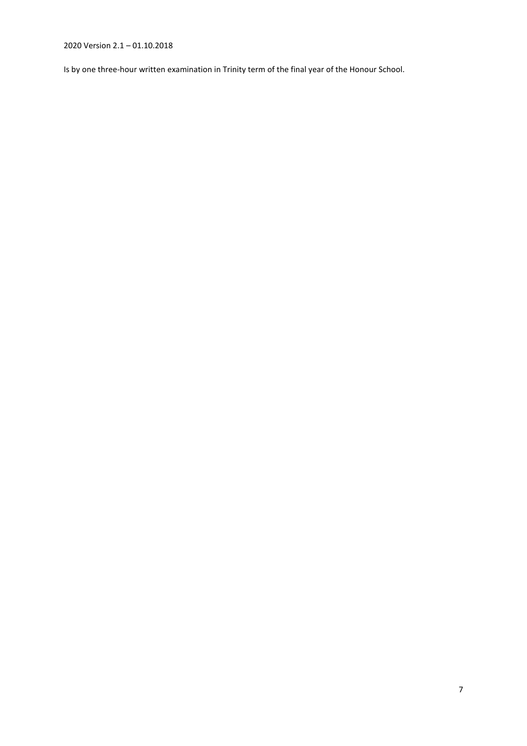Is by one three-hour written examination in Trinity term of the final year of the Honour School.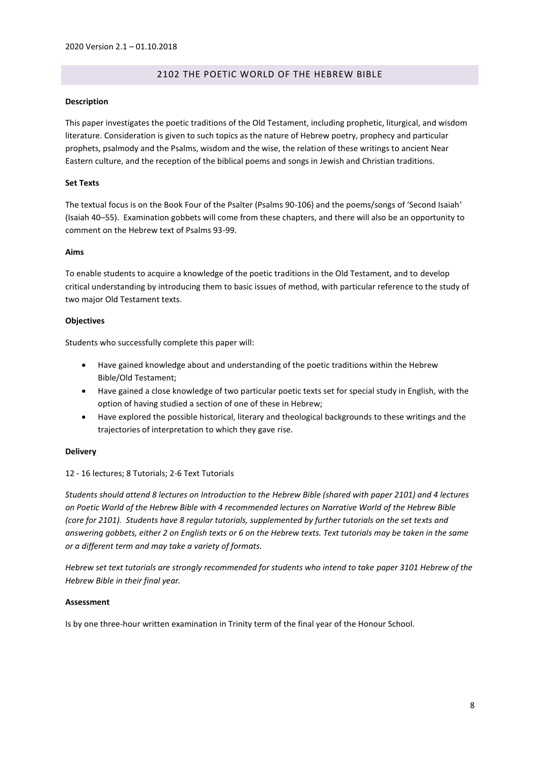## 2102 THE POETIC WORLD OF THE HEBREW BIBLE

**Description**

This paper investigates the poetic traditions of the Old Testament, including prophetic, liturgical, and wisdom literature. Consideration is given to such topics as the nature of Hebrew poetry, prophecy and particular prophets, psalmody and the Psalms, wisdom and the wise, the relation of these writings to ancient Near Eastern culture, and the reception of the biblical poems and songs in Jewish and Christian traditions.

**Set Texts**

The textual focus is on the Book Four of the Psalter (Psalms 90-106) and the poems/songs of 'Second Isaiah' (Isaiah 40–55). Examination gobbets will come from these chapters, and there will also be an opportunity to comment on the Hebrew text of Psalms 93-99.

**Aims**

To enable students to acquire a knowledge of the poetic traditions in the Old Testament, and to develop critical understanding by introducing them to basic issues of method, with particular reference to the study of two major Old Testament texts.

**Objectives**

Students who successfully complete this paper will:

- Have gained knowledge about and understanding of the poetic traditions within the Hebrew Bible/Old Testament;
- Have gained a close knowledge of two particular poetic texts set for special study in English, with the option of having studied a section of one of these in Hebrew;
- Have explored the possible historical, literary and theological backgrounds to these writings and the trajectories of interpretation to which they gave rise.

**Delivery**

12 - 16 lectures; 8 Tutorials; 2-6 Text Tutorials

*Students should attend 8 lectures on Introduction to the Hebrew Bible (shared with paper 2101) and 4 lectures on Poetic World of the Hebrew Bible with 4 recommended lectures on Narrative World of the Hebrew Bible (core for 2101). Students have 8 regular tutorials, supplemented by further tutorials on the set texts and answering gobbets, either 2 on English texts or 6 on the Hebrew texts. Text tutorials may be taken in the same or a different term and may take a variety of formats.*

*Hebrew set text tutorials are strongly recommended for students who intend to take paper 3101 Hebrew of the Hebrew Bible in their final year.*

**Assessment**

Is by one three-hour written examination in Trinity term of the final year of the Honour School.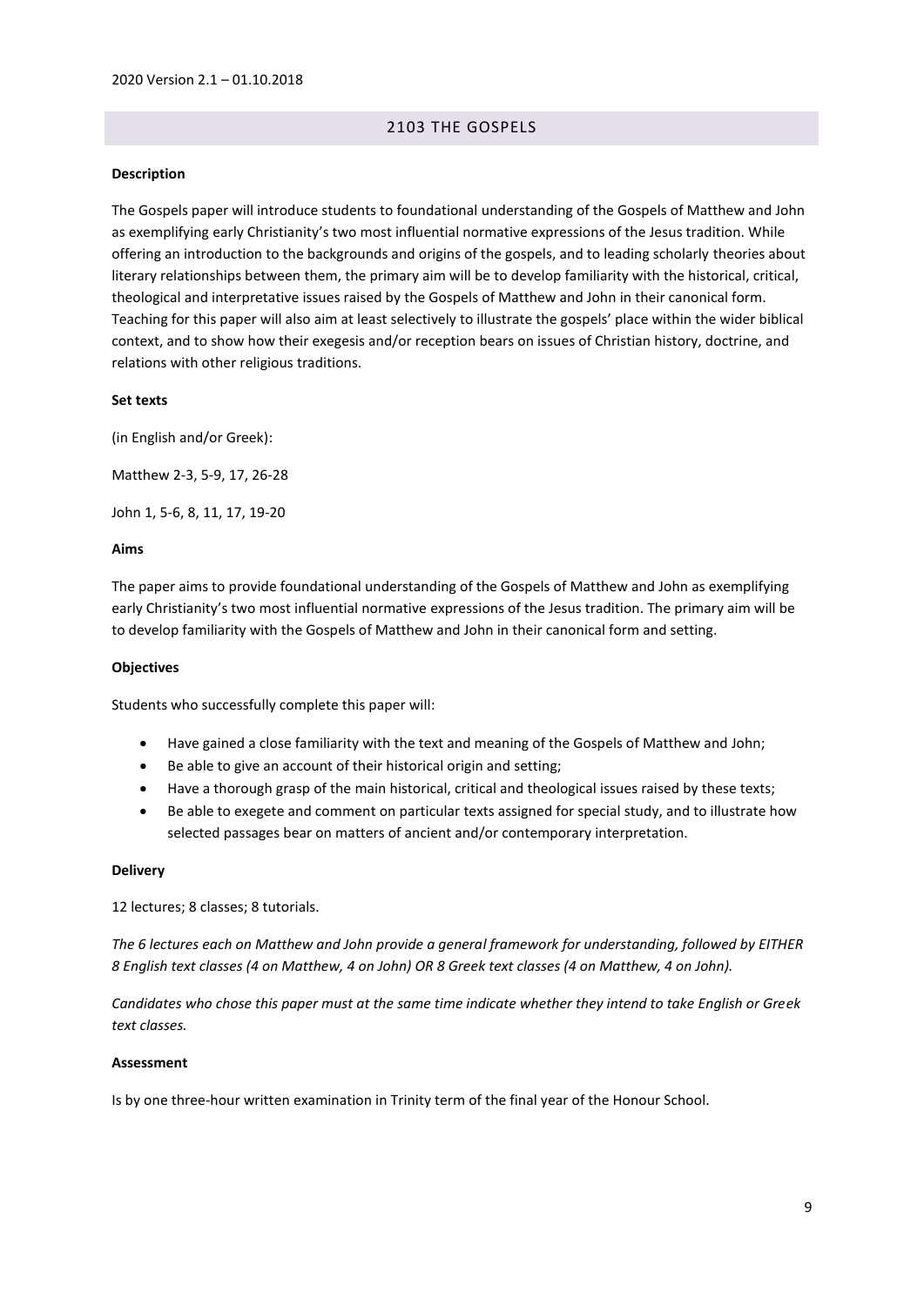## 2103 THE GOSPELS

**Description**

The Gospels paper will introduce students to foundational understanding of the Gospels of Matthew and John as exemplifying early Christianity's two most influential normative expressions of the Jesus tradition. While offering an introduction to the backgrounds and origins of the gospels, and to leading scholarly theories about literary relationships between them, the primary aim will be to develop familiarity with the historical, critical, theological and interpretative issues raised by the Gospels of Matthew and John in their canonical form. Teaching for this paper will also aim at least selectively to illustrate the gospels' place within the wider biblical context, and to show how their exegesis and/or reception bears on issues of Christian history, doctrine, and relations with other religious traditions.

**Set texts**

(in English and/or Greek):

Matthew 2-3, 5-9, 17, 26-28

John 1, 5-6, 8, 11, 17, 19-20

**Aims**

The paper aims to provide foundational understanding of the Gospels of Matthew and John as exemplifying early Christianity's two most influential normative expressions of the Jesus tradition. The primary aim will be to develop familiarity with the Gospels of Matthew and John in their canonical form and setting.

**Objectives**

Students who successfully complete this paper will:

- Have gained a close familiarity with the text and meaning of the Gospels of Matthew and John;
- Be able to give an account of their historical origin and setting;
- Have a thorough grasp of the main historical, critical and theological issues raised by these texts;
- Be able to exegete and comment on particular texts assigned for special study, and to illustrate how selected passages bear on matters of ancient and/or contemporary interpretation.

**Delivery**

12 lectures; 8 classes; 8 tutorials.

*The 6 lectures each on Matthew and John provide a general framework for understanding, followed by EITHER 8 English text classes (4 on Matthew, 4 on John) OR 8 Greek text classes (4 on Matthew, 4 on John).*

*Candidates who chose this paper must at the same time indicate whether they intend to take English or Greek text classes.*

**Assessment**

Is by one three-hour written examination in Trinity term of the final year of the Honour School.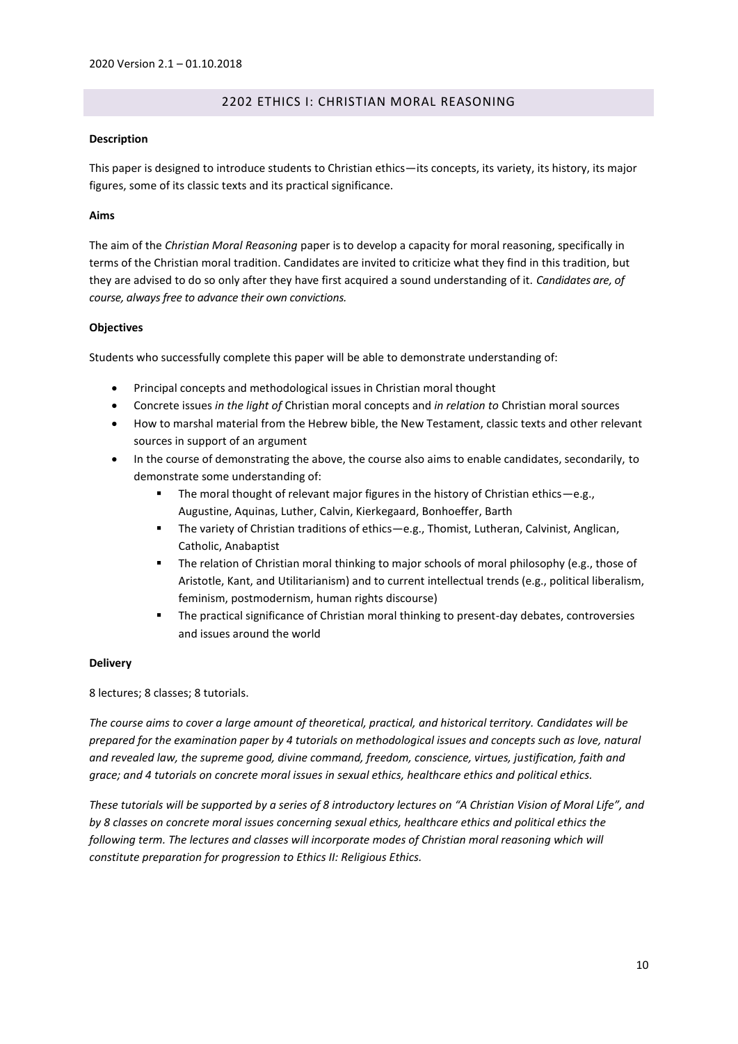## 2202 ETHICS I: CHRISTIAN MORAL REASONING

**Description**

This paper is designed to introduce students to Christian ethics—its concepts, its variety, its history, its major figures, some of its classic texts and its practical significance.

**Aims**

The aim of the *Christian Moral Reasoning* paper is to develop a capacity for moral reasoning, specifically in terms of the Christian moral tradition. Candidates are invited to criticize what they find in this tradition, but they are advised to do so only after they have first acquired a sound understanding of it. *Candidates are, of course, always free to advance their own convictions.*

**Objectives**

Students who successfully complete this paper will be able to demonstrate understanding of:

- Principal concepts and methodological issues in Christian moral thought
- Concrete issues *in the light of* Christian moral concepts and *in relation to* Christian moral sources
- How to marshal material from the Hebrew bible, the New Testament, classic texts and other relevant sources in support of an argument
- In the course of demonstrating the above, the course also aims to enable candidates, secondarily, to demonstrate some understanding of:
  - The moral thought of relevant major figures in the history of Christian ethics—e.g., Augustine, Aquinas, Luther, Calvin, Kierkegaard, Bonhoeffer, Barth
  - The variety of Christian traditions of ethics—e.g., Thomist, Lutheran, Calvinist, Anglican, Catholic, Anabaptist
  - The relation of Christian moral thinking to major schools of moral philosophy (e.g., those of Aristotle, Kant, and Utilitarianism) and to current intellectual trends (e.g., political liberalism, feminism, postmodernism, human rights discourse)
  - The practical significance of Christian moral thinking to present-day debates, controversies and issues around the world

**Delivery**

8 lectures; 8 classes; 8 tutorials.

*The course aims to cover a large amount of theoretical, practical, and historical territory. Candidates will be prepared for the examination paper by 4 tutorials on methodological issues and concepts such as love, natural and revealed law, the supreme good, divine command, freedom, conscience, virtues, justification, faith and grace; and 4 tutorials on concrete moral issues in sexual ethics, healthcare ethics and political ethics.*

*These tutorials will be supported by a series of 8 introductory lectures on "A Christian Vision of Moral Life", and by 8 classes on concrete moral issues concerning sexual ethics, healthcare ethics and political ethics the following term. The lectures and classes will incorporate modes of Christian moral reasoning which will constitute preparation for progression to Ethics II: Religious Ethics.*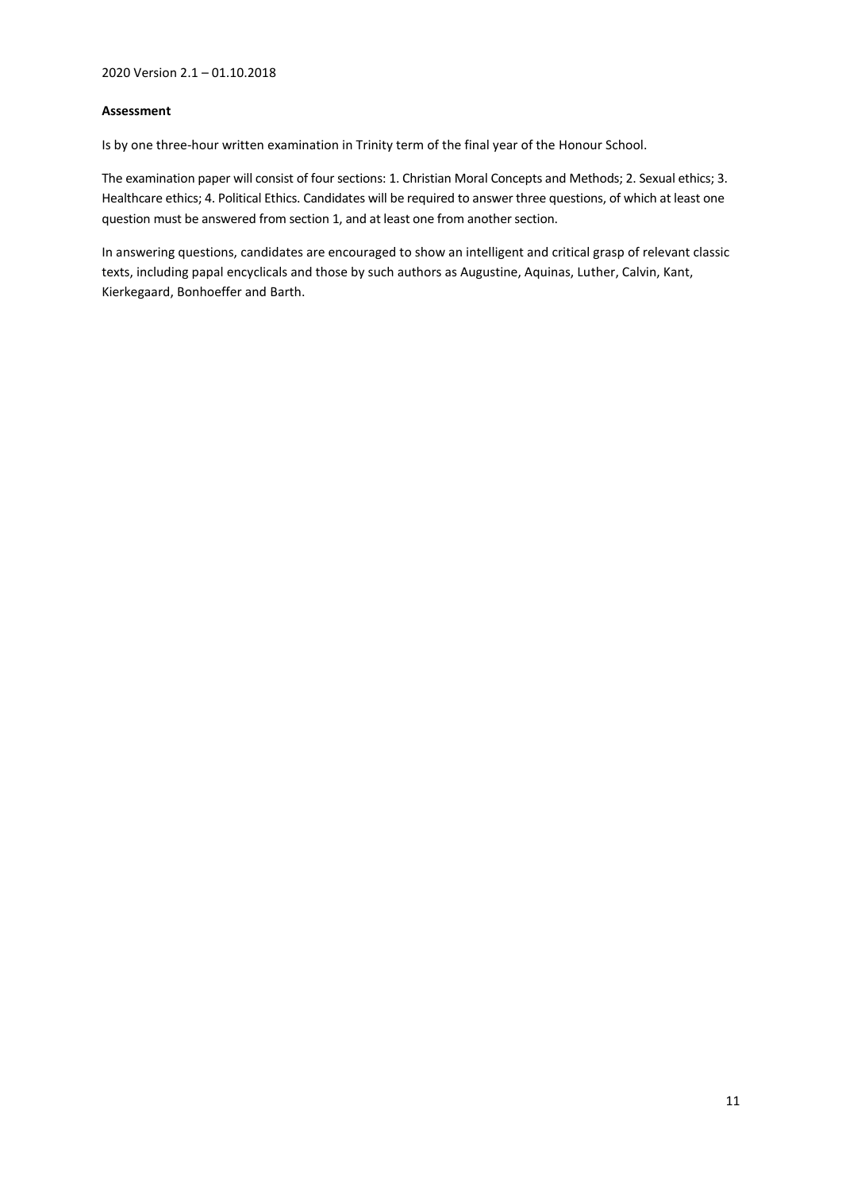**Assessment**

Is by one three-hour written examination in Trinity term of the final year of the Honour School.

The examination paper will consist of four sections: 1. Christian Moral Concepts and Methods; 2. Sexual ethics; 3. Healthcare ethics; 4. Political Ethics. Candidates will be required to answer three questions, of which at least one question must be answered from section 1, and at least one from another section.

In answering questions, candidates are encouraged to show an intelligent and critical grasp of relevant classic texts, including papal encyclicals and those by such authors as Augustine, Aquinas, Luther, Calvin, Kant, Kierkegaard, Bonhoeffer and Barth.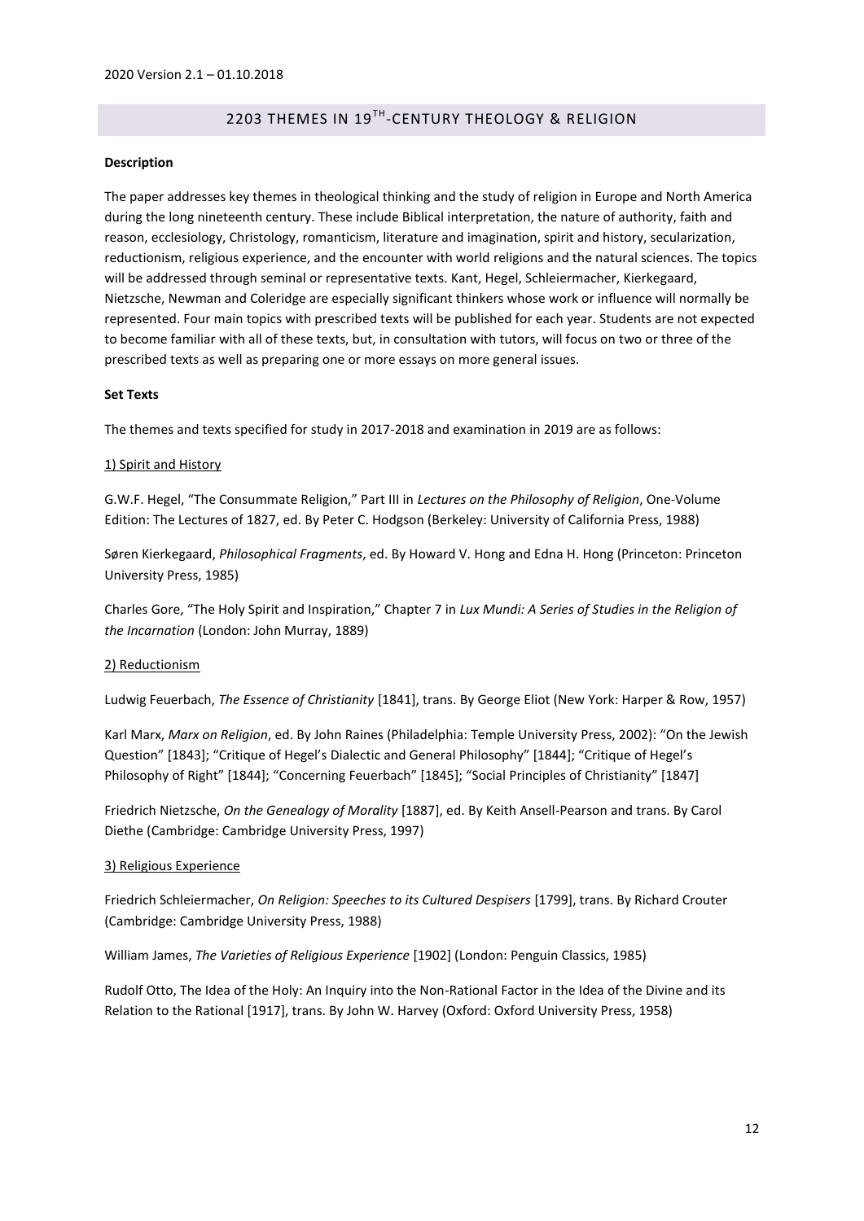## 2203 THEMES IN 19TH-CENTURY THEOLOGY & RELIGION

**Description**

The paper addresses key themes in theological thinking and the study of religion in Europe and North America during the long nineteenth century. These include Biblical interpretation, the nature of authority, faith and reason, ecclesiology, Christology, romanticism, literature and imagination, spirit and history, secularization, reductionism, religious experience, and the encounter with world religions and the natural sciences. The topics will be addressed through seminal or representative texts. Kant, Hegel, Schleiermacher, Kierkegaard, Nietzsche, Newman and Coleridge are especially significant thinkers whose work or influence will normally be represented. Four main topics with prescribed texts will be published for each year. Students are not expected to become familiar with all of these texts, but, in consultation with tutors, will focus on two or three of the prescribed texts as well as preparing one or more essays on more general issues.

**Set Texts**

The themes and texts specified for study in 2017-2018 and examination in 2019 are as follows:

1) Spirit and History

G.W.F. Hegel, "The Consummate Religion," Part III in *Lectures on the Philosophy of Religion*, One-Volume Edition: The Lectures of 1827, ed. By Peter C. Hodgson (Berkeley: University of California Press, 1988)

Søren Kierkegaard, *Philosophical Fragments*, ed. By Howard V. Hong and Edna H. Hong (Princeton: Princeton University Press, 1985)

Charles Gore, "The Holy Spirit and Inspiration," Chapter 7 in *Lux Mundi: A Series of Studies in the Religion of the Incarnation* (London: John Murray, 1889)

2) Reductionism

Ludwig Feuerbach, *The Essence of Christianity* [1841], trans. By George Eliot (New York: Harper & Row, 1957)

Karl Marx, *Marx on Religion*, ed. By John Raines (Philadelphia: Temple University Press, 2002): "On the Jewish Question" [1843]; "Critique of Hegel's Dialectic and General Philosophy" [1844]; "Critique of Hegel's Philosophy of Right" [1844]; "Concerning Feuerbach" [1845]; "Social Principles of Christianity" [1847]

Friedrich Nietzsche, *On the Genealogy of Morality* [1887], ed. By Keith Ansell-Pearson and trans. By Carol Diethe (Cambridge: Cambridge University Press, 1997)

3) Religious Experience

Friedrich Schleiermacher, *On Religion: Speeches to its Cultured Despisers* [1799], trans. By Richard Crouter (Cambridge: Cambridge University Press, 1988)

William James, *The Varieties of Religious Experience* [1902] (London: Penguin Classics, 1985)

Rudolf Otto, The Idea of the Holy: An Inquiry into the Non-Rational Factor in the Idea of the Divine and its Relation to the Rational [1917], trans. By John W. Harvey (Oxford: Oxford University Press, 1958)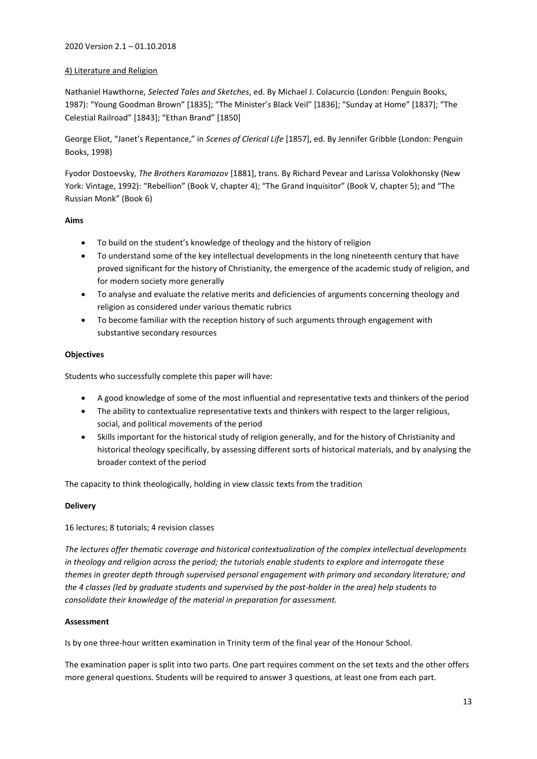2020 Version 2.1 – 01.10.2018

4) Literature and Religion

Nathaniel Hawthorne, *Selected Tales and Sketches*, ed. By Michael J. Colacurcio (London: Penguin Books, 1987): "Young Goodman Brown" [1835]; "The Minister's Black Veil" [1836]; "Sunday at Home" [1837]; "The Celestial Railroad" [1843]; "Ethan Brand" [1850]

George Eliot, "Janet's Repentance," in *Scenes of Clerical Life* [1857], ed. By Jennifer Gribble (London: Penguin Books, 1998)

Fyodor Dostoevsky, *The Brothers Karamazov* [1881], trans. By Richard Pevear and Larissa Volokhonsky (New York: Vintage, 1992): "Rebellion" (Book V, chapter 4); "The Grand Inquisitor" (Book V, chapter 5); and "The Russian Monk" (Book 6)

**Aims**

- To build on the student's knowledge of theology and the history of religion
- To understand some of the key intellectual developments in the long nineteenth century that have proved significant for the history of Christianity, the emergence of the academic study of religion, and for modern society more generally
- To analyse and evaluate the relative merits and deficiencies of arguments concerning theology and religion as considered under various thematic rubrics
- To become familiar with the reception history of such arguments through engagement with substantive secondary resources

**Objectives**

Students who successfully complete this paper will have:

- A good knowledge of some of the most influential and representative texts and thinkers of the period
- The ability to contextualize representative texts and thinkers with respect to the larger religious, social, and political movements of the period
- Skills important for the historical study of religion generally, and for the history of Christianity and historical theology specifically, by assessing different sorts of historical materials, and by analysing the broader context of the period

The capacity to think theologically, holding in view classic texts from the tradition

**Delivery**

16 lectures; 8 tutorials; 4 revision classes

*The lectures offer thematic coverage and historical contextualization of the complex intellectual developments in theology and religion across the period; the tutorials enable students to explore and interrogate these themes in greater depth through supervised personal engagement with primary and secondary literature; and the 4 classes (led by graduate students and supervised by the post-holder in the area) help students to consolidate their knowledge of the material in preparation for assessment.*

**Assessment**

Is by one three-hour written examination in Trinity term of the final year of the Honour School.

The examination paper is split into two parts. One part requires comment on the set texts and the other offers more general questions. Students will be required to answer 3 questions, at least one from each part.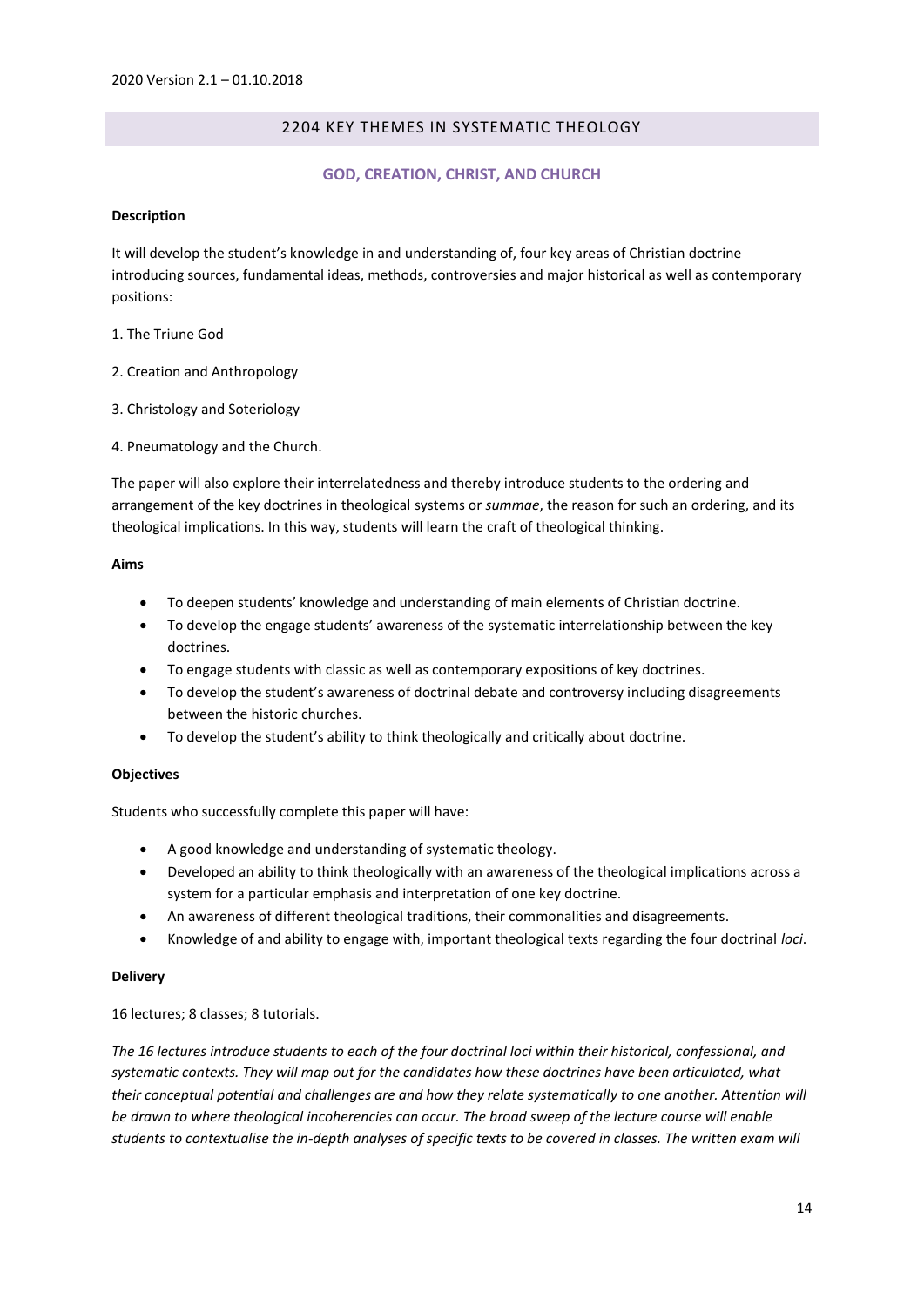2020 Version 2.1 – 01.10.2018

## 2204 KEY THEMES IN SYSTEMATIC THEOLOGY

### GOD, CREATION, CHRIST, AND CHURCH

**Description**

It will develop the student's knowledge in and understanding of, four key areas of Christian doctrine introducing sources, fundamental ideas, methods, controversies and major historical as well as contemporary positions:

1. The Triune God

2. Creation and Anthropology

3. Christology and Soteriology

4. Pneumatology and the Church.

The paper will also explore their interrelatedness and thereby introduce students to the ordering and arrangement of the key doctrines in theological systems or *summae*, the reason for such an ordering, and its theological implications. In this way, students will learn the craft of theological thinking.

**Aims**

- To deepen students' knowledge and understanding of main elements of Christian doctrine.
- To develop the engage students' awareness of the systematic interrelationship between the key doctrines.
- To engage students with classic as well as contemporary expositions of key doctrines.
- To develop the student's awareness of doctrinal debate and controversy including disagreements between the historic churches.
- To develop the student's ability to think theologically and critically about doctrine.

**Objectives**

Students who successfully complete this paper will have:

- A good knowledge and understanding of systematic theology.
- Developed an ability to think theologically with an awareness of the theological implications across a system for a particular emphasis and interpretation of one key doctrine.
- An awareness of different theological traditions, their commonalities and disagreements.
- Knowledge of and ability to engage with, important theological texts regarding the four doctrinal *loci*.

**Delivery**

16 lectures; 8 classes; 8 tutorials.

*The 16 lectures introduce students to each of the four doctrinal loci within their historical, confessional, and systematic contexts. They will map out for the candidates how these doctrines have been articulated, what their conceptual potential and challenges are and how they relate systematically to one another. Attention will be drawn to where theological incoherencies can occur. The broad sweep of the lecture course will enable students to contextualise the in-depth analyses of specific texts to be covered in classes. The written exam will*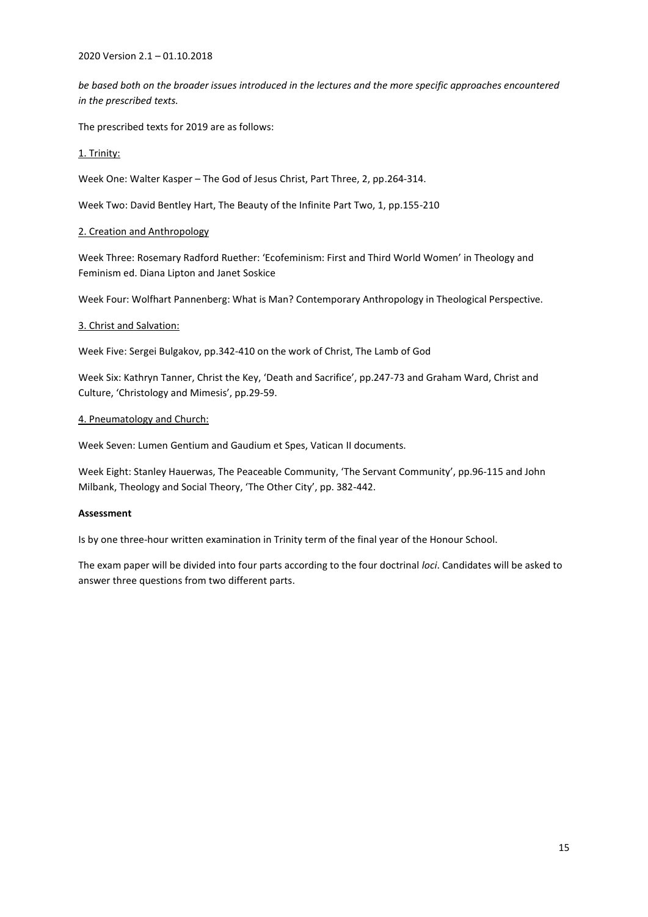*be based both on the broader issues introduced in the lectures and the more specific approaches encountered in the prescribed texts.*

The prescribed texts for 2019 are as follows:

1. Trinity:

Week One: Walter Kasper – The God of Jesus Christ, Part Three, 2, pp.264-314.

Week Two: David Bentley Hart, The Beauty of the Infinite Part Two, 1, pp.155-210

2. Creation and Anthropology

Week Three: Rosemary Radford Ruether: 'Ecofeminism: First and Third World Women' in Theology and Feminism ed. Diana Lipton and Janet Soskice

Week Four: Wolfhart Pannenberg: What is Man? Contemporary Anthropology in Theological Perspective.

3. Christ and Salvation:

Week Five: Sergei Bulgakov, pp.342-410 on the work of Christ, The Lamb of God

Week Six: Kathryn Tanner, Christ the Key, 'Death and Sacrifice', pp.247-73 and Graham Ward, Christ and Culture, 'Christology and Mimesis', pp.29-59.

4. Pneumatology and Church:

Week Seven: Lumen Gentium and Gaudium et Spes, Vatican II documents.

Week Eight: Stanley Hauerwas, The Peaceable Community, 'The Servant Community', pp.96-115 and John Milbank, Theology and Social Theory, 'The Other City', pp. 382-442.

**Assessment**

Is by one three-hour written examination in Trinity term of the final year of the Honour School.

The exam paper will be divided into four parts according to the four doctrinal *loci*. Candidates will be asked to answer three questions from two different parts.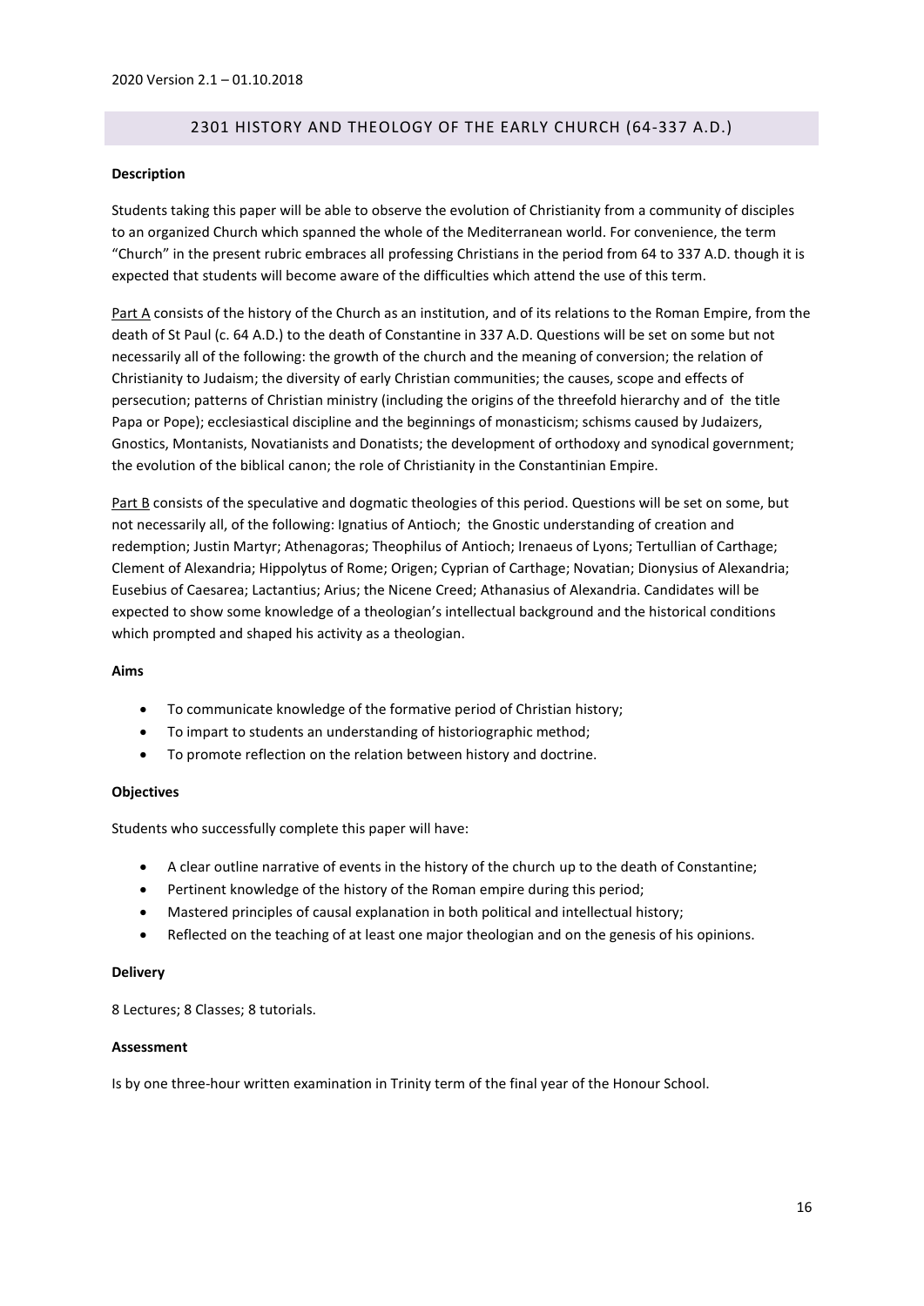2020 Version 2.1 – 01.10.2018

## 2301 HISTORY AND THEOLOGY OF THE EARLY CHURCH (64-337 A.D.)

**Description**

Students taking this paper will be able to observe the evolution of Christianity from a community of disciples to an organized Church which spanned the whole of the Mediterranean world. For convenience, the term "Church" in the present rubric embraces all professing Christians in the period from 64 to 337 A.D. though it is expected that students will become aware of the difficulties which attend the use of this term.

Part A consists of the history of the Church as an institution, and of its relations to the Roman Empire, from the death of St Paul (c. 64 A.D.) to the death of Constantine in 337 A.D. Questions will be set on some but not necessarily all of the following: the growth of the church and the meaning of conversion; the relation of Christianity to Judaism; the diversity of early Christian communities; the causes, scope and effects of persecution; patterns of Christian ministry (including the origins of the threefold hierarchy and of the title Papa or Pope); ecclesiastical discipline and the beginnings of monasticism; schisms caused by Judaizers, Gnostics, Montanists, Novatianists and Donatists; the development of orthodoxy and synodical government; the evolution of the biblical canon; the role of Christianity in the Constantinian Empire.

Part B consists of the speculative and dogmatic theologies of this period. Questions will be set on some, but not necessarily all, of the following: Ignatius of Antioch; the Gnostic understanding of creation and redemption; Justin Martyr; Athenagoras; Theophilus of Antioch; Irenaeus of Lyons; Tertullian of Carthage; Clement of Alexandria; Hippolytus of Rome; Origen; Cyprian of Carthage; Novatian; Dionysius of Alexandria; Eusebius of Caesarea; Lactantius; Arius; the Nicene Creed; Athanasius of Alexandria. Candidates will be expected to show some knowledge of a theologian's intellectual background and the historical conditions which prompted and shaped his activity as a theologian.

**Aims**

- To communicate knowledge of the formative period of Christian history;
- To impart to students an understanding of historiographic method;
- To promote reflection on the relation between history and doctrine.

**Objectives**

Students who successfully complete this paper will have:

- A clear outline narrative of events in the history of the church up to the death of Constantine;
- Pertinent knowledge of the history of the Roman empire during this period;
- Mastered principles of causal explanation in both political and intellectual history;
- Reflected on the teaching of at least one major theologian and on the genesis of his opinions.

**Delivery**

8 Lectures; 8 Classes; 8 tutorials.

**Assessment**

Is by one three-hour written examination in Trinity term of the final year of the Honour School.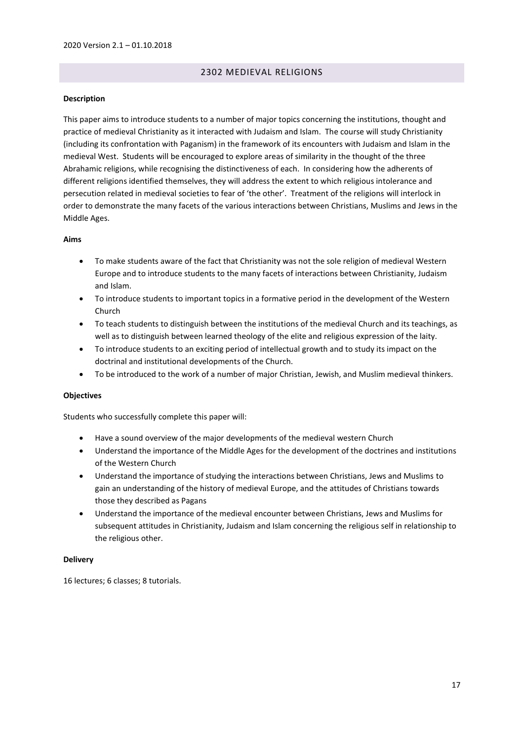2020 Version 2.1 – 01.10.2018

## 2302 MEDIEVAL RELIGIONS

**Description**

This paper aims to introduce students to a number of major topics concerning the institutions, thought and practice of medieval Christianity as it interacted with Judaism and Islam. The course will study Christianity (including its confrontation with Paganism) in the framework of its encounters with Judaism and Islam in the medieval West. Students will be encouraged to explore areas of similarity in the thought of the three Abrahamic religions, while recognising the distinctiveness of each. In considering how the adherents of different religions identified themselves, they will address the extent to which religious intolerance and persecution related in medieval societies to fear of 'the other'. Treatment of the religions will interlock in order to demonstrate the many facets of the various interactions between Christians, Muslims and Jews in the Middle Ages.

**Aims**

- To make students aware of the fact that Christianity was not the sole religion of medieval Western Europe and to introduce students to the many facets of interactions between Christianity, Judaism and Islam.
- To introduce students to important topics in a formative period in the development of the Western Church
- To teach students to distinguish between the institutions of the medieval Church and its teachings, as well as to distinguish between learned theology of the elite and religious expression of the laity.
- To introduce students to an exciting period of intellectual growth and to study its impact on the doctrinal and institutional developments of the Church.
- To be introduced to the work of a number of major Christian, Jewish, and Muslim medieval thinkers.

**Objectives**

Students who successfully complete this paper will:

- Have a sound overview of the major developments of the medieval western Church
- Understand the importance of the Middle Ages for the development of the doctrines and institutions of the Western Church
- Understand the importance of studying the interactions between Christians, Jews and Muslims to gain an understanding of the history of medieval Europe, and the attitudes of Christians towards those they described as Pagans
- Understand the importance of the medieval encounter between Christians, Jews and Muslims for subsequent attitudes in Christianity, Judaism and Islam concerning the religious self in relationship to the religious other.

**Delivery**

16 lectures; 6 classes; 8 tutorials.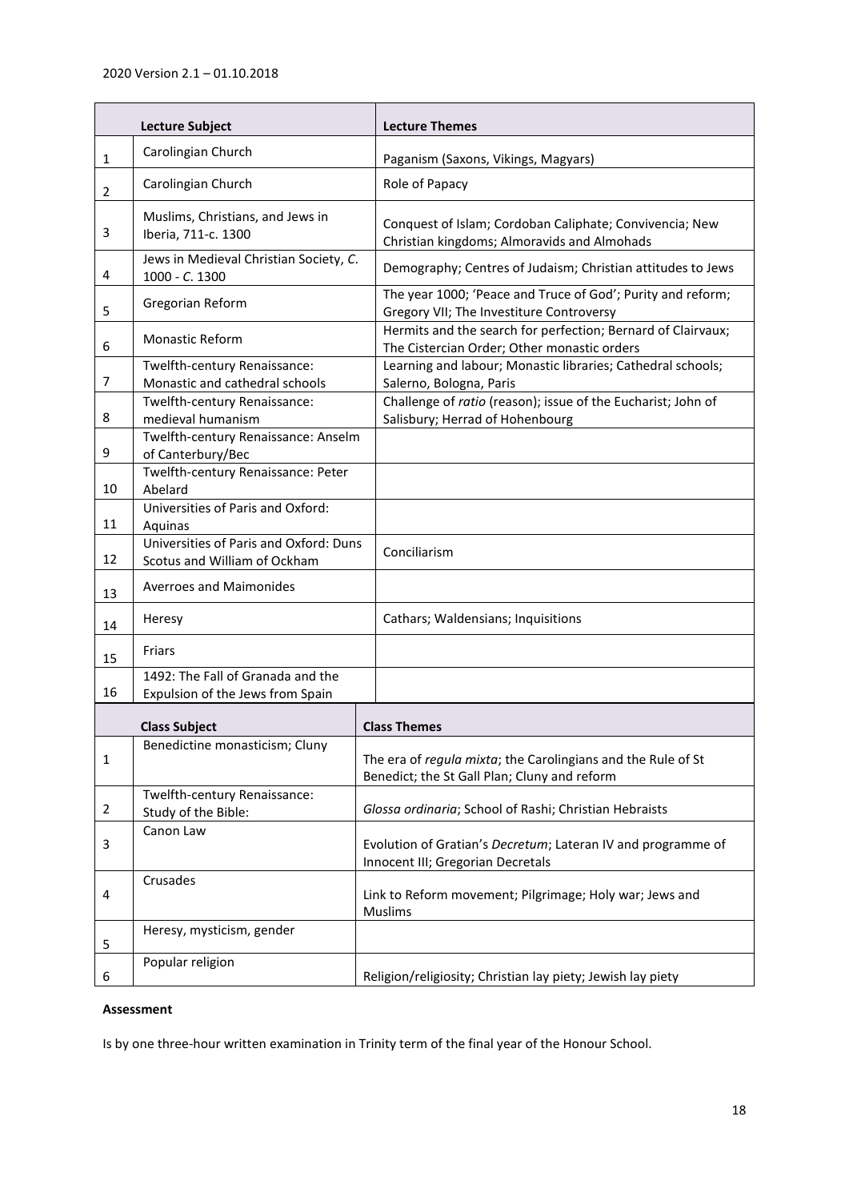2020 Version 2.1 – 01.10.2018

| | Lecture Subject | Lecture Themes |
|---|---|---|
| 1 | Carolingian Church | Paganism (Saxons, Vikings, Magyars) |
| 2 | Carolingian Church | Role of Papacy |
| 3 | Muslims, Christians, and Jews in Iberia, 711-c. 1300 | Conquest of Islam; Cordoban Caliphate; Convivencia; New Christian kingdoms; Almoravids and Almohads |
| 4 | Jews in Medieval Christian Society, *C.* 1000 - *C.* 1300 | Demography; Centres of Judaism; Christian attitudes to Jews |
| 5 | Gregorian Reform | The year 1000; 'Peace and Truce of God'; Purity and reform; Gregory VII; The Investiture Controversy |
| 6 | Monastic Reform | Hermits and the search for perfection; Bernard of Clairvaux; The Cistercian Order; Other monastic orders |
| 7 | Twelfth-century Renaissance: Monastic and cathedral schools | Learning and labour; Monastic libraries; Cathedral schools; Salerno, Bologna, Paris |
| 8 | Twelfth-century Renaissance: medieval humanism | Challenge of *ratio* (reason); issue of the Eucharist; John of Salisbury; Herrad of Hohenbourg |
| 9 | Twelfth-century Renaissance: Anselm of Canterbury/Bec | |
| 10 | Twelfth-century Renaissance: Peter Abelard | |
| 11 | Universities of Paris and Oxford: Aquinas | |
| 12 | Universities of Paris and Oxford: Duns Scotus and William of Ockham | Conciliarism |
| 13 | Averroes and Maimonides | |
| 14 | Heresy | Cathars; Waldensians; Inquisitions |
| 15 | Friars | |
| 16 | 1492: The Fall of Granada and the Expulsion of the Jews from Spain | |

| | Class Subject | Class Themes |
|---|---|---|
| 1 | Benedictine monasticism; Cluny | The era of *regula mixta*; the Carolingians and the Rule of St Benedict; the St Gall Plan; Cluny and reform |
| 2 | Twelfth-century Renaissance: Study of the Bible: | *Glossa ordinaria*; School of Rashi; Christian Hebraists |
| 3 | Canon Law | Evolution of Gratian's *Decretum*; Lateran IV and programme of Innocent III; Gregorian Decretals |
| 4 | Crusades | Link to Reform movement; Pilgrimage; Holy war; Jews and Muslims |
| 5 | Heresy, mysticism, gender | |
| 6 | Popular religion | Religion/religiosity; Christian lay piety; Jewish lay piety |

**Assessment**

Is by one three-hour written examination in Trinity term of the final year of the Honour School.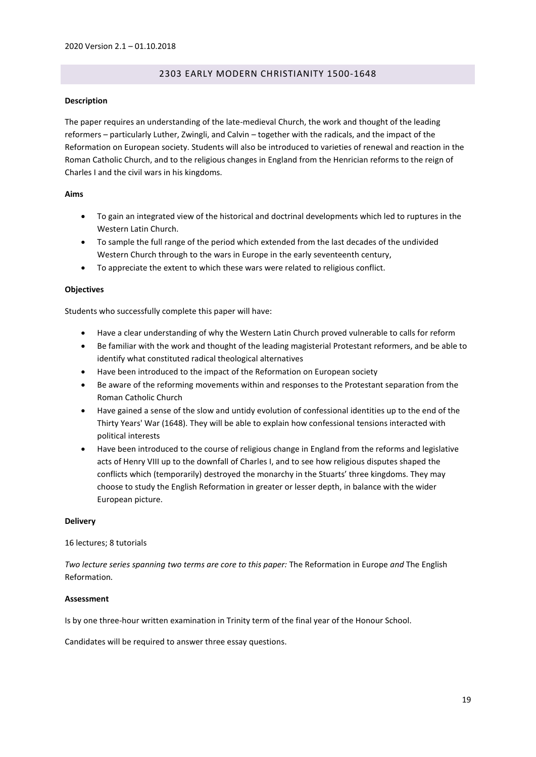2020 Version 2.1 – 01.10.2018

## 2303 EARLY MODERN CHRISTIANITY 1500-1648

**Description**

The paper requires an understanding of the late-medieval Church, the work and thought of the leading reformers – particularly Luther, Zwingli, and Calvin – together with the radicals, and the impact of the Reformation on European society. Students will also be introduced to varieties of renewal and reaction in the Roman Catholic Church, and to the religious changes in England from the Henrician reforms to the reign of Charles I and the civil wars in his kingdoms.

**Aims**

- To gain an integrated view of the historical and doctrinal developments which led to ruptures in the Western Latin Church.
- To sample the full range of the period which extended from the last decades of the undivided Western Church through to the wars in Europe in the early seventeenth century,
- To appreciate the extent to which these wars were related to religious conflict.

**Objectives**

Students who successfully complete this paper will have:

- Have a clear understanding of why the Western Latin Church proved vulnerable to calls for reform
- Be familiar with the work and thought of the leading magisterial Protestant reformers, and be able to identify what constituted radical theological alternatives
- Have been introduced to the impact of the Reformation on European society
- Be aware of the reforming movements within and responses to the Protestant separation from the Roman Catholic Church
- Have gained a sense of the slow and untidy evolution of confessional identities up to the end of the Thirty Years' War (1648). They will be able to explain how confessional tensions interacted with political interests
- Have been introduced to the course of religious change in England from the reforms and legislative acts of Henry VIII up to the downfall of Charles I, and to see how religious disputes shaped the conflicts which (temporarily) destroyed the monarchy in the Stuarts' three kingdoms. They may choose to study the English Reformation in greater or lesser depth, in balance with the wider European picture.

**Delivery**

16 lectures; 8 tutorials

*Two lecture series spanning two terms are core to this paper:* The Reformation in Europe *and* The English Reformation.

**Assessment**

Is by one three-hour written examination in Trinity term of the final year of the Honour School.

Candidates will be required to answer three essay questions.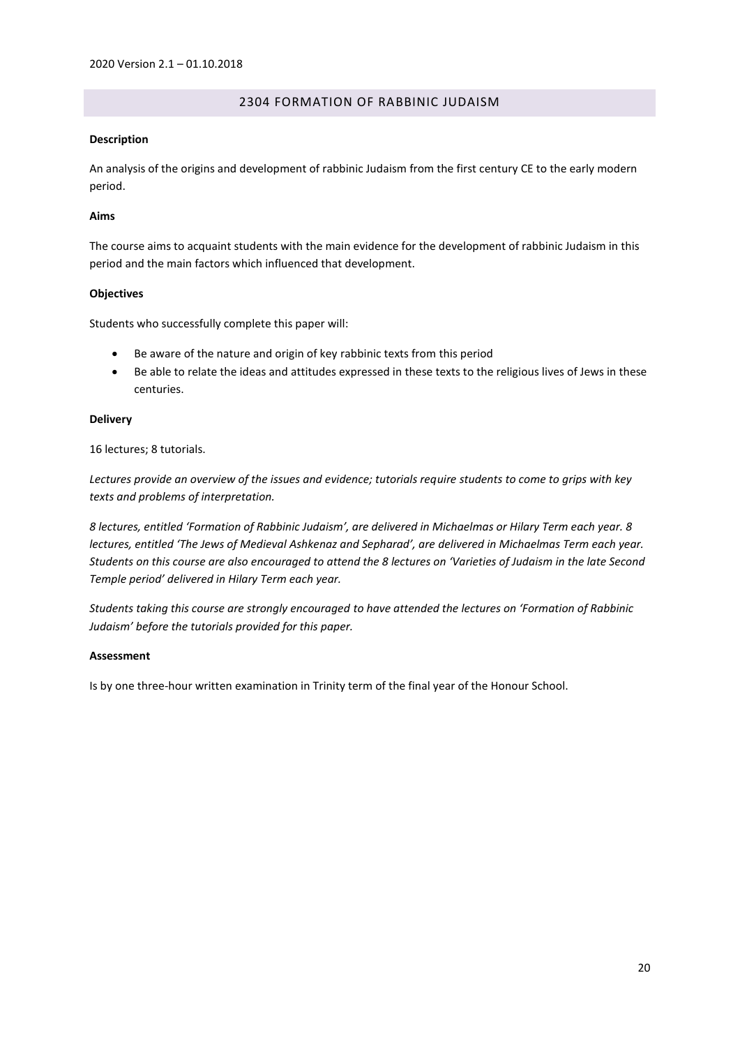## 2304 FORMATION OF RABBINIC JUDAISM

**Description**

An analysis of the origins and development of rabbinic Judaism from the first century CE to the early modern period.

**Aims**

The course aims to acquaint students with the main evidence for the development of rabbinic Judaism in this period and the main factors which influenced that development.

**Objectives**

Students who successfully complete this paper will:

- Be aware of the nature and origin of key rabbinic texts from this period
- Be able to relate the ideas and attitudes expressed in these texts to the religious lives of Jews in these centuries.

**Delivery**

16 lectures; 8 tutorials.

*Lectures provide an overview of the issues and evidence; tutorials require students to come to grips with key texts and problems of interpretation.*

*8 lectures, entitled 'Formation of Rabbinic Judaism', are delivered in Michaelmas or Hilary Term each year. 8 lectures, entitled 'The Jews of Medieval Ashkenaz and Sepharad', are delivered in Michaelmas Term each year. Students on this course are also encouraged to attend the 8 lectures on 'Varieties of Judaism in the late Second Temple period' delivered in Hilary Term each year.*

*Students taking this course are strongly encouraged to have attended the lectures on 'Formation of Rabbinic Judaism' before the tutorials provided for this paper.*

**Assessment**

Is by one three-hour written examination in Trinity term of the final year of the Honour School.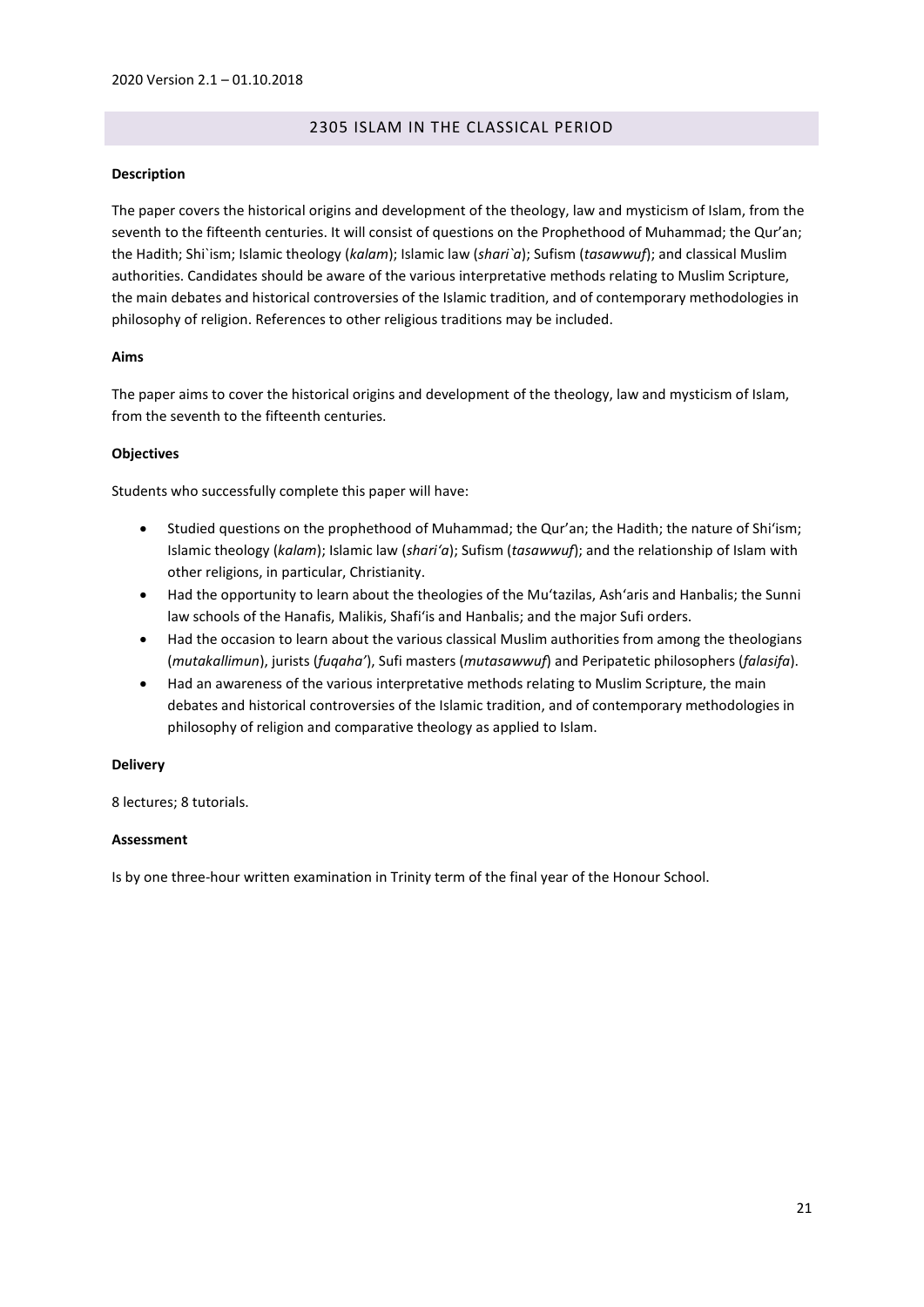## 2305 ISLAM IN THE CLASSICAL PERIOD

**Description**

The paper covers the historical origins and development of the theology, law and mysticism of Islam, from the seventh to the fifteenth centuries. It will consist of questions on the Prophethood of Muhammad; the Qur'an; the Hadith; Shi`ism; Islamic theology (*kalam*); Islamic law (*shari`a*); Sufism (*tasawwuf*); and classical Muslim authorities. Candidates should be aware of the various interpretative methods relating to Muslim Scripture, the main debates and historical controversies of the Islamic tradition, and of contemporary methodologies in philosophy of religion. References to other religious traditions may be included.

**Aims**

The paper aims to cover the historical origins and development of the theology, law and mysticism of Islam, from the seventh to the fifteenth centuries.

**Objectives**

Students who successfully complete this paper will have:

- Studied questions on the prophethood of Muhammad; the Qur'an; the Hadith; the nature of Shi'ism; Islamic theology (*kalam*); Islamic law (*shari'a*); Sufism (*tasawwuf*); and the relationship of Islam with other religions, in particular, Christianity.
- Had the opportunity to learn about the theologies of the Mu'tazilas, Ash'aris and Hanbalis; the Sunni law schools of the Hanafis, Malikis, Shafi'is and Hanbalis; and the major Sufi orders.
- Had the occasion to learn about the various classical Muslim authorities from among the theologians (*mutakallimun*), jurists (*fuqaha'*), Sufi masters (*mutasawwuf*) and Peripatetic philosophers (*falasifa*).
- Had an awareness of the various interpretative methods relating to Muslim Scripture, the main debates and historical controversies of the Islamic tradition, and of contemporary methodologies in philosophy of religion and comparative theology as applied to Islam.

**Delivery**

8 lectures; 8 tutorials.

**Assessment**

Is by one three-hour written examination in Trinity term of the final year of the Honour School.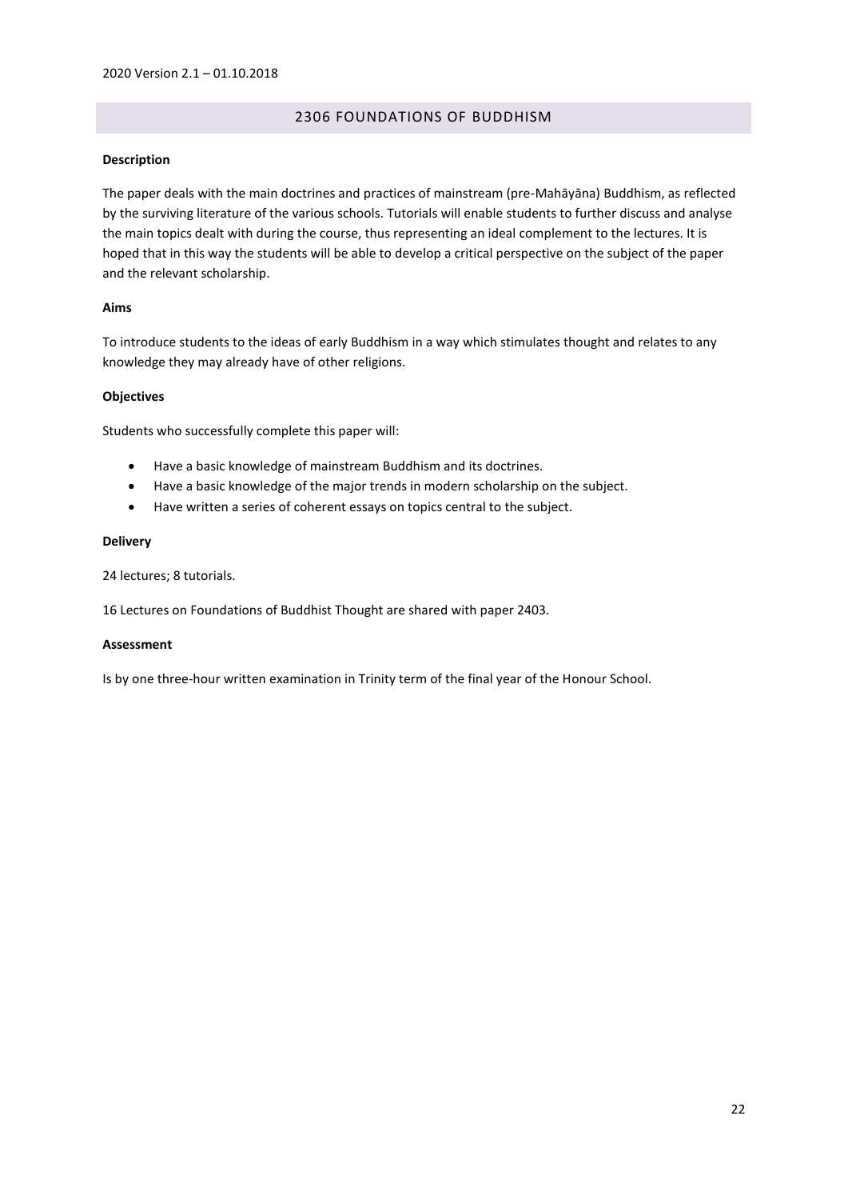## 2306 FOUNDATIONS OF BUDDHISM

**Description**

The paper deals with the main doctrines and practices of mainstream (pre-Mahāyāna) Buddhism, as reflected by the surviving literature of the various schools. Tutorials will enable students to further discuss and analyse the main topics dealt with during the course, thus representing an ideal complement to the lectures. It is hoped that in this way the students will be able to develop a critical perspective on the subject of the paper and the relevant scholarship.

**Aims**

To introduce students to the ideas of early Buddhism in a way which stimulates thought and relates to any knowledge they may already have of other religions.

**Objectives**

Students who successfully complete this paper will:

- Have a basic knowledge of mainstream Buddhism and its doctrines.
- Have a basic knowledge of the major trends in modern scholarship on the subject.
- Have written a series of coherent essays on topics central to the subject.

**Delivery**

24 lectures; 8 tutorials.

16 Lectures on Foundations of Buddhist Thought are shared with paper 2403.

**Assessment**

Is by one three-hour written examination in Trinity term of the final year of the Honour School.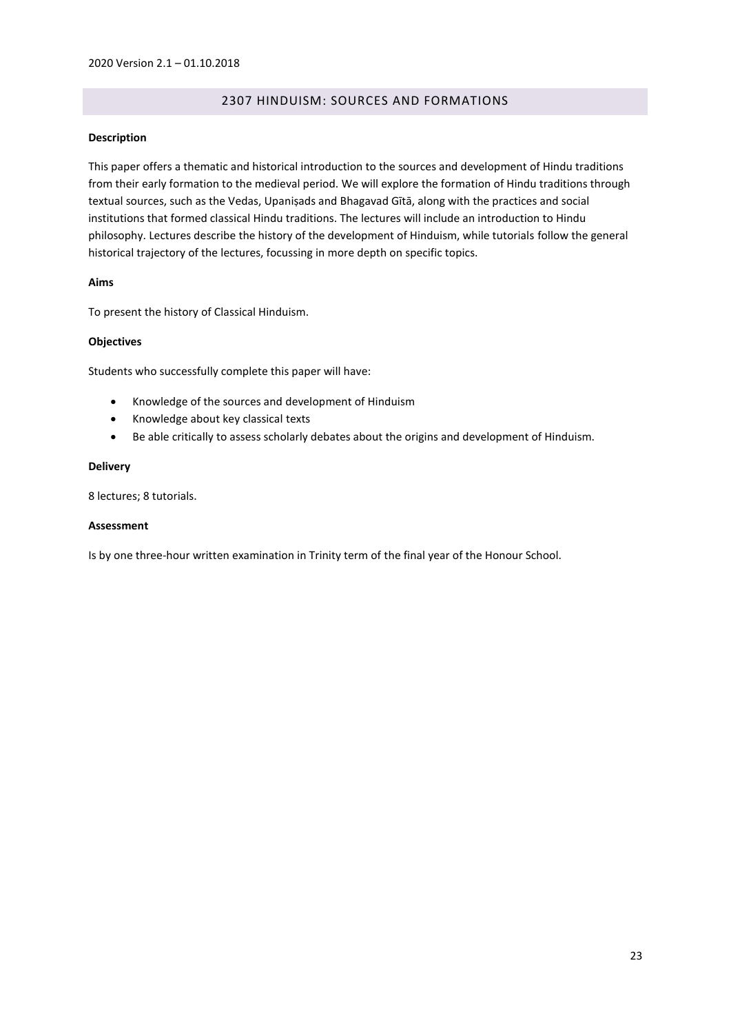## 2307 HINDUISM: SOURCES AND FORMATIONS

**Description**

This paper offers a thematic and historical introduction to the sources and development of Hindu traditions from their early formation to the medieval period. We will explore the formation of Hindu traditions through textual sources, such as the Vedas, Upaniṣads and Bhagavad Gītā, along with the practices and social institutions that formed classical Hindu traditions. The lectures will include an introduction to Hindu philosophy. Lectures describe the history of the development of Hinduism, while tutorials follow the general historical trajectory of the lectures, focussing in more depth on specific topics.

**Aims**

To present the history of Classical Hinduism.

**Objectives**

Students who successfully complete this paper will have:

- Knowledge of the sources and development of Hinduism
- Knowledge about key classical texts
- Be able critically to assess scholarly debates about the origins and development of Hinduism.

**Delivery**

8 lectures; 8 tutorials.

**Assessment**

Is by one three-hour written examination in Trinity term of the final year of the Honour School.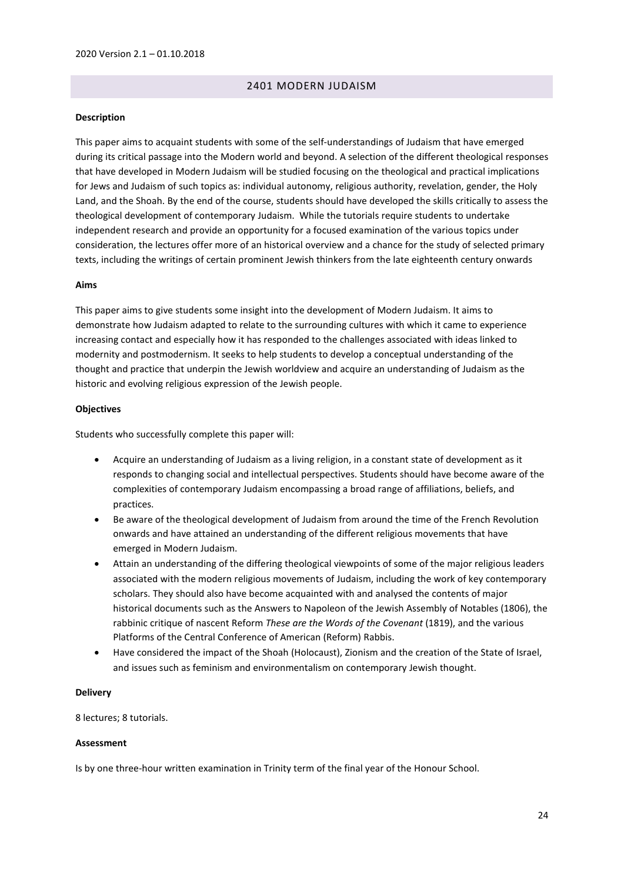## 2401 MODERN JUDAISM

**Description**

This paper aims to acquaint students with some of the self-understandings of Judaism that have emerged during its critical passage into the Modern world and beyond. A selection of the different theological responses that have developed in Modern Judaism will be studied focusing on the theological and practical implications for Jews and Judaism of such topics as: individual autonomy, religious authority, revelation, gender, the Holy Land, and the Shoah. By the end of the course, students should have developed the skills critically to assess the theological development of contemporary Judaism. While the tutorials require students to undertake independent research and provide an opportunity for a focused examination of the various topics under consideration, the lectures offer more of an historical overview and a chance for the study of selected primary texts, including the writings of certain prominent Jewish thinkers from the late eighteenth century onwards

**Aims**

This paper aims to give students some insight into the development of Modern Judaism. It aims to demonstrate how Judaism adapted to relate to the surrounding cultures with which it came to experience increasing contact and especially how it has responded to the challenges associated with ideas linked to modernity and postmodernism. It seeks to help students to develop a conceptual understanding of the thought and practice that underpin the Jewish worldview and acquire an understanding of Judaism as the historic and evolving religious expression of the Jewish people.

**Objectives**

Students who successfully complete this paper will:

- Acquire an understanding of Judaism as a living religion, in a constant state of development as it responds to changing social and intellectual perspectives. Students should have become aware of the complexities of contemporary Judaism encompassing a broad range of affiliations, beliefs, and practices.
- Be aware of the theological development of Judaism from around the time of the French Revolution onwards and have attained an understanding of the different religious movements that have emerged in Modern Judaism.
- Attain an understanding of the differing theological viewpoints of some of the major religious leaders associated with the modern religious movements of Judaism, including the work of key contemporary scholars. They should also have become acquainted with and analysed the contents of major historical documents such as the Answers to Napoleon of the Jewish Assembly of Notables (1806), the rabbinic critique of nascent Reform *These are the Words of the Covenant* (1819), and the various Platforms of the Central Conference of American (Reform) Rabbis.
- Have considered the impact of the Shoah (Holocaust), Zionism and the creation of the State of Israel, and issues such as feminism and environmentalism on contemporary Jewish thought.

**Delivery**

8 lectures; 8 tutorials.

**Assessment**

Is by one three-hour written examination in Trinity term of the final year of the Honour School.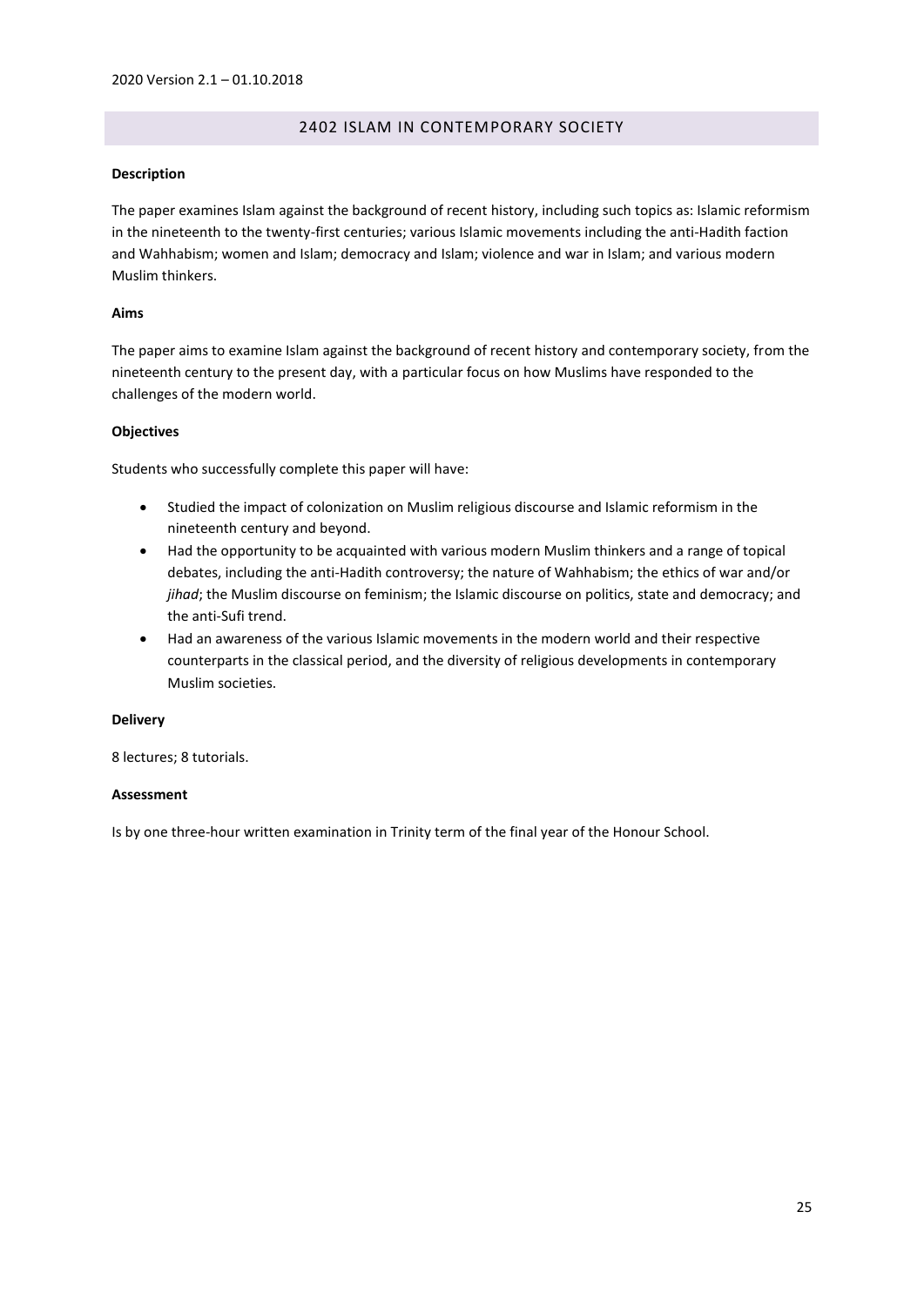## 2402 ISLAM IN CONTEMPORARY SOCIETY

**Description**

The paper examines Islam against the background of recent history, including such topics as: Islamic reformism in the nineteenth to the twenty-first centuries; various Islamic movements including the anti-Hadith faction and Wahhabism; women and Islam; democracy and Islam; violence and war in Islam; and various modern Muslim thinkers.

**Aims**

The paper aims to examine Islam against the background of recent history and contemporary society, from the nineteenth century to the present day, with a particular focus on how Muslims have responded to the challenges of the modern world.

**Objectives**

Students who successfully complete this paper will have:

- Studied the impact of colonization on Muslim religious discourse and Islamic reformism in the nineteenth century and beyond.
- Had the opportunity to be acquainted with various modern Muslim thinkers and a range of topical debates, including the anti-Hadith controversy; the nature of Wahhabism; the ethics of war and/or *jihad*; the Muslim discourse on feminism; the Islamic discourse on politics, state and democracy; and the anti-Sufi trend.
- Had an awareness of the various Islamic movements in the modern world and their respective counterparts in the classical period, and the diversity of religious developments in contemporary Muslim societies.

**Delivery**

8 lectures; 8 tutorials.

**Assessment**

Is by one three-hour written examination in Trinity term of the final year of the Honour School.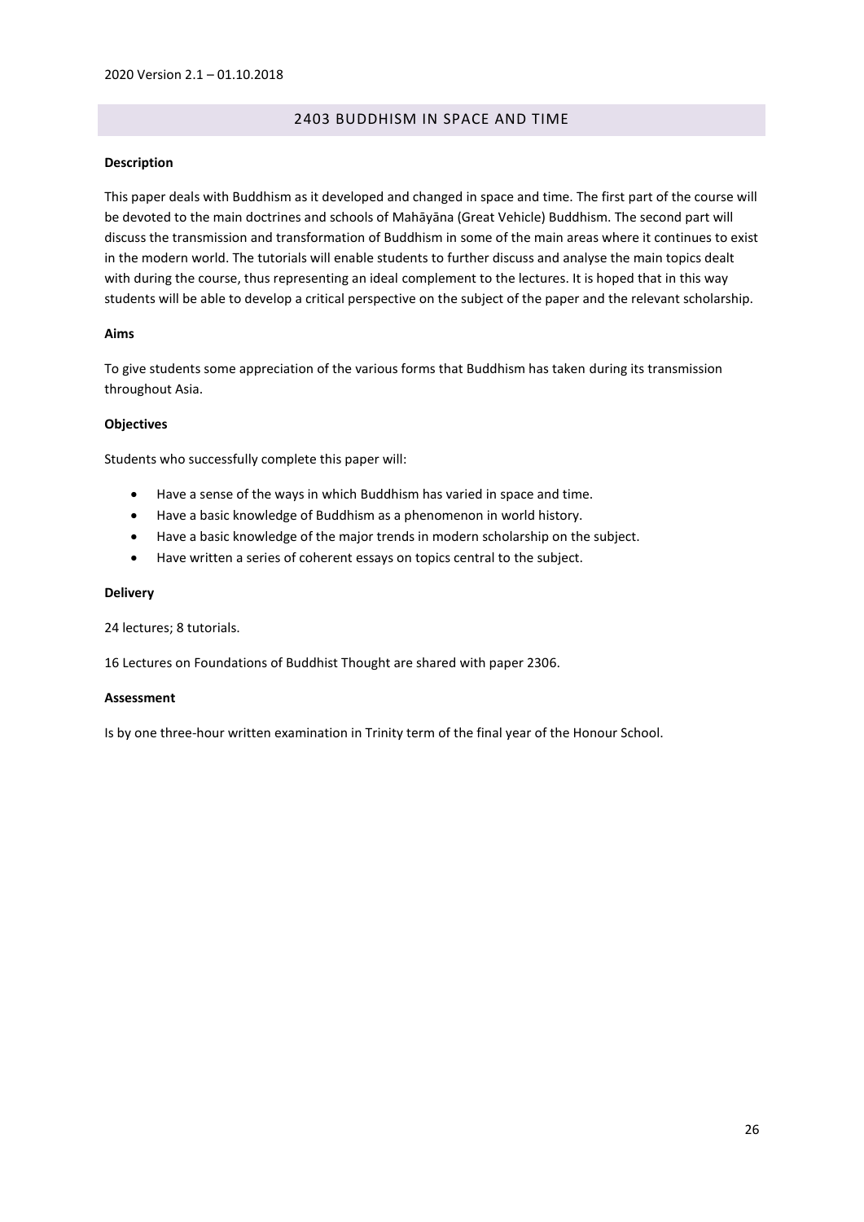## 2403 BUDDHISM IN SPACE AND TIME

**Description**

This paper deals with Buddhism as it developed and changed in space and time. The first part of the course will be devoted to the main doctrines and schools of Mahāyāna (Great Vehicle) Buddhism. The second part will discuss the transmission and transformation of Buddhism in some of the main areas where it continues to exist in the modern world. The tutorials will enable students to further discuss and analyse the main topics dealt with during the course, thus representing an ideal complement to the lectures. It is hoped that in this way students will be able to develop a critical perspective on the subject of the paper and the relevant scholarship.

**Aims**

To give students some appreciation of the various forms that Buddhism has taken during its transmission throughout Asia.

**Objectives**

Students who successfully complete this paper will:

- Have a sense of the ways in which Buddhism has varied in space and time.
- Have a basic knowledge of Buddhism as a phenomenon in world history.
- Have a basic knowledge of the major trends in modern scholarship on the subject.
- Have written a series of coherent essays on topics central to the subject.

**Delivery**

24 lectures; 8 tutorials.

16 Lectures on Foundations of Buddhist Thought are shared with paper 2306.

**Assessment**

Is by one three-hour written examination in Trinity term of the final year of the Honour School.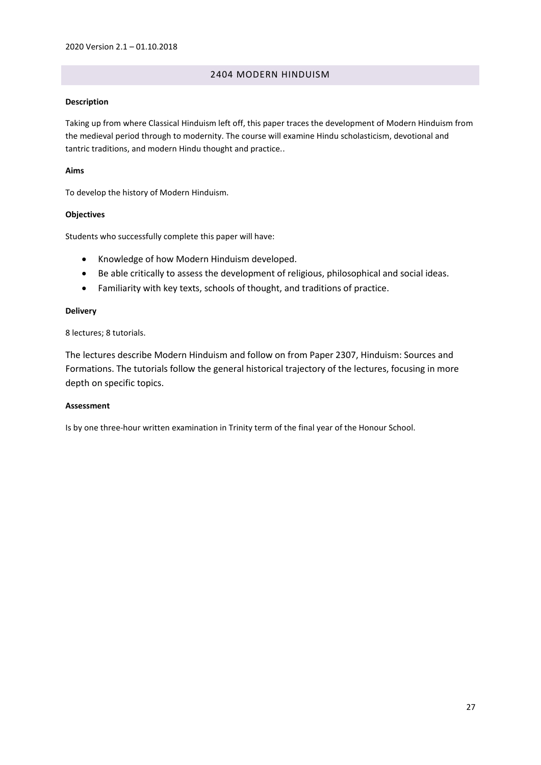## 2404 MODERN HINDUISM

**Description**

Taking up from where Classical Hinduism left off, this paper traces the development of Modern Hinduism from the medieval period through to modernity. The course will examine Hindu scholasticism, devotional and tantric traditions, and modern Hindu thought and practice..

**Aims**

To develop the history of Modern Hinduism.

**Objectives**

Students who successfully complete this paper will have:

- Knowledge of how Modern Hinduism developed.
- Be able critically to assess the development of religious, philosophical and social ideas.
- Familiarity with key texts, schools of thought, and traditions of practice.

**Delivery**

8 lectures; 8 tutorials.

The lectures describe Modern Hinduism and follow on from Paper 2307, Hinduism: Sources and Formations. The tutorials follow the general historical trajectory of the lectures, focusing in more depth on specific topics.

**Assessment**

Is by one three-hour written examination in Trinity term of the final year of the Honour School.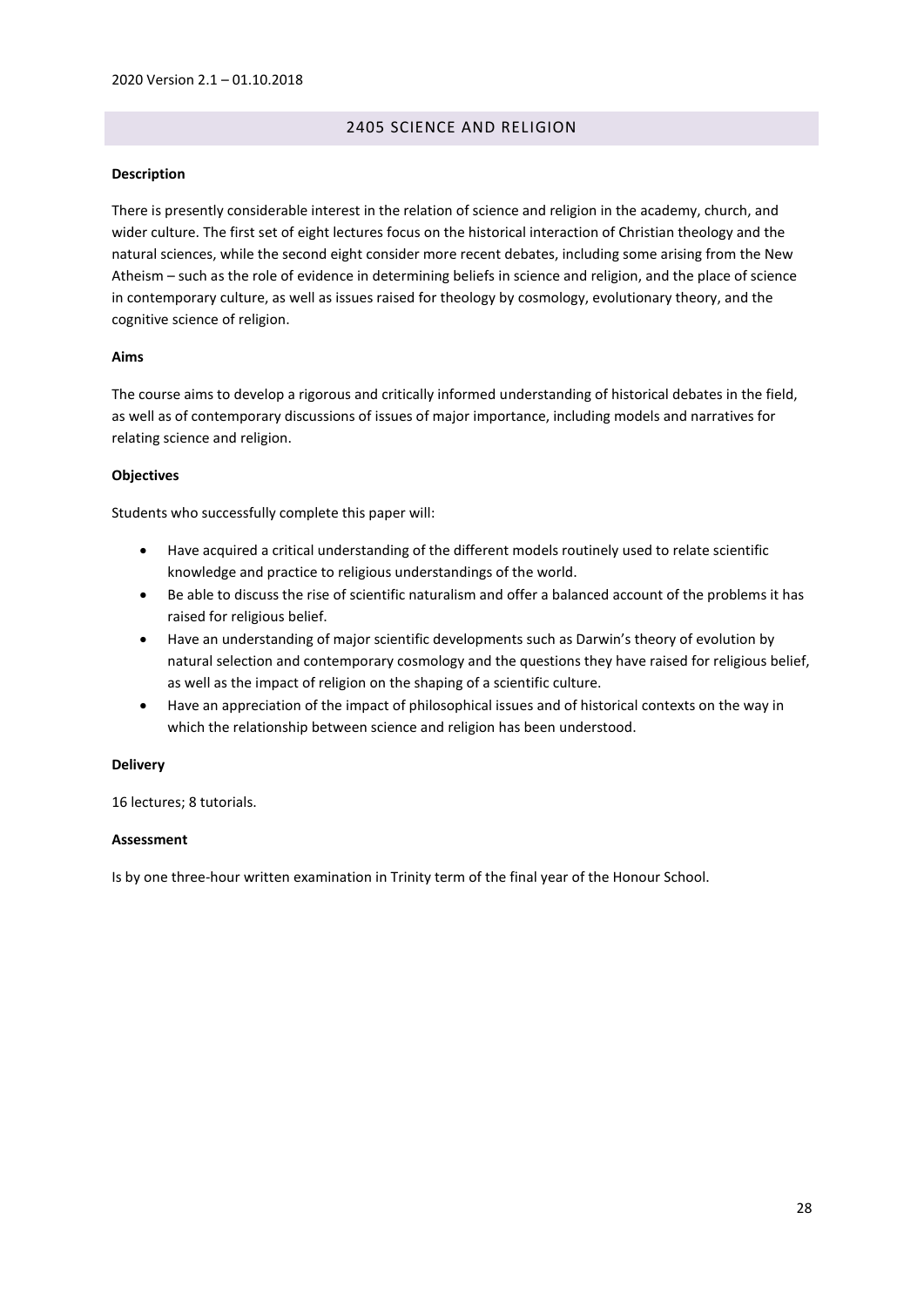## 2405 SCIENCE AND RELIGION

**Description**

There is presently considerable interest in the relation of science and religion in the academy, church, and wider culture. The first set of eight lectures focus on the historical interaction of Christian theology and the natural sciences, while the second eight consider more recent debates, including some arising from the New Atheism – such as the role of evidence in determining beliefs in science and religion, and the place of science in contemporary culture, as well as issues raised for theology by cosmology, evolutionary theory, and the cognitive science of religion.

**Aims**

The course aims to develop a rigorous and critically informed understanding of historical debates in the field, as well as of contemporary discussions of issues of major importance, including models and narratives for relating science and religion.

**Objectives**

Students who successfully complete this paper will:

- Have acquired a critical understanding of the different models routinely used to relate scientific knowledge and practice to religious understandings of the world.
- Be able to discuss the rise of scientific naturalism and offer a balanced account of the problems it has raised for religious belief.
- Have an understanding of major scientific developments such as Darwin's theory of evolution by natural selection and contemporary cosmology and the questions they have raised for religious belief, as well as the impact of religion on the shaping of a scientific culture.
- Have an appreciation of the impact of philosophical issues and of historical contexts on the way in which the relationship between science and religion has been understood.

**Delivery**

16 lectures; 8 tutorials.

**Assessment**

Is by one three-hour written examination in Trinity term of the final year of the Honour School.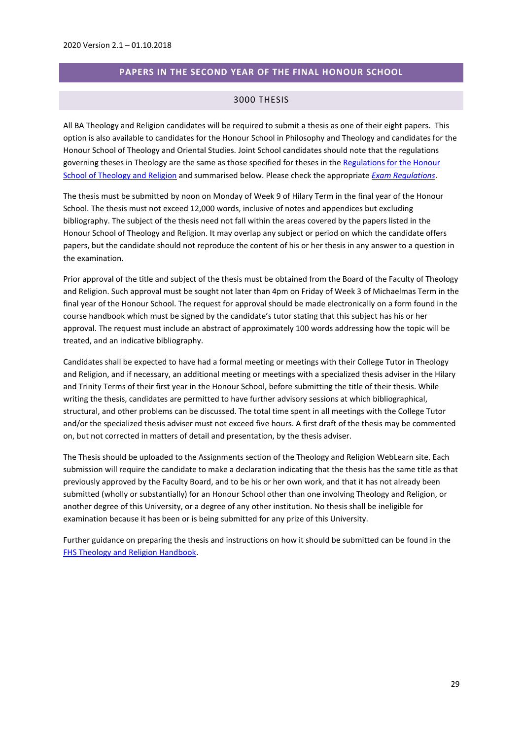## PAPERS IN THE SECOND YEAR OF THE FINAL HONOUR SCHOOL

### 3000 THESIS

All BA Theology and Religion candidates will be required to submit a thesis as one of their eight papers. This option is also available to candidates for the Honour School in Philosophy and Theology and candidates for the Honour School of Theology and Oriental Studies. Joint School candidates should note that the regulations governing theses in Theology are the same as those specified for theses in the Regulations for the Honour School of Theology and Religion and summarised below. Please check the appropriate *Exam Regulations*.

The thesis must be submitted by noon on Monday of Week 9 of Hilary Term in the final year of the Honour School. The thesis must not exceed 12,000 words, inclusive of notes and appendices but excluding bibliography. The subject of the thesis need not fall within the areas covered by the papers listed in the Honour School of Theology and Religion. It may overlap any subject or period on which the candidate offers papers, but the candidate should not reproduce the content of his or her thesis in any answer to a question in the examination.

Prior approval of the title and subject of the thesis must be obtained from the Board of the Faculty of Theology and Religion. Such approval must be sought not later than 4pm on Friday of Week 3 of Michaelmas Term in the final year of the Honour School. The request for approval should be made electronically on a form found in the course handbook which must be signed by the candidate's tutor stating that this subject has his or her approval. The request must include an abstract of approximately 100 words addressing how the topic will be treated, and an indicative bibliography.

Candidates shall be expected to have had a formal meeting or meetings with their College Tutor in Theology and Religion, and if necessary, an additional meeting or meetings with a specialized thesis adviser in the Hilary and Trinity Terms of their first year in the Honour School, before submitting the title of their thesis. While writing the thesis, candidates are permitted to have further advisory sessions at which bibliographical, structural, and other problems can be discussed. The total time spent in all meetings with the College Tutor and/or the specialized thesis adviser must not exceed five hours. A first draft of the thesis may be commented on, but not corrected in matters of detail and presentation, by the thesis adviser.

The Thesis should be uploaded to the Assignments section of the Theology and Religion WebLearn site. Each submission will require the candidate to make a declaration indicating that the thesis has the same title as that previously approved by the Faculty Board, and to be his or her own work, and that it has not already been submitted (wholly or substantially) for an Honour School other than one involving Theology and Religion, or another degree of this University, or a degree of any other institution. No thesis shall be ineligible for examination because it has been or is being submitted for any prize of this University.

Further guidance on preparing the thesis and instructions on how it should be submitted can be found in the FHS Theology and Religion Handbook.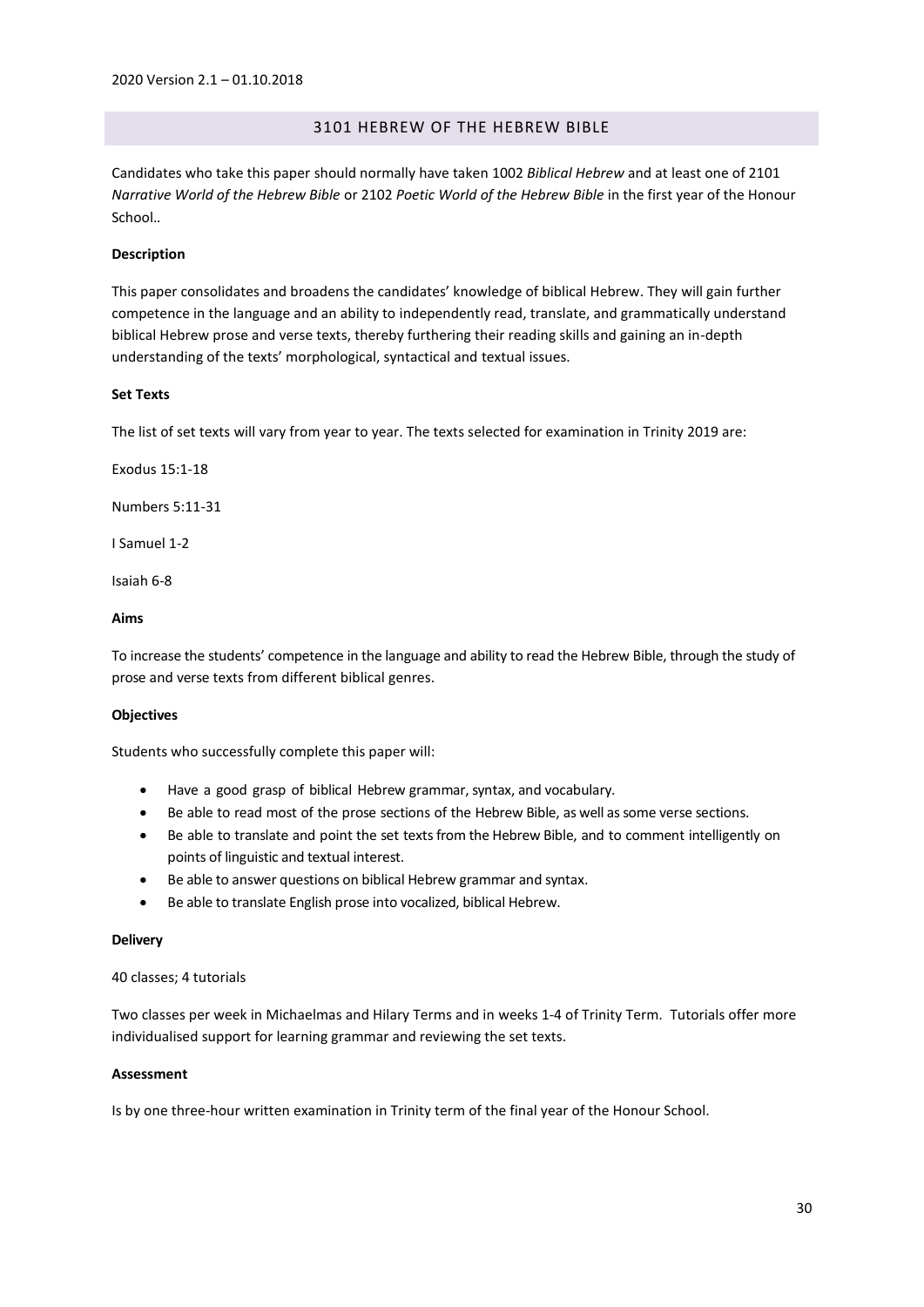2020 Version 2.1 – 01.10.2018

## 3101 HEBREW OF THE HEBREW BIBLE

Candidates who take this paper should normally have taken 1002 *Biblical Hebrew* and at least one of 2101 *Narrative World of the Hebrew Bible* or 2102 *Poetic World of the Hebrew Bible* in the first year of the Honour School..

**Description**

This paper consolidates and broadens the candidates' knowledge of biblical Hebrew. They will gain further competence in the language and an ability to independently read, translate, and grammatically understand biblical Hebrew prose and verse texts, thereby furthering their reading skills and gaining an in-depth understanding of the texts' morphological, syntactical and textual issues.

**Set Texts**

The list of set texts will vary from year to year. The texts selected for examination in Trinity 2019 are:

Exodus 15:1-18

Numbers 5:11-31

I Samuel 1-2

Isaiah 6-8

**Aims**

To increase the students' competence in the language and ability to read the Hebrew Bible, through the study of prose and verse texts from different biblical genres.

**Objectives**

Students who successfully complete this paper will:

- Have a good grasp of biblical Hebrew grammar, syntax, and vocabulary.
- Be able to read most of the prose sections of the Hebrew Bible, as well as some verse sections.
- Be able to translate and point the set texts from the Hebrew Bible, and to comment intelligently on points of linguistic and textual interest.
- Be able to answer questions on biblical Hebrew grammar and syntax.
- Be able to translate English prose into vocalized, biblical Hebrew.

**Delivery**

40 classes; 4 tutorials

Two classes per week in Michaelmas and Hilary Terms and in weeks 1-4 of Trinity Term. Tutorials offer more individualised support for learning grammar and reviewing the set texts.

**Assessment**

Is by one three-hour written examination in Trinity term of the final year of the Honour School.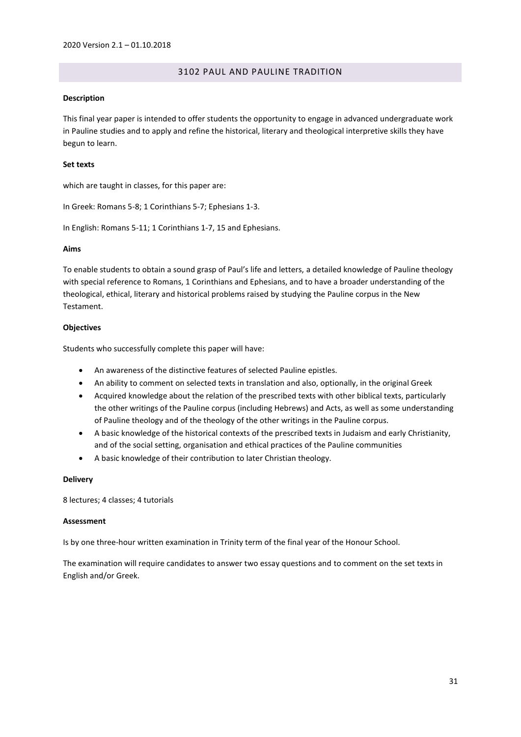2020 Version 2.1 – 01.10.2018

## 3102 PAUL AND PAULINE TRADITION

**Description**

This final year paper is intended to offer students the opportunity to engage in advanced undergraduate work in Pauline studies and to apply and refine the historical, literary and theological interpretive skills they have begun to learn.

**Set texts**

which are taught in classes, for this paper are:

In Greek: Romans 5-8; 1 Corinthians 5-7; Ephesians 1-3.

In English: Romans 5-11; 1 Corinthians 1-7, 15 and Ephesians.

**Aims**

To enable students to obtain a sound grasp of Paul's life and letters, a detailed knowledge of Pauline theology with special reference to Romans, 1 Corinthians and Ephesians, and to have a broader understanding of the theological, ethical, literary and historical problems raised by studying the Pauline corpus in the New Testament.

**Objectives**

Students who successfully complete this paper will have:

- An awareness of the distinctive features of selected Pauline epistles.
- An ability to comment on selected texts in translation and also, optionally, in the original Greek
- Acquired knowledge about the relation of the prescribed texts with other biblical texts, particularly the other writings of the Pauline corpus (including Hebrews) and Acts, as well as some understanding of Pauline theology and of the theology of the other writings in the Pauline corpus.
- A basic knowledge of the historical contexts of the prescribed texts in Judaism and early Christianity, and of the social setting, organisation and ethical practices of the Pauline communities
- A basic knowledge of their contribution to later Christian theology.

**Delivery**

8 lectures; 4 classes; 4 tutorials

**Assessment**

Is by one three-hour written examination in Trinity term of the final year of the Honour School.

The examination will require candidates to answer two essay questions and to comment on the set texts in English and/or Greek.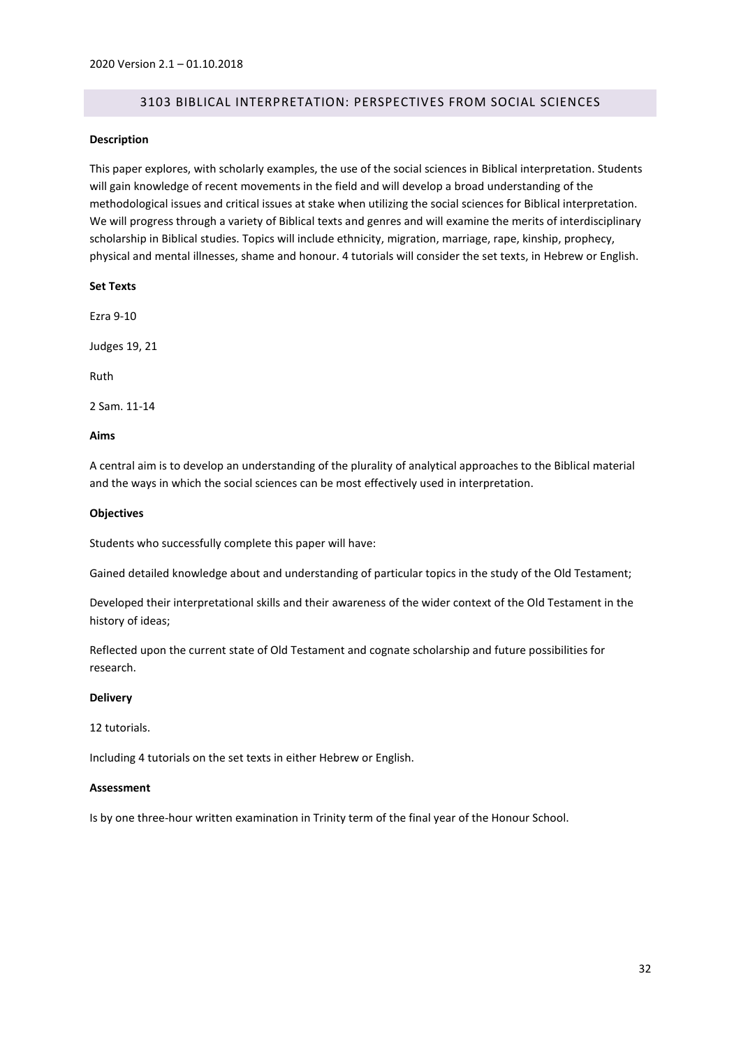## 3103 BIBLICAL INTERPRETATION: PERSPECTIVES FROM SOCIAL SCIENCES

**Description**

This paper explores, with scholarly examples, the use of the social sciences in Biblical interpretation. Students will gain knowledge of recent movements in the field and will develop a broad understanding of the methodological issues and critical issues at stake when utilizing the social sciences for Biblical interpretation. We will progress through a variety of Biblical texts and genres and will examine the merits of interdisciplinary scholarship in Biblical studies. Topics will include ethnicity, migration, marriage, rape, kinship, prophecy, physical and mental illnesses, shame and honour. 4 tutorials will consider the set texts, in Hebrew or English.

**Set Texts**

Ezra 9-10

Judges 19, 21

Ruth

2 Sam. 11-14

**Aims**

A central aim is to develop an understanding of the plurality of analytical approaches to the Biblical material and the ways in which the social sciences can be most effectively used in interpretation.

**Objectives**

Students who successfully complete this paper will have:

Gained detailed knowledge about and understanding of particular topics in the study of the Old Testament;

Developed their interpretational skills and their awareness of the wider context of the Old Testament in the history of ideas;

Reflected upon the current state of Old Testament and cognate scholarship and future possibilities for research.

**Delivery**

12 tutorials.

Including 4 tutorials on the set texts in either Hebrew or English.

**Assessment**

Is by one three-hour written examination in Trinity term of the final year of the Honour School.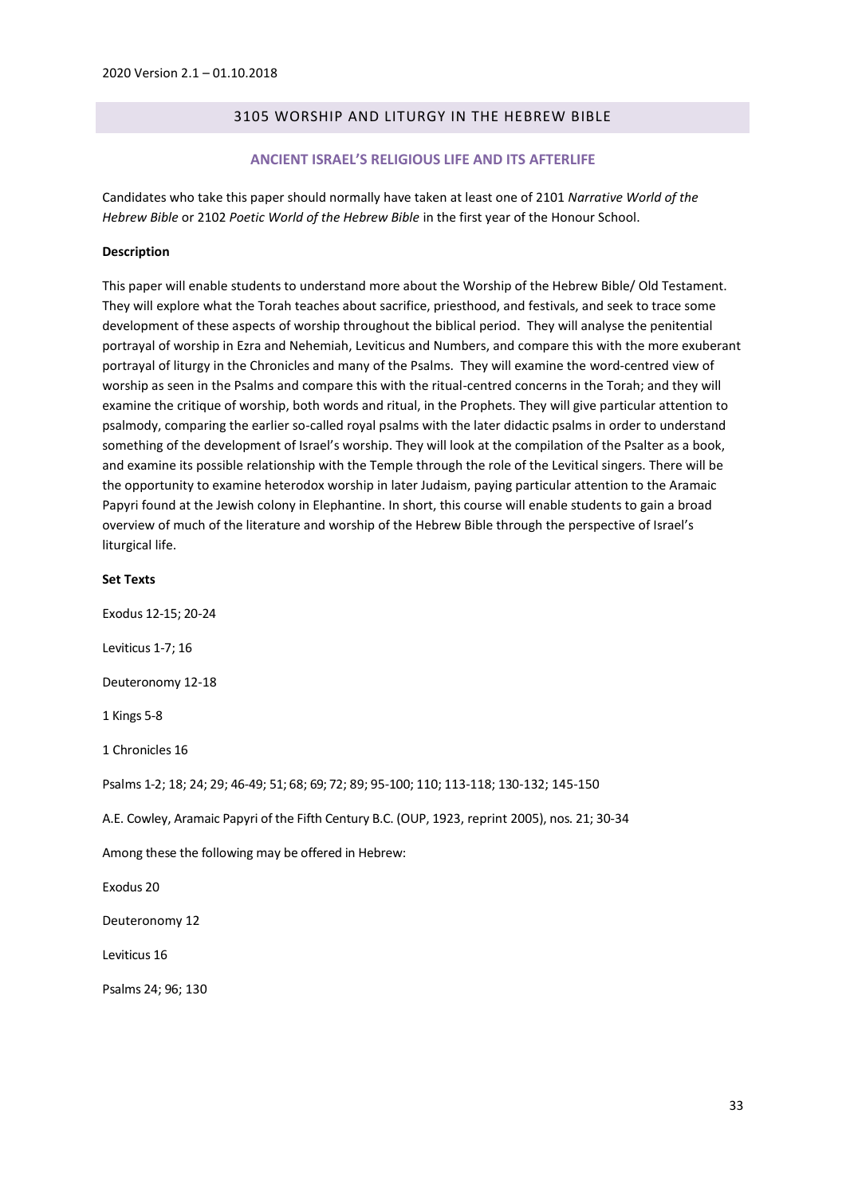2020 Version 2.1 – 01.10.2018

## 3105 WORSHIP AND LITURGY IN THE HEBREW BIBLE

### ANCIENT ISRAEL'S RELIGIOUS LIFE AND ITS AFTERLIFE

Candidates who take this paper should normally have taken at least one of 2101 *Narrative World of the Hebrew Bible* or 2102 *Poetic World of the Hebrew Bible* in the first year of the Honour School.

**Description**

This paper will enable students to understand more about the Worship of the Hebrew Bible/ Old Testament. They will explore what the Torah teaches about sacrifice, priesthood, and festivals, and seek to trace some development of these aspects of worship throughout the biblical period. They will analyse the penitential portrayal of worship in Ezra and Nehemiah, Leviticus and Numbers, and compare this with the more exuberant portrayal of liturgy in the Chronicles and many of the Psalms. They will examine the word-centred view of worship as seen in the Psalms and compare this with the ritual-centred concerns in the Torah; and they will examine the critique of worship, both words and ritual, in the Prophets. They will give particular attention to psalmody, comparing the earlier so-called royal psalms with the later didactic psalms in order to understand something of the development of Israel's worship. They will look at the compilation of the Psalter as a book, and examine its possible relationship with the Temple through the role of the Levitical singers. There will be the opportunity to examine heterodox worship in later Judaism, paying particular attention to the Aramaic Papyri found at the Jewish colony in Elephantine. In short, this course will enable students to gain a broad overview of much of the literature and worship of the Hebrew Bible through the perspective of Israel's liturgical life.

**Set Texts**

Exodus 12-15; 20-24

Leviticus 1-7; 16

Deuteronomy 12-18

1 Kings 5-8

1 Chronicles 16

Psalms 1-2; 18; 24; 29; 46-49; 51; 68; 69; 72; 89; 95-100; 110; 113-118; 130-132; 145-150

A.E. Cowley, Aramaic Papyri of the Fifth Century B.C. (OUP, 1923, reprint 2005), nos. 21; 30-34

Among these the following may be offered in Hebrew:

Exodus 20

Deuteronomy 12

Leviticus 16

Psalms 24; 96; 130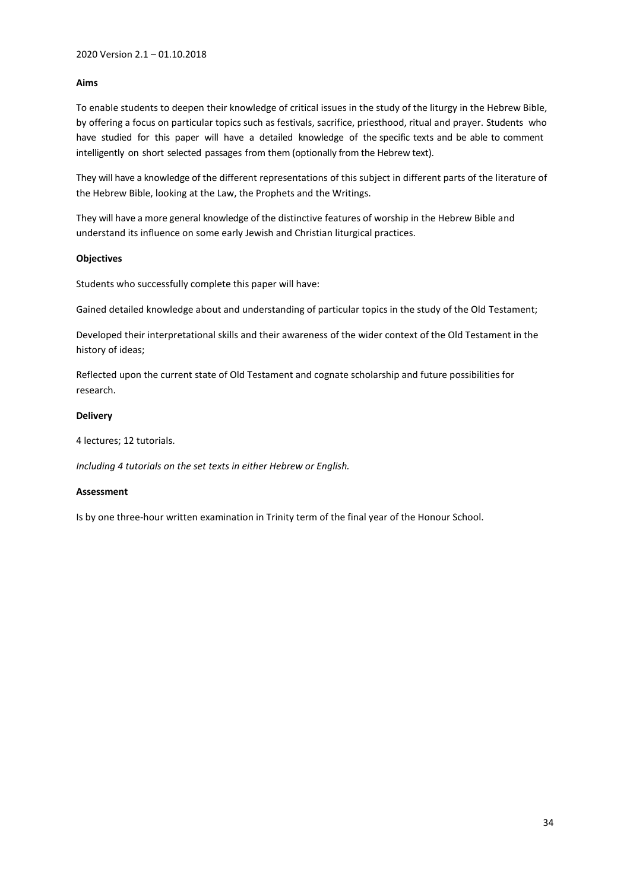2020 Version 2.1 – 01.10.2018

**Aims**

To enable students to deepen their knowledge of critical issues in the study of the liturgy in the Hebrew Bible, by offering a focus on particular topics such as festivals, sacrifice, priesthood, ritual and prayer. Students who have studied for this paper will have a detailed knowledge of the specific texts and be able to comment intelligently on short selected passages from them (optionally from the Hebrew text).

They will have a knowledge of the different representations of this subject in different parts of the literature of the Hebrew Bible, looking at the Law, the Prophets and the Writings.

They will have a more general knowledge of the distinctive features of worship in the Hebrew Bible and understand its influence on some early Jewish and Christian liturgical practices.

**Objectives**

Students who successfully complete this paper will have:

Gained detailed knowledge about and understanding of particular topics in the study of the Old Testament;

Developed their interpretational skills and their awareness of the wider context of the Old Testament in the history of ideas;

Reflected upon the current state of Old Testament and cognate scholarship and future possibilities for research.

**Delivery**

4 lectures; 12 tutorials.

*Including 4 tutorials on the set texts in either Hebrew or English.*

**Assessment**

Is by one three-hour written examination in Trinity term of the final year of the Honour School.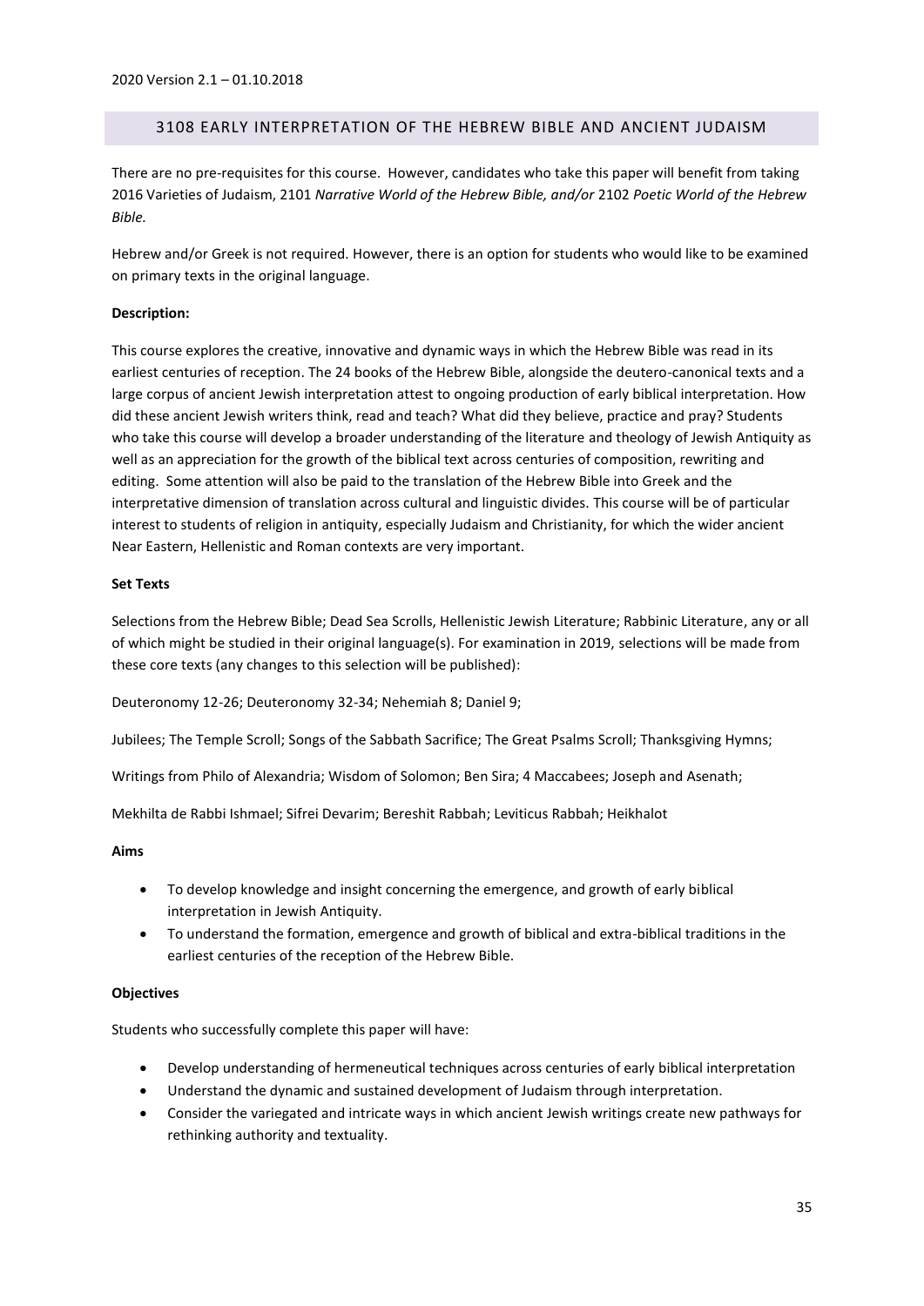2020 Version 2.1 – 01.10.2018

## 3108 EARLY INTERPRETATION OF THE HEBREW BIBLE AND ANCIENT JUDAISM

There are no pre-requisites for this course. However, candidates who take this paper will benefit from taking 2016 Varieties of Judaism, 2101 *Narrative World of the Hebrew Bible, and/or* 2102 *Poetic World of the Hebrew Bible.*

Hebrew and/or Greek is not required. However, there is an option for students who would like to be examined on primary texts in the original language.

**Description:**

This course explores the creative, innovative and dynamic ways in which the Hebrew Bible was read in its earliest centuries of reception. The 24 books of the Hebrew Bible, alongside the deutero-canonical texts and a large corpus of ancient Jewish interpretation attest to ongoing production of early biblical interpretation. How did these ancient Jewish writers think, read and teach? What did they believe, practice and pray? Students who take this course will develop a broader understanding of the literature and theology of Jewish Antiquity as well as an appreciation for the growth of the biblical text across centuries of composition, rewriting and editing. Some attention will also be paid to the translation of the Hebrew Bible into Greek and the interpretative dimension of translation across cultural and linguistic divides. This course will be of particular interest to students of religion in antiquity, especially Judaism and Christianity, for which the wider ancient Near Eastern, Hellenistic and Roman contexts are very important.

**Set Texts**

Selections from the Hebrew Bible; Dead Sea Scrolls, Hellenistic Jewish Literature; Rabbinic Literature, any or all of which might be studied in their original language(s). For examination in 2019, selections will be made from these core texts (any changes to this selection will be published):

Deuteronomy 12-26; Deuteronomy 32-34; Nehemiah 8; Daniel 9;

Jubilees; The Temple Scroll; Songs of the Sabbath Sacrifice; The Great Psalms Scroll; Thanksgiving Hymns;

Writings from Philo of Alexandria; Wisdom of Solomon; Ben Sira; 4 Maccabees; Joseph and Asenath;

Mekhilta de Rabbi Ishmael; Sifrei Devarim; Bereshit Rabbah; Leviticus Rabbah; Heikhalot

**Aims**

- To develop knowledge and insight concerning the emergence, and growth of early biblical interpretation in Jewish Antiquity.
- To understand the formation, emergence and growth of biblical and extra-biblical traditions in the earliest centuries of the reception of the Hebrew Bible.

**Objectives**

Students who successfully complete this paper will have:

- Develop understanding of hermeneutical techniques across centuries of early biblical interpretation
- Understand the dynamic and sustained development of Judaism through interpretation.
- Consider the variegated and intricate ways in which ancient Jewish writings create new pathways for rethinking authority and textuality.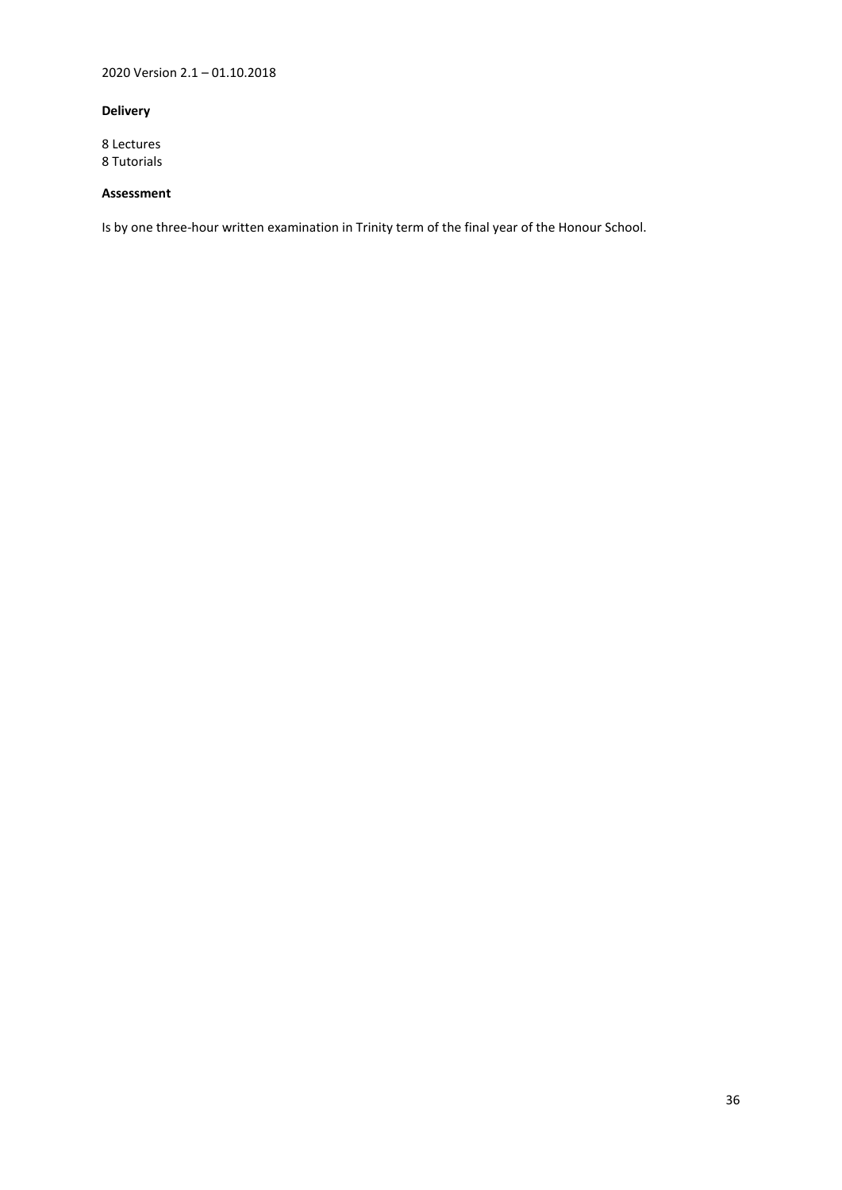**Delivery**

8 Lectures
8 Tutorials

**Assessment**

Is by one three-hour written examination in Trinity term of the final year of the Honour School.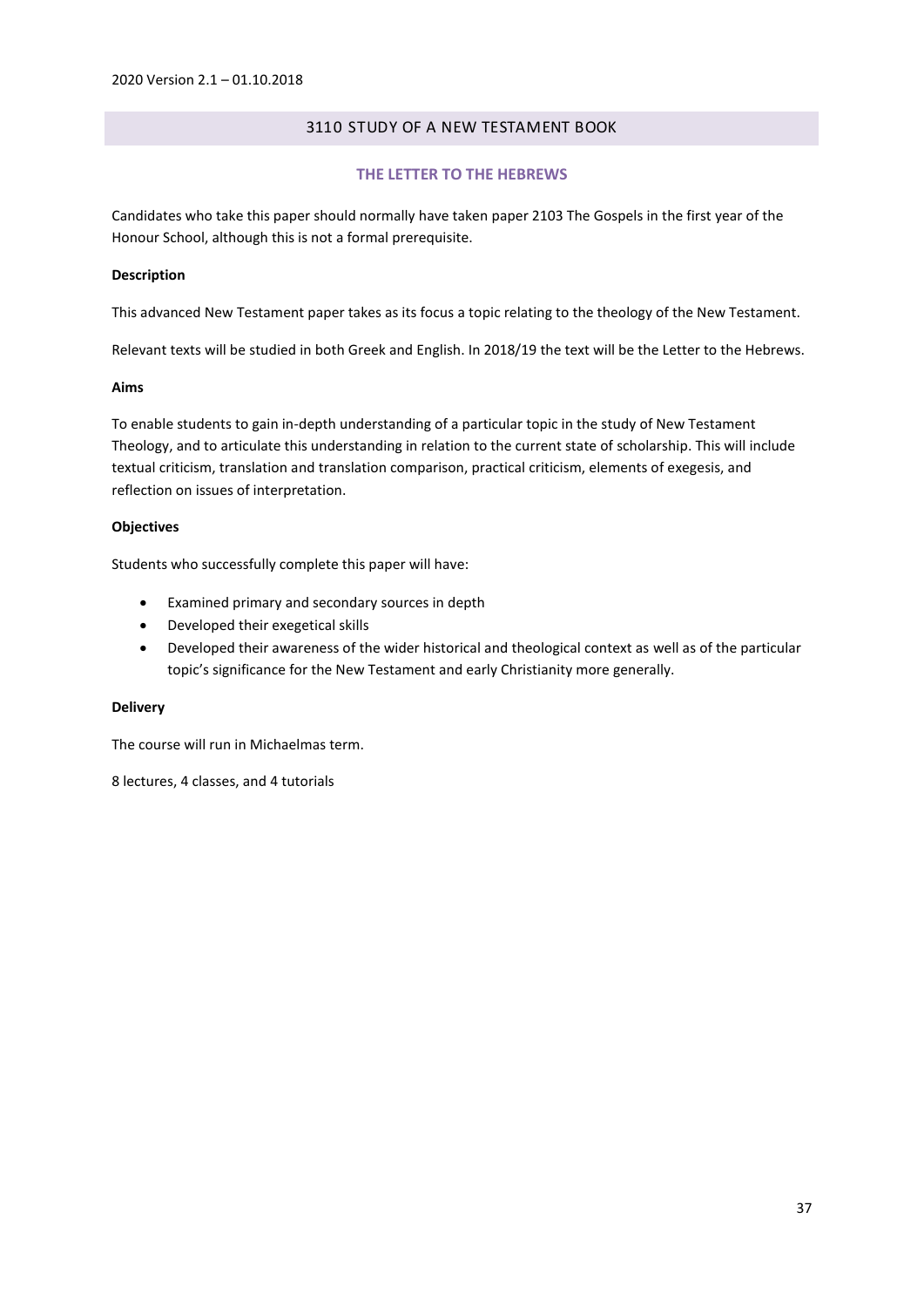## 3110 STUDY OF A NEW TESTAMENT BOOK

### THE LETTER TO THE HEBREWS

Candidates who take this paper should normally have taken paper 2103 The Gospels in the first year of the Honour School, although this is not a formal prerequisite.

**Description**

This advanced New Testament paper takes as its focus a topic relating to the theology of the New Testament.

Relevant texts will be studied in both Greek and English. In 2018/19 the text will be the Letter to the Hebrews.

**Aims**

To enable students to gain in-depth understanding of a particular topic in the study of New Testament Theology, and to articulate this understanding in relation to the current state of scholarship. This will include textual criticism, translation and translation comparison, practical criticism, elements of exegesis, and reflection on issues of interpretation.

**Objectives**

Students who successfully complete this paper will have:

- Examined primary and secondary sources in depth
- Developed their exegetical skills
- Developed their awareness of the wider historical and theological context as well as of the particular topic's significance for the New Testament and early Christianity more generally.

**Delivery**

The course will run in Michaelmas term.

8 lectures, 4 classes, and 4 tutorials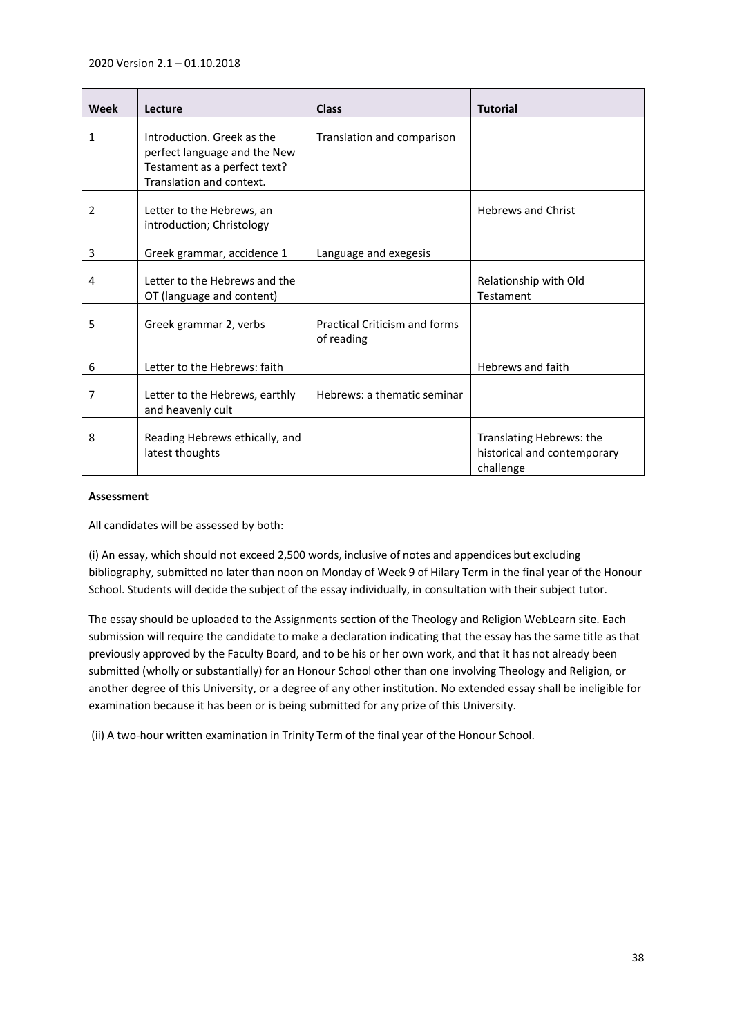| Week | Lecture | Class | Tutorial |
|---|---|---|---|
| 1 | Introduction. Greek as the perfect language and the New Testament as a perfect text? Translation and context. | Translation and comparison | |
| 2 | Letter to the Hebrews, an introduction; Christology | | Hebrews and Christ |
| 3 | Greek grammar, accidence 1 | Language and exegesis | |
| 4 | Letter to the Hebrews and the OT (language and content) | | Relationship with Old Testament |
| 5 | Greek grammar 2, verbs | Practical Criticism and forms of reading | |
| 6 | Letter to the Hebrews: faith | | Hebrews and faith |
| 7 | Letter to the Hebrews, earthly and heavenly cult | Hebrews: a thematic seminar | |
| 8 | Reading Hebrews ethically, and latest thoughts | | Translating Hebrews: the historical and contemporary challenge |

**Assessment**

All candidates will be assessed by both:

(i) An essay, which should not exceed 2,500 words, inclusive of notes and appendices but excluding bibliography, submitted no later than noon on Monday of Week 9 of Hilary Term in the final year of the Honour School. Students will decide the subject of the essay individually, in consultation with their subject tutor.

The essay should be uploaded to the Assignments section of the Theology and Religion WebLearn site. Each submission will require the candidate to make a declaration indicating that the essay has the same title as that previously approved by the Faculty Board, and to be his or her own work, and that it has not already been submitted (wholly or substantially) for an Honour School other than one involving Theology and Religion, or another degree of this University, or a degree of any other institution. No extended essay shall be ineligible for examination because it has been or is being submitted for any prize of this University.

(ii) A two-hour written examination in Trinity Term of the final year of the Honour School.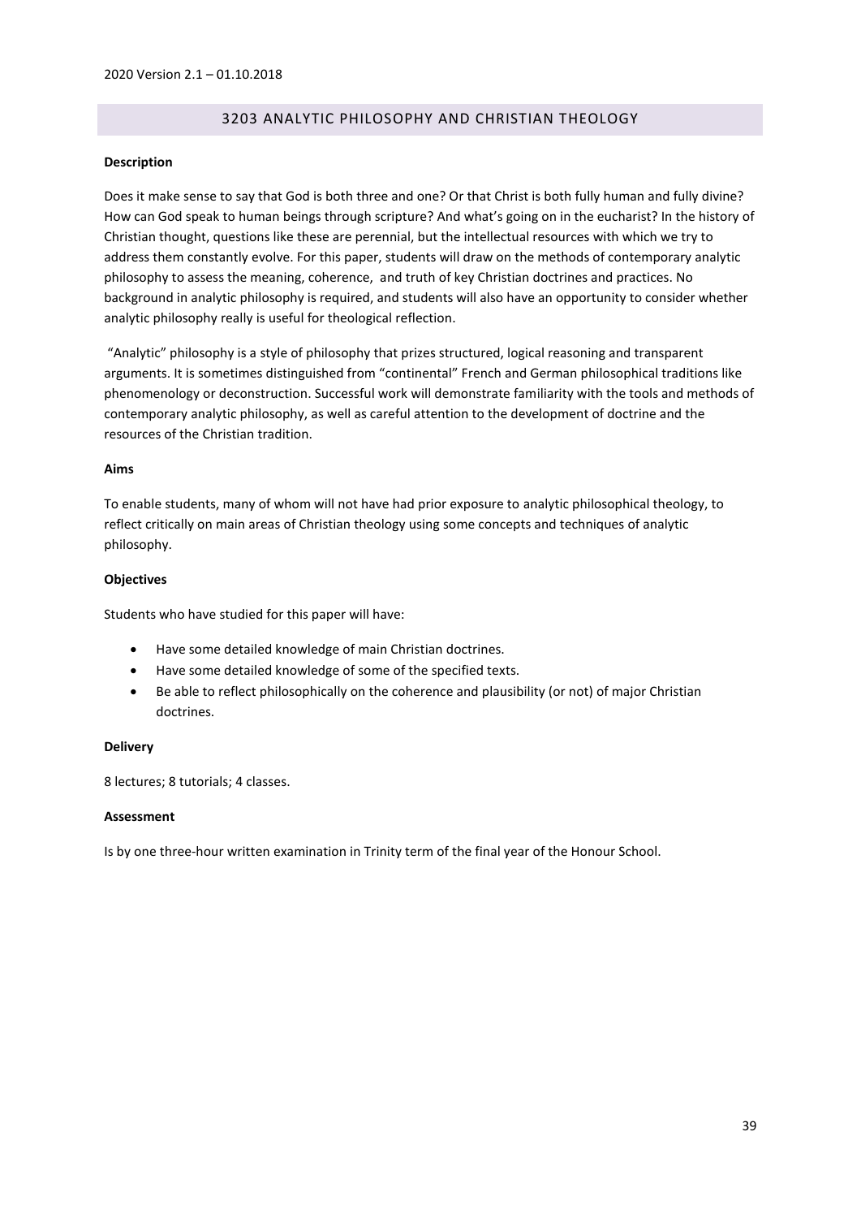## 3203 ANALYTIC PHILOSOPHY AND CHRISTIAN THEOLOGY

**Description**

Does it make sense to say that God is both three and one? Or that Christ is both fully human and fully divine? How can God speak to human beings through scripture? And what's going on in the eucharist? In the history of Christian thought, questions like these are perennial, but the intellectual resources with which we try to address them constantly evolve. For this paper, students will draw on the methods of contemporary analytic philosophy to assess the meaning, coherence, and truth of key Christian doctrines and practices. No background in analytic philosophy is required, and students will also have an opportunity to consider whether analytic philosophy really is useful for theological reflection.

"Analytic" philosophy is a style of philosophy that prizes structured, logical reasoning and transparent arguments. It is sometimes distinguished from "continental" French and German philosophical traditions like phenomenology or deconstruction. Successful work will demonstrate familiarity with the tools and methods of contemporary analytic philosophy, as well as careful attention to the development of doctrine and the resources of the Christian tradition.

**Aims**

To enable students, many of whom will not have had prior exposure to analytic philosophical theology, to reflect critically on main areas of Christian theology using some concepts and techniques of analytic philosophy.

**Objectives**

Students who have studied for this paper will have:

- Have some detailed knowledge of main Christian doctrines.
- Have some detailed knowledge of some of the specified texts.
- Be able to reflect philosophically on the coherence and plausibility (or not) of major Christian doctrines.

**Delivery**

8 lectures; 8 tutorials; 4 classes.

**Assessment**

Is by one three-hour written examination in Trinity term of the final year of the Honour School.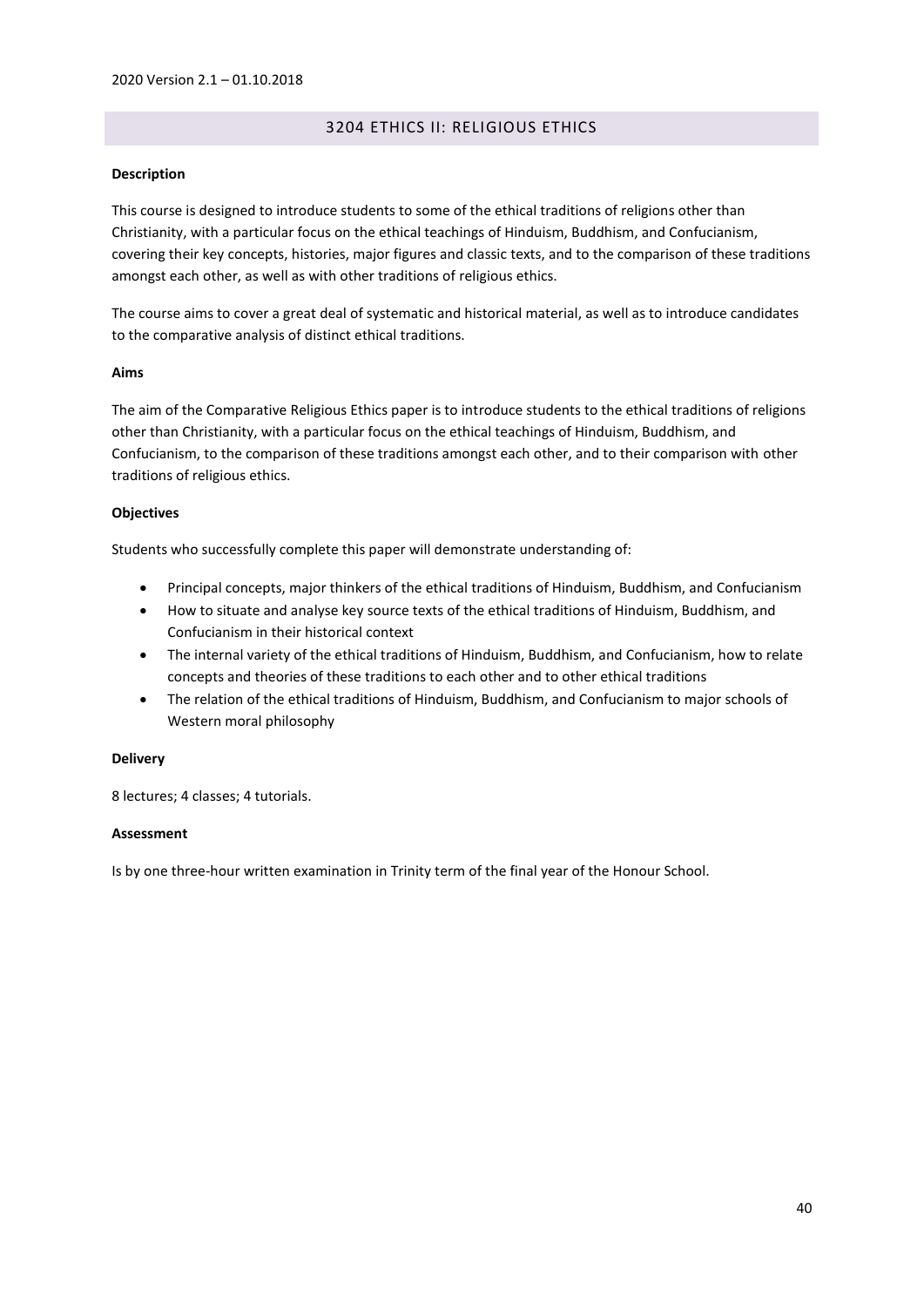## 3204 ETHICS II: RELIGIOUS ETHICS

**Description**

This course is designed to introduce students to some of the ethical traditions of religions other than Christianity, with a particular focus on the ethical teachings of Hinduism, Buddhism, and Confucianism, covering their key concepts, histories, major figures and classic texts, and to the comparison of these traditions amongst each other, as well as with other traditions of religious ethics.

The course aims to cover a great deal of systematic and historical material, as well as to introduce candidates to the comparative analysis of distinct ethical traditions.

**Aims**

The aim of the Comparative Religious Ethics paper is to introduce students to the ethical traditions of religions other than Christianity, with a particular focus on the ethical teachings of Hinduism, Buddhism, and Confucianism, to the comparison of these traditions amongst each other, and to their comparison with other traditions of religious ethics.

**Objectives**

Students who successfully complete this paper will demonstrate understanding of:

- Principal concepts, major thinkers of the ethical traditions of Hinduism, Buddhism, and Confucianism
- How to situate and analyse key source texts of the ethical traditions of Hinduism, Buddhism, and Confucianism in their historical context
- The internal variety of the ethical traditions of Hinduism, Buddhism, and Confucianism, how to relate concepts and theories of these traditions to each other and to other ethical traditions
- The relation of the ethical traditions of Hinduism, Buddhism, and Confucianism to major schools of Western moral philosophy

**Delivery**

8 lectures; 4 classes; 4 tutorials.

**Assessment**

Is by one three-hour written examination in Trinity term of the final year of the Honour School.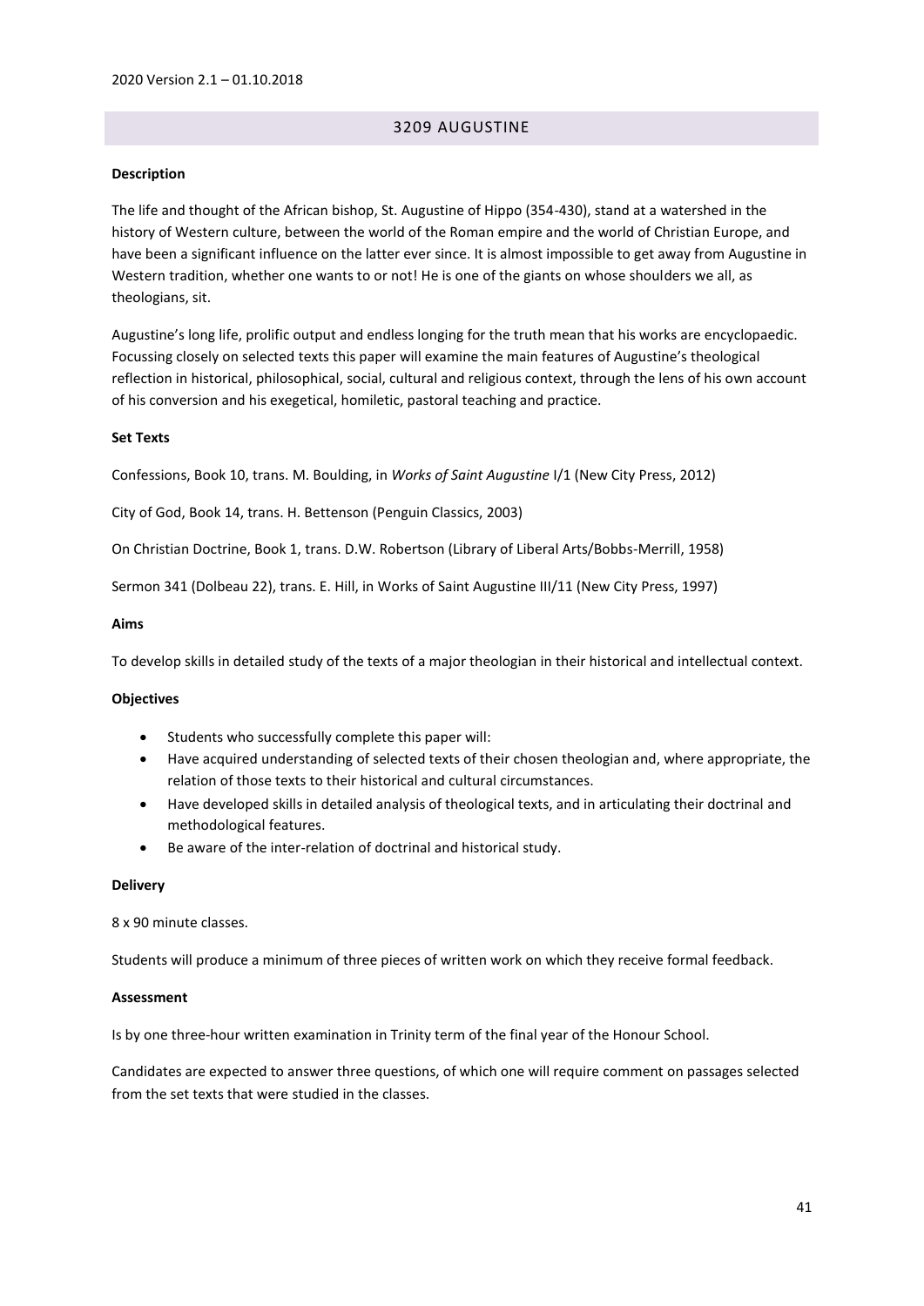## 3209 AUGUSTINE

**Description**

The life and thought of the African bishop, St. Augustine of Hippo (354-430), stand at a watershed in the history of Western culture, between the world of the Roman empire and the world of Christian Europe, and have been a significant influence on the latter ever since. It is almost impossible to get away from Augustine in Western tradition, whether one wants to or not! He is one of the giants on whose shoulders we all, as theologians, sit.

Augustine's long life, prolific output and endless longing for the truth mean that his works are encyclopaedic. Focussing closely on selected texts this paper will examine the main features of Augustine's theological reflection in historical, philosophical, social, cultural and religious context, through the lens of his own account of his conversion and his exegetical, homiletic, pastoral teaching and practice.

**Set Texts**

Confessions, Book 10, trans. M. Boulding, in *Works of Saint Augustine* I/1 (New City Press, 2012)

City of God, Book 14, trans. H. Bettenson (Penguin Classics, 2003)

On Christian Doctrine, Book 1, trans. D.W. Robertson (Library of Liberal Arts/Bobbs-Merrill, 1958)

Sermon 341 (Dolbeau 22), trans. E. Hill, in Works of Saint Augustine III/11 (New City Press, 1997)

**Aims**

To develop skills in detailed study of the texts of a major theologian in their historical and intellectual context.

**Objectives**

- Students who successfully complete this paper will:
- Have acquired understanding of selected texts of their chosen theologian and, where appropriate, the relation of those texts to their historical and cultural circumstances.
- Have developed skills in detailed analysis of theological texts, and in articulating their doctrinal and methodological features.
- Be aware of the inter-relation of doctrinal and historical study.

**Delivery**

8 x 90 minute classes.

Students will produce a minimum of three pieces of written work on which they receive formal feedback.

**Assessment**

Is by one three-hour written examination in Trinity term of the final year of the Honour School.

Candidates are expected to answer three questions, of which one will require comment on passages selected from the set texts that were studied in the classes.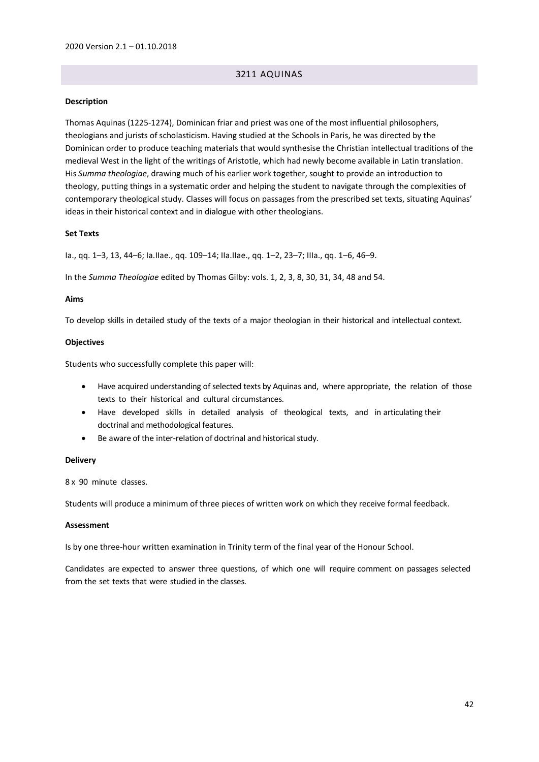## 3211 AQUINAS

**Description**

Thomas Aquinas (1225-1274), Dominican friar and priest was one of the most influential philosophers, theologians and jurists of scholasticism. Having studied at the Schools in Paris, he was directed by the Dominican order to produce teaching materials that would synthesise the Christian intellectual traditions of the medieval West in the light of the writings of Aristotle, which had newly become available in Latin translation. His *Summa theologiae*, drawing much of his earlier work together, sought to provide an introduction to theology, putting things in a systematic order and helping the student to navigate through the complexities of contemporary theological study. Classes will focus on passages from the prescribed set texts, situating Aquinas' ideas in their historical context and in dialogue with other theologians.

**Set Texts**

Ia., qq. 1–3, 13, 44–6; Ia.IIae., qq. 109–14; IIa.IIae., qq. 1–2, 23–7; IIIa., qq. 1–6, 46–9.

In the *Summa Theologiae* edited by Thomas Gilby: vols. 1, 2, 3, 8, 30, 31, 34, 48 and 54.

**Aims**

To develop skills in detailed study of the texts of a major theologian in their historical and intellectual context.

**Objectives**

Students who successfully complete this paper will:

- Have acquired understanding of selected texts by Aquinas and, where appropriate, the relation of those texts to their historical and cultural circumstances.
- Have developed skills in detailed analysis of theological texts, and in articulating their doctrinal and methodological features.
- Be aware of the inter-relation of doctrinal and historical study.

**Delivery**

8 x 90 minute classes.

Students will produce a minimum of three pieces of written work on which they receive formal feedback.

**Assessment**

Is by one three-hour written examination in Trinity term of the final year of the Honour School.

Candidates are expected to answer three questions, of which one will require comment on passages selected from the set texts that were studied in the classes.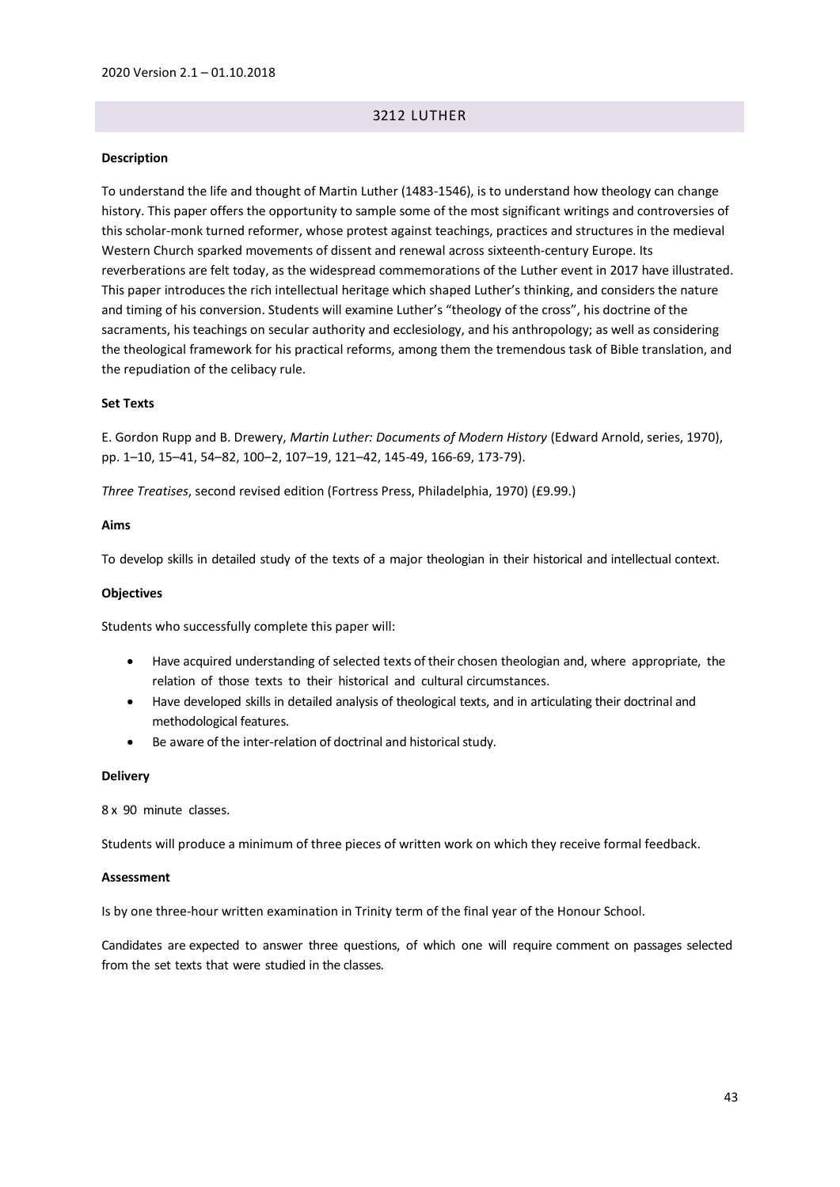## 3212 LUTHER

**Description**

To understand the life and thought of Martin Luther (1483-1546), is to understand how theology can change history. This paper offers the opportunity to sample some of the most significant writings and controversies of this scholar-monk turned reformer, whose protest against teachings, practices and structures in the medieval Western Church sparked movements of dissent and renewal across sixteenth-century Europe. Its reverberations are felt today, as the widespread commemorations of the Luther event in 2017 have illustrated. This paper introduces the rich intellectual heritage which shaped Luther's thinking, and considers the nature and timing of his conversion. Students will examine Luther's "theology of the cross", his doctrine of the sacraments, his teachings on secular authority and ecclesiology, and his anthropology; as well as considering the theological framework for his practical reforms, among them the tremendous task of Bible translation, and the repudiation of the celibacy rule.

**Set Texts**

E. Gordon Rupp and B. Drewery, *Martin Luther: Documents of Modern History* (Edward Arnold, series, 1970), pp. 1–10, 15–41, 54–82, 100–2, 107–19, 121–42, 145-49, 166-69, 173-79).

*Three Treatises*, second revised edition (Fortress Press, Philadelphia, 1970) (£9.99.)

**Aims**

To develop skills in detailed study of the texts of a major theologian in their historical and intellectual context.

**Objectives**

Students who successfully complete this paper will:

- Have acquired understanding of selected texts of their chosen theologian and, where appropriate, the relation of those texts to their historical and cultural circumstances.
- Have developed skills in detailed analysis of theological texts, and in articulating their doctrinal and methodological features.
- Be aware of the inter-relation of doctrinal and historical study.

**Delivery**

8 x 90 minute classes.

Students will produce a minimum of three pieces of written work on which they receive formal feedback.

**Assessment**

Is by one three-hour written examination in Trinity term of the final year of the Honour School.

Candidates are expected to answer three questions, of which one will require comment on passages selected from the set texts that were studied in the classes.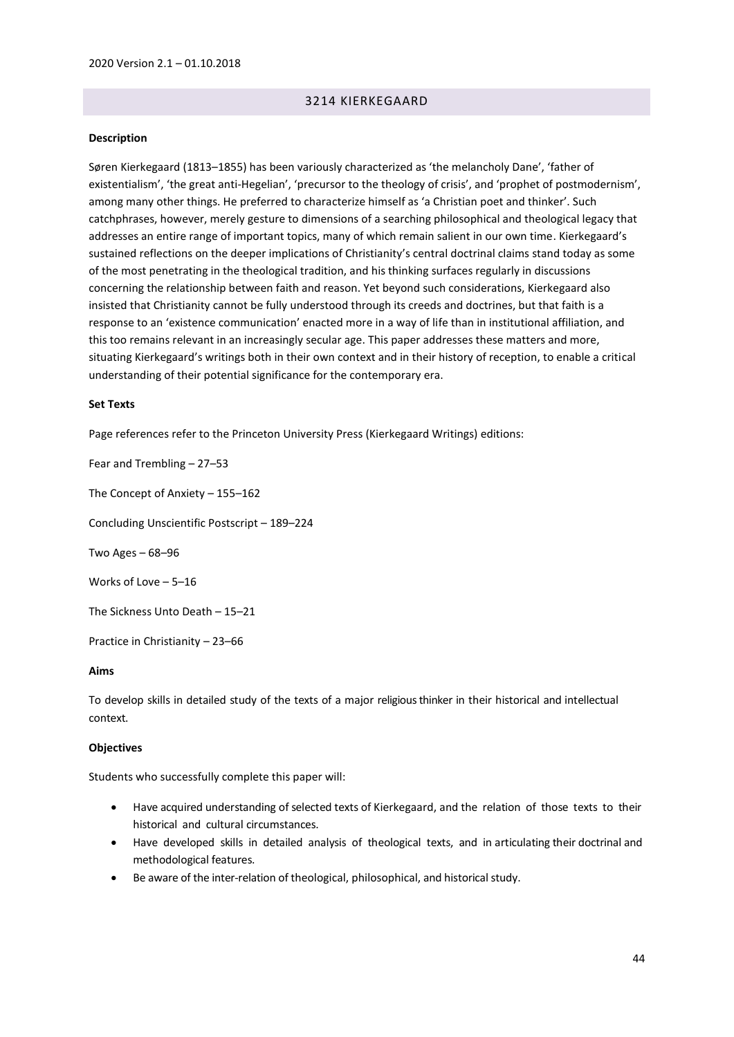## 3214 KIERKEGAARD

**Description**

Søren Kierkegaard (1813–1855) has been variously characterized as 'the melancholy Dane', 'father of existentialism', 'the great anti-Hegelian', 'precursor to the theology of crisis', and 'prophet of postmodernism', among many other things. He preferred to characterize himself as 'a Christian poet and thinker'. Such catchphrases, however, merely gesture to dimensions of a searching philosophical and theological legacy that addresses an entire range of important topics, many of which remain salient in our own time. Kierkegaard's sustained reflections on the deeper implications of Christianity's central doctrinal claims stand today as some of the most penetrating in the theological tradition, and his thinking surfaces regularly in discussions concerning the relationship between faith and reason. Yet beyond such considerations, Kierkegaard also insisted that Christianity cannot be fully understood through its creeds and doctrines, but that faith is a response to an 'existence communication' enacted more in a way of life than in institutional affiliation, and this too remains relevant in an increasingly secular age. This paper addresses these matters and more, situating Kierkegaard's writings both in their own context and in their history of reception, to enable a critical understanding of their potential significance for the contemporary era.

**Set Texts**

Page references refer to the Princeton University Press (Kierkegaard Writings) editions:

Fear and Trembling – 27–53

The Concept of Anxiety – 155–162

Concluding Unscientific Postscript – 189–224

Two Ages – 68–96

Works of Love – 5–16

The Sickness Unto Death – 15–21

Practice in Christianity – 23–66

**Aims**

To develop skills in detailed study of the texts of a major religious thinker in their historical and intellectual context.

**Objectives**

Students who successfully complete this paper will:

- Have acquired understanding of selected texts of Kierkegaard, and the relation of those texts to their historical and cultural circumstances.
- Have developed skills in detailed analysis of theological texts, and in articulating their doctrinal and methodological features.
- Be aware of the inter-relation of theological, philosophical, and historical study.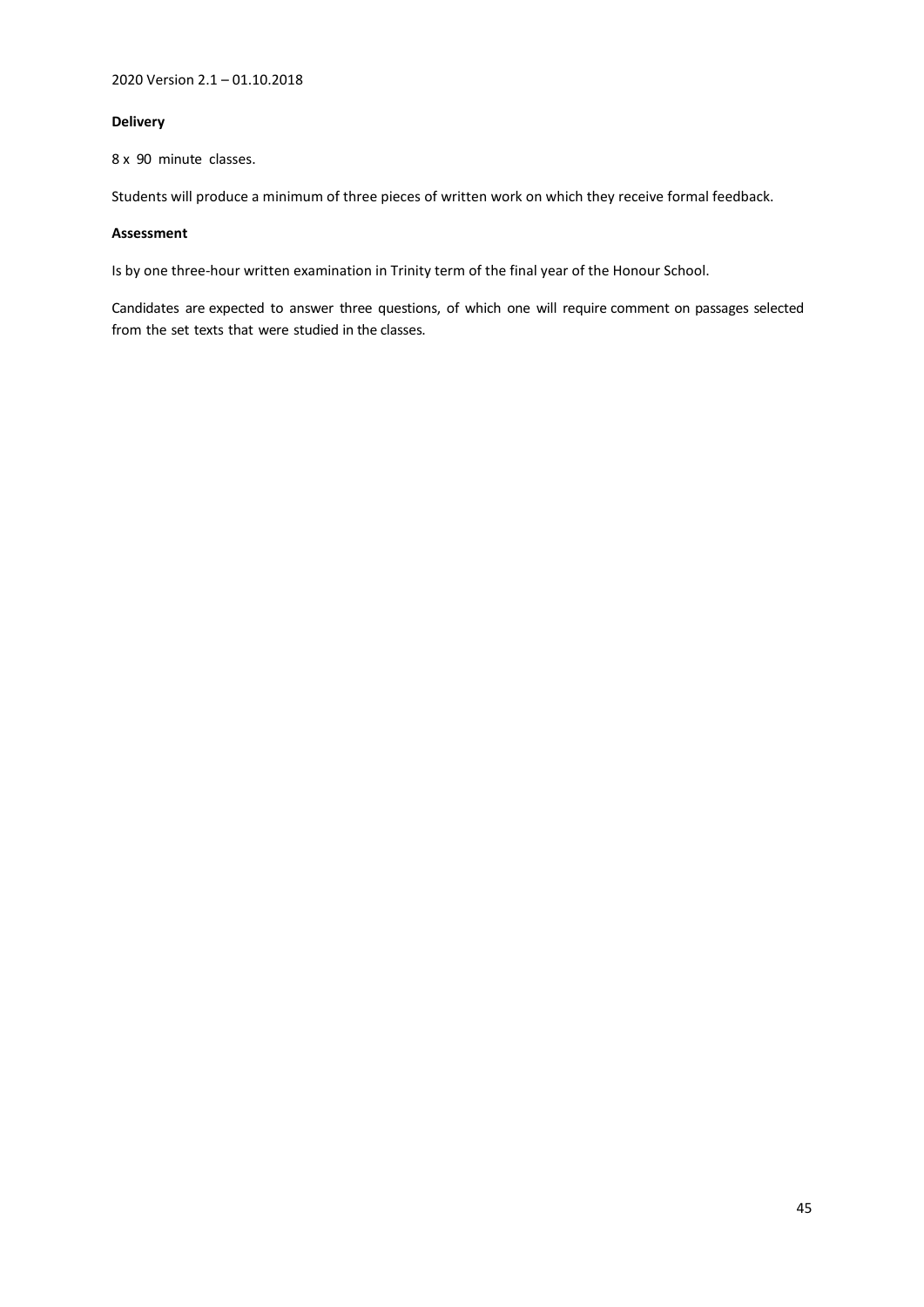**Delivery**

8 x 90 minute classes.

Students will produce a minimum of three pieces of written work on which they receive formal feedback.

**Assessment**

Is by one three-hour written examination in Trinity term of the final year of the Honour School.

Candidates are expected to answer three questions, of which one will require comment on passages selected from the set texts that were studied in the classes.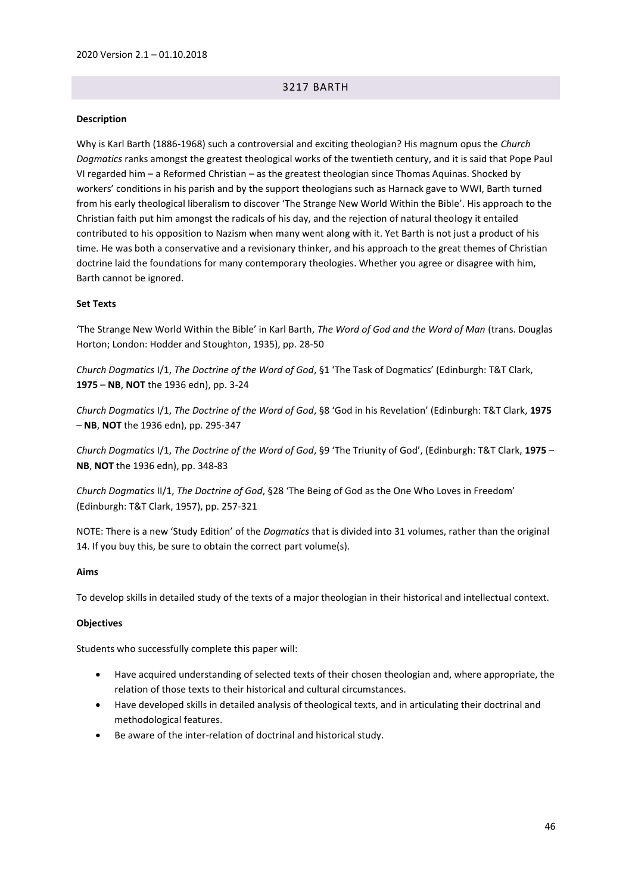## 3217 BARTH

**Description**

Why is Karl Barth (1886-1968) such a controversial and exciting theologian? His magnum opus the *Church Dogmatics* ranks amongst the greatest theological works of the twentieth century, and it is said that Pope Paul VI regarded him – a Reformed Christian – as the greatest theologian since Thomas Aquinas. Shocked by workers' conditions in his parish and by the support theologians such as Harnack gave to WWI, Barth turned from his early theological liberalism to discover 'The Strange New World Within the Bible'. His approach to the Christian faith put him amongst the radicals of his day, and the rejection of natural theology it entailed contributed to his opposition to Nazism when many went along with it. Yet Barth is not just a product of his time. He was both a conservative and a revisionary thinker, and his approach to the great themes of Christian doctrine laid the foundations for many contemporary theologies. Whether you agree or disagree with him, Barth cannot be ignored.

**Set Texts**

'The Strange New World Within the Bible' in Karl Barth, *The Word of God and the Word of Man* (trans. Douglas Horton; London: Hodder and Stoughton, 1935), pp. 28-50

*Church Dogmatics* I/1, *The Doctrine of the Word of God*, §1 'The Task of Dogmatics' (Edinburgh: T&T Clark, **1975** – **NB**, **NOT** the 1936 edn), pp. 3-24

*Church Dogmatics* I/1, *The Doctrine of the Word of God*, §8 'God in his Revelation' (Edinburgh: T&T Clark, **1975** – **NB**, **NOT** the 1936 edn), pp. 295-347

*Church Dogmatics* I/1, *The Doctrine of the Word of God*, §9 'The Triunity of God', (Edinburgh: T&T Clark, **1975** – **NB**, **NOT** the 1936 edn), pp. 348-83

*Church Dogmatics* II/1, *The Doctrine of God*, §28 'The Being of God as the One Who Loves in Freedom' (Edinburgh: T&T Clark, 1957), pp. 257-321

NOTE: There is a new 'Study Edition' of the *Dogmatics* that is divided into 31 volumes, rather than the original 14. If you buy this, be sure to obtain the correct part volume(s).

**Aims**

To develop skills in detailed study of the texts of a major theologian in their historical and intellectual context.

**Objectives**

Students who successfully complete this paper will:

- Have acquired understanding of selected texts of their chosen theologian and, where appropriate, the relation of those texts to their historical and cultural circumstances.
- Have developed skills in detailed analysis of theological texts, and in articulating their doctrinal and methodological features.
- Be aware of the inter-relation of doctrinal and historical study.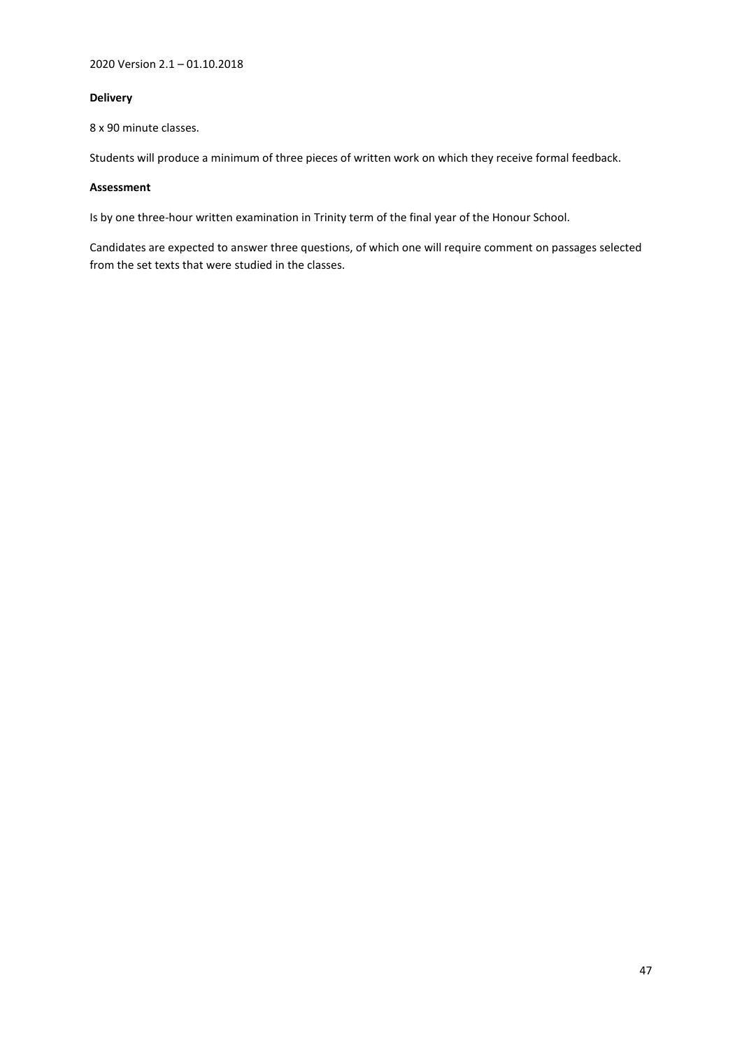**Delivery**

8 x 90 minute classes.

Students will produce a minimum of three pieces of written work on which they receive formal feedback.

**Assessment**

Is by one three-hour written examination in Trinity term of the final year of the Honour School.

Candidates are expected to answer three questions, of which one will require comment on passages selected from the set texts that were studied in the classes.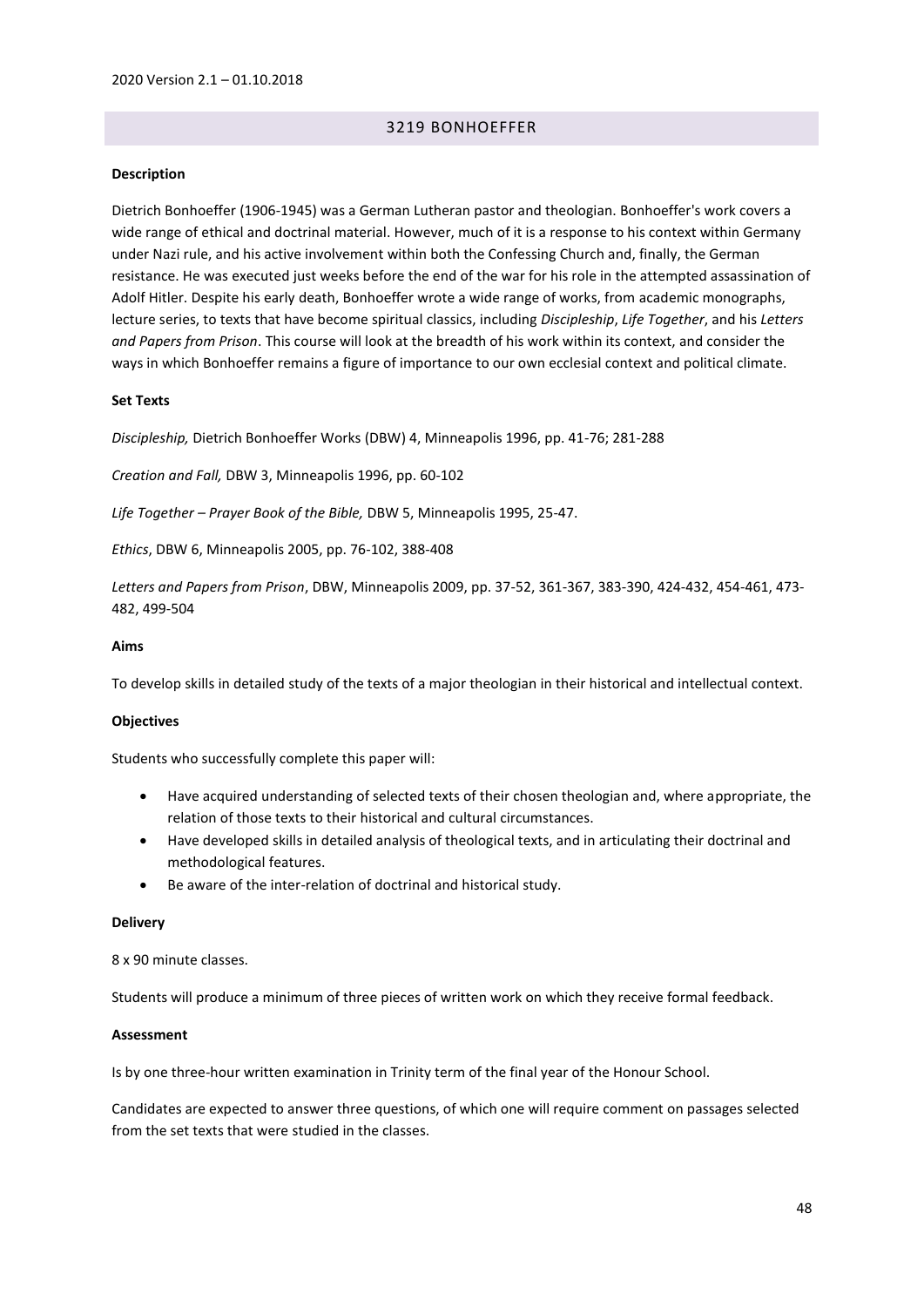## 3219 BONHOEFFER

**Description**

Dietrich Bonhoeffer (1906-1945) was a German Lutheran pastor and theologian. Bonhoeffer's work covers a wide range of ethical and doctrinal material. However, much of it is a response to his context within Germany under Nazi rule, and his active involvement within both the Confessing Church and, finally, the German resistance. He was executed just weeks before the end of the war for his role in the attempted assassination of Adolf Hitler. Despite his early death, Bonhoeffer wrote a wide range of works, from academic monographs, lecture series, to texts that have become spiritual classics, including *Discipleship*, *Life Together*, and his *Letters and Papers from Prison*. This course will look at the breadth of his work within its context, and consider the ways in which Bonhoeffer remains a figure of importance to our own ecclesial context and political climate.

**Set Texts**

*Discipleship,* Dietrich Bonhoeffer Works (DBW) 4, Minneapolis 1996, pp. 41-76; 281-288

*Creation and Fall,* DBW 3, Minneapolis 1996, pp. 60-102

*Life Together – Prayer Book of the Bible,* DBW 5, Minneapolis 1995, 25-47.

*Ethics*, DBW 6, Minneapolis 2005, pp. 76-102, 388-408

*Letters and Papers from Prison*, DBW, Minneapolis 2009, pp. 37-52, 361-367, 383-390, 424-432, 454-461, 473-482, 499-504

**Aims**

To develop skills in detailed study of the texts of a major theologian in their historical and intellectual context.

**Objectives**

Students who successfully complete this paper will:

- Have acquired understanding of selected texts of their chosen theologian and, where appropriate, the relation of those texts to their historical and cultural circumstances.
- Have developed skills in detailed analysis of theological texts, and in articulating their doctrinal and methodological features.
- Be aware of the inter-relation of doctrinal and historical study.

**Delivery**

8 x 90 minute classes.

Students will produce a minimum of three pieces of written work on which they receive formal feedback.

**Assessment**

Is by one three-hour written examination in Trinity term of the final year of the Honour School.

Candidates are expected to answer three questions, of which one will require comment on passages selected from the set texts that were studied in the classes.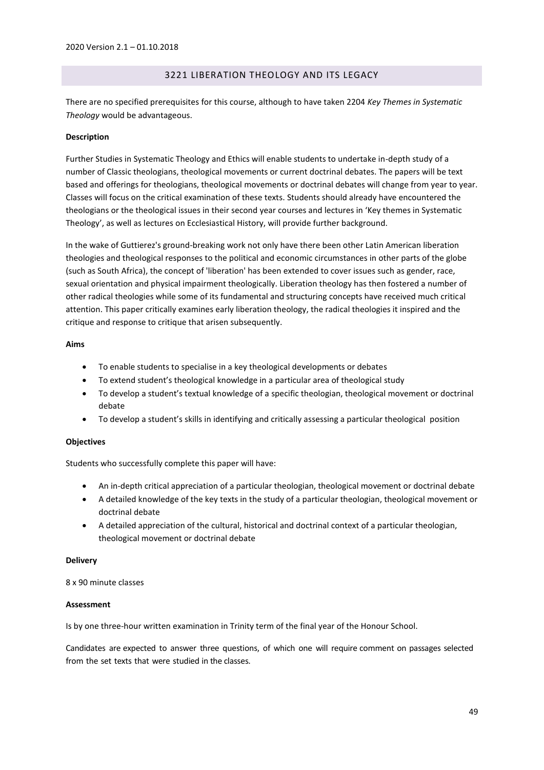## 3221 LIBERATION THEOLOGY AND ITS LEGACY

There are no specified prerequisites for this course, although to have taken 2204 *Key Themes in Systematic Theology* would be advantageous.

**Description**

Further Studies in Systematic Theology and Ethics will enable students to undertake in-depth study of a number of Classic theologians, theological movements or current doctrinal debates. The papers will be text based and offerings for theologians, theological movements or doctrinal debates will change from year to year. Classes will focus on the critical examination of these texts. Students should already have encountered the theologians or the theological issues in their second year courses and lectures in 'Key themes in Systematic Theology', as well as lectures on Ecclesiastical History, will provide further background.

In the wake of Guttierez's ground-breaking work not only have there been other Latin American liberation theologies and theological responses to the political and economic circumstances in other parts of the globe (such as South Africa), the concept of 'liberation' has been extended to cover issues such as gender, race, sexual orientation and physical impairment theologically. Liberation theology has then fostered a number of other radical theologies while some of its fundamental and structuring concepts have received much critical attention. This paper critically examines early liberation theology, the radical theologies it inspired and the critique and response to critique that arisen subsequently.

**Aims**

- To enable students to specialise in a key theological developments or debates
- To extend student's theological knowledge in a particular area of theological study
- To develop a student's textual knowledge of a specific theologian, theological movement or doctrinal debate
- To develop a student's skills in identifying and critically assessing a particular theological position

**Objectives**

Students who successfully complete this paper will have:

- An in-depth critical appreciation of a particular theologian, theological movement or doctrinal debate
- A detailed knowledge of the key texts in the study of a particular theologian, theological movement or doctrinal debate
- A detailed appreciation of the cultural, historical and doctrinal context of a particular theologian, theological movement or doctrinal debate

**Delivery**

8 x 90 minute classes

**Assessment**

Is by one three-hour written examination in Trinity term of the final year of the Honour School.

Candidates are expected to answer three questions, of which one will require comment on passages selected from the set texts that were studied in the classes.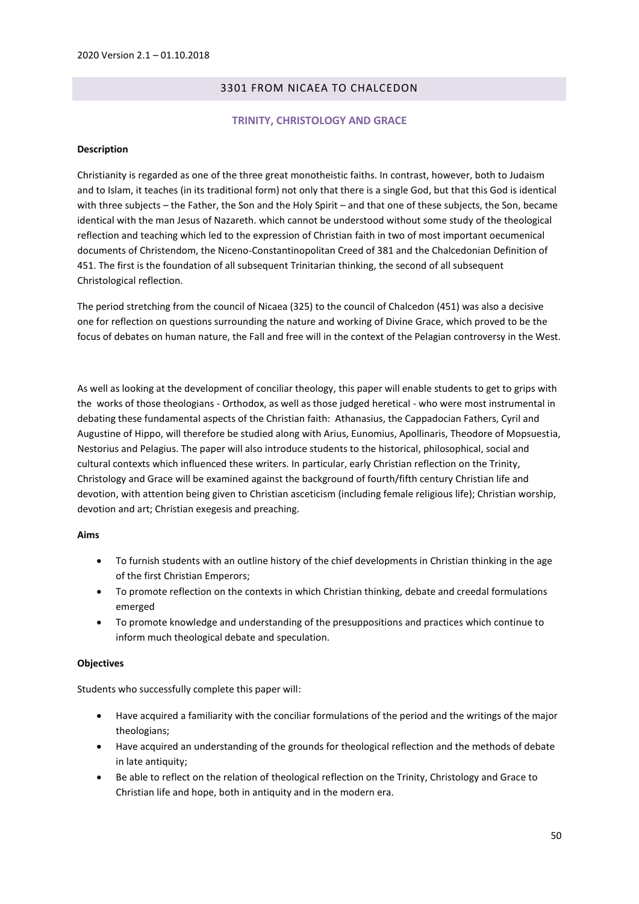2020 Version 2.1 – 01.10.2018

## 3301 FROM NICAEA TO CHALCEDON

### TRINITY, CHRISTOLOGY AND GRACE

**Description**

Christianity is regarded as one of the three great monotheistic faiths. In contrast, however, both to Judaism and to Islam, it teaches (in its traditional form) not only that there is a single God, but that this God is identical with three subjects – the Father, the Son and the Holy Spirit – and that one of these subjects, the Son, became identical with the man Jesus of Nazareth. which cannot be understood without some study of the theological reflection and teaching which led to the expression of Christian faith in two of most important oecumenical documents of Christendom, the Niceno-Constantinopolitan Creed of 381 and the Chalcedonian Definition of 451. The first is the foundation of all subsequent Trinitarian thinking, the second of all subsequent Christological reflection.

The period stretching from the council of Nicaea (325) to the council of Chalcedon (451) was also a decisive one for reflection on questions surrounding the nature and working of Divine Grace, which proved to be the focus of debates on human nature, the Fall and free will in the context of the Pelagian controversy in the West.

As well as looking at the development of conciliar theology, this paper will enable students to get to grips with the works of those theologians - Orthodox, as well as those judged heretical - who were most instrumental in debating these fundamental aspects of the Christian faith: Athanasius, the Cappadocian Fathers, Cyril and Augustine of Hippo, will therefore be studied along with Arius, Eunomius, Apollinaris, Theodore of Mopsuestia, Nestorius and Pelagius. The paper will also introduce students to the historical, philosophical, social and cultural contexts which influenced these writers. In particular, early Christian reflection on the Trinity, Christology and Grace will be examined against the background of fourth/fifth century Christian life and devotion, with attention being given to Christian asceticism (including female religious life); Christian worship, devotion and art; Christian exegesis and preaching.

**Aims**

- To furnish students with an outline history of the chief developments in Christian thinking in the age of the first Christian Emperors;
- To promote reflection on the contexts in which Christian thinking, debate and creedal formulations emerged
- To promote knowledge and understanding of the presuppositions and practices which continue to inform much theological debate and speculation.

**Objectives**

Students who successfully complete this paper will:

- Have acquired a familiarity with the conciliar formulations of the period and the writings of the major theologians;
- Have acquired an understanding of the grounds for theological reflection and the methods of debate in late antiquity;
- Be able to reflect on the relation of theological reflection on the Trinity, Christology and Grace to Christian life and hope, both in antiquity and in the modern era.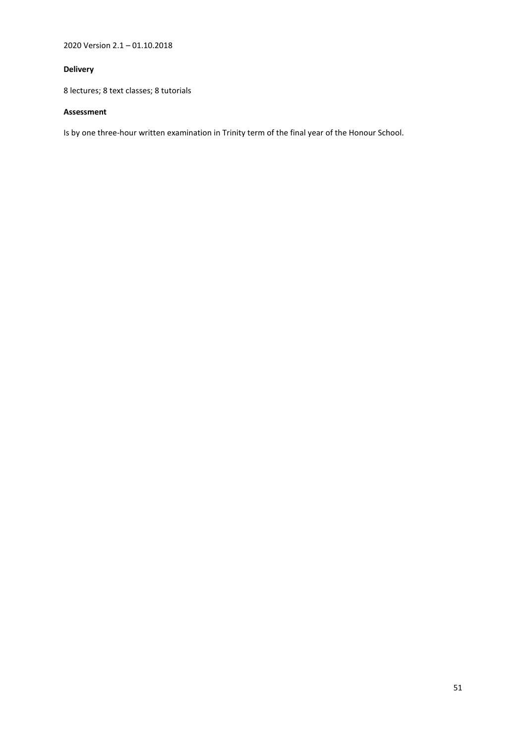**Delivery**

8 lectures; 8 text classes; 8 tutorials

**Assessment**

Is by one three-hour written examination in Trinity term of the final year of the Honour School.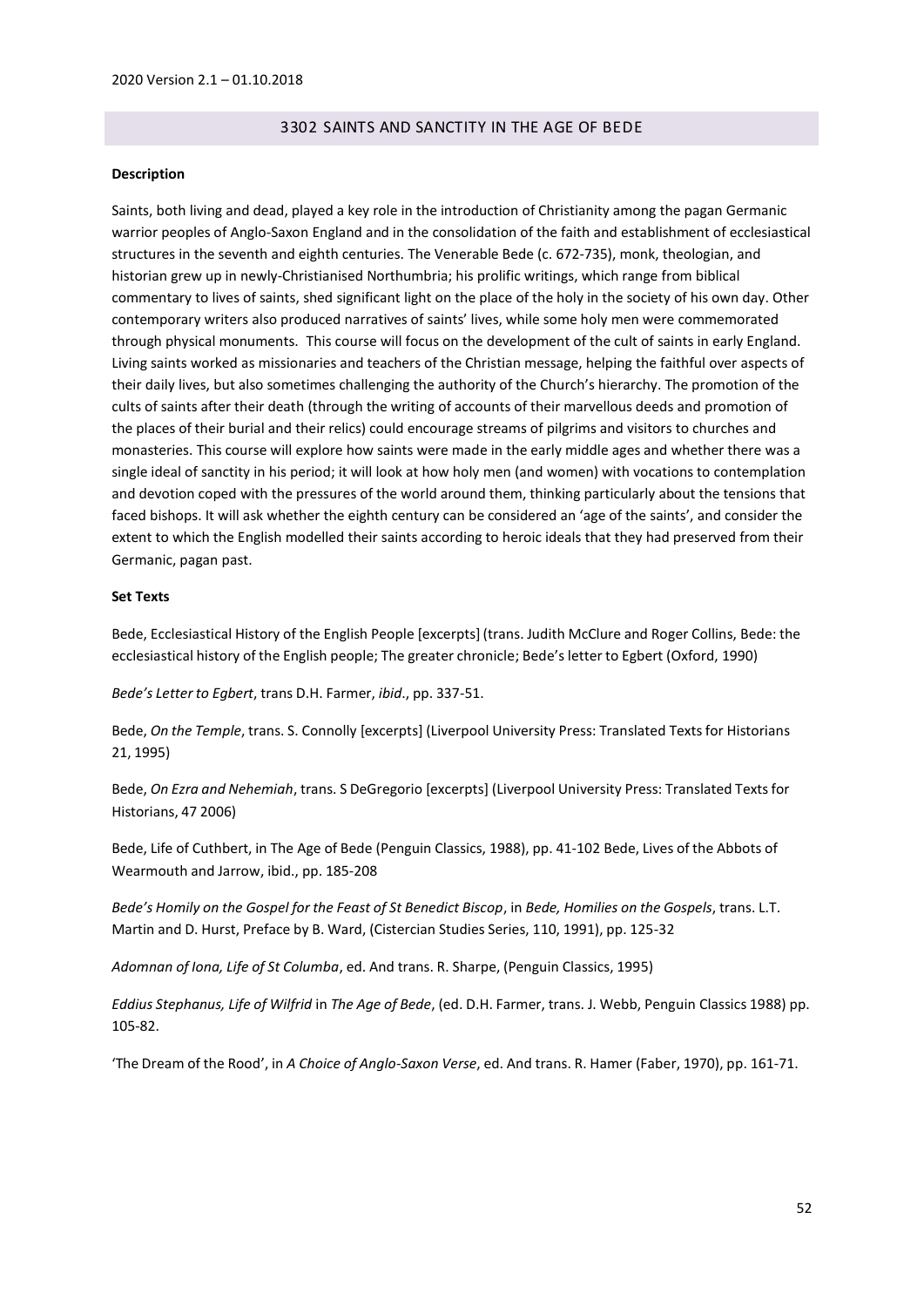## 3302 SAINTS AND SANCTITY IN THE AGE OF BEDE

**Description**

Saints, both living and dead, played a key role in the introduction of Christianity among the pagan Germanic warrior peoples of Anglo-Saxon England and in the consolidation of the faith and establishment of ecclesiastical structures in the seventh and eighth centuries. The Venerable Bede (c. 672-735), monk, theologian, and historian grew up in newly-Christianised Northumbria; his prolific writings, which range from biblical commentary to lives of saints, shed significant light on the place of the holy in the society of his own day. Other contemporary writers also produced narratives of saints' lives, while some holy men were commemorated through physical monuments. This course will focus on the development of the cult of saints in early England. Living saints worked as missionaries and teachers of the Christian message, helping the faithful over aspects of their daily lives, but also sometimes challenging the authority of the Church's hierarchy. The promotion of the cults of saints after their death (through the writing of accounts of their marvellous deeds and promotion of the places of their burial and their relics) could encourage streams of pilgrims and visitors to churches and monasteries. This course will explore how saints were made in the early middle ages and whether there was a single ideal of sanctity in his period; it will look at how holy men (and women) with vocations to contemplation and devotion coped with the pressures of the world around them, thinking particularly about the tensions that faced bishops. It will ask whether the eighth century can be considered an 'age of the saints', and consider the extent to which the English modelled their saints according to heroic ideals that they had preserved from their Germanic, pagan past.

**Set Texts**

Bede, Ecclesiastical History of the English People [excerpts] (trans. Judith McClure and Roger Collins, Bede: the ecclesiastical history of the English people; The greater chronicle; Bede's letter to Egbert (Oxford, 1990)

*Bede's Letter to Egbert*, trans D.H. Farmer, *ibid*., pp. 337-51.

Bede, *On the Temple*, trans. S. Connolly [excerpts] (Liverpool University Press: Translated Texts for Historians 21, 1995)

Bede, *On Ezra and Nehemiah*, trans. S DeGregorio [excerpts] (Liverpool University Press: Translated Texts for Historians, 47 2006)

Bede, Life of Cuthbert, in The Age of Bede (Penguin Classics, 1988), pp. 41-102 Bede, Lives of the Abbots of Wearmouth and Jarrow, ibid., pp. 185-208

*Bede's Homily on the Gospel for the Feast of St Benedict Biscop*, in *Bede, Homilies on the Gospels*, trans. L.T. Martin and D. Hurst, Preface by B. Ward, (Cistercian Studies Series, 110, 1991), pp. 125-32

*Adomnan of Iona, Life of St Columba*, ed. And trans. R. Sharpe, (Penguin Classics, 1995)

*Eddius Stephanus, Life of Wilfrid* in *The Age of Bede*, (ed. D.H. Farmer, trans. J. Webb, Penguin Classics 1988) pp. 105-82.

'The Dream of the Rood', in *A Choice of Anglo-Saxon Verse*, ed. And trans. R. Hamer (Faber, 1970), pp. 161-71.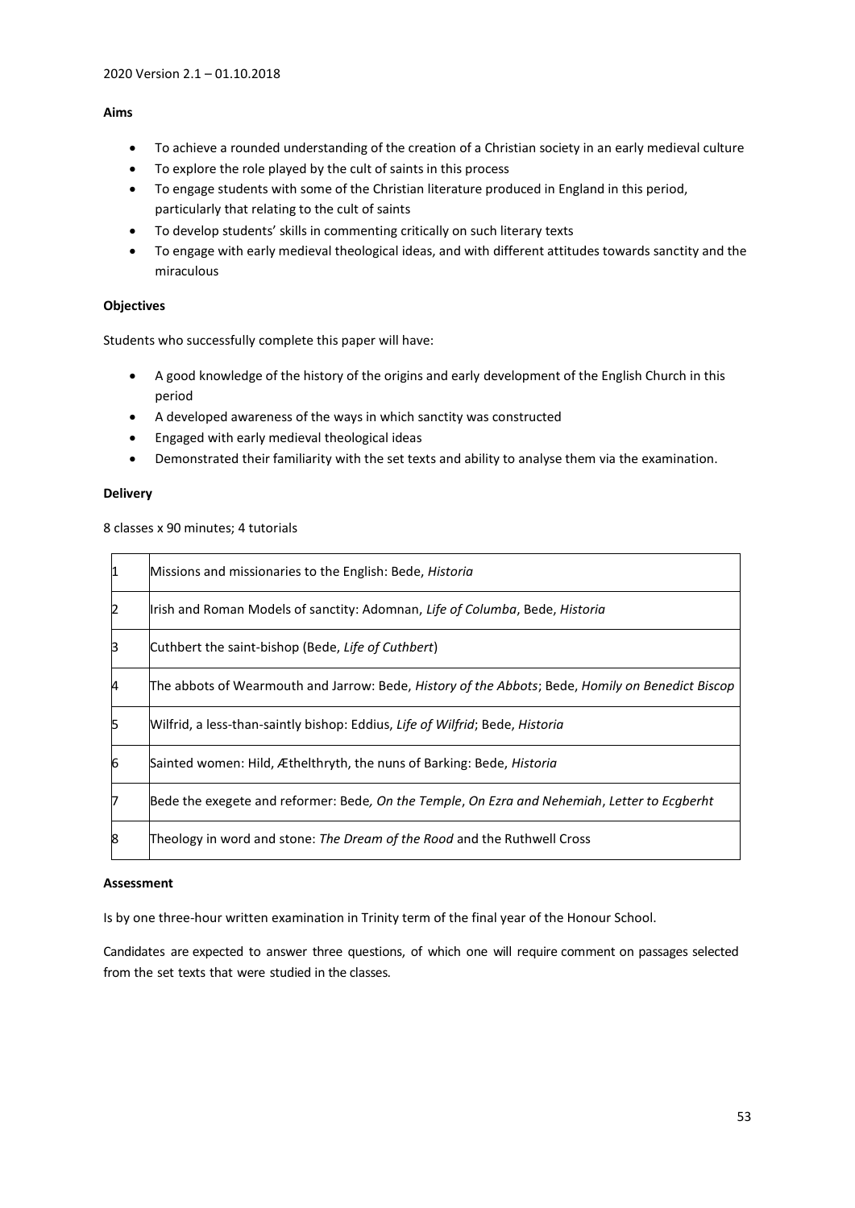2020 Version 2.1 – 01.10.2018

**Aims**

- To achieve a rounded understanding of the creation of a Christian society in an early medieval culture
- To explore the role played by the cult of saints in this process
- To engage students with some of the Christian literature produced in England in this period, particularly that relating to the cult of saints
- To develop students' skills in commenting critically on such literary texts
- To engage with early medieval theological ideas, and with different attitudes towards sanctity and the miraculous

**Objectives**

Students who successfully complete this paper will have:

- A good knowledge of the history of the origins and early development of the English Church in this period
- A developed awareness of the ways in which sanctity was constructed
- Engaged with early medieval theological ideas
- Demonstrated their familiarity with the set texts and ability to analyse them via the examination.

**Delivery**

8 classes x 90 minutes; 4 tutorials

| | |
|---|---|
| 1 | Missions and missionaries to the English: Bede, *Historia* |
| 2 | Irish and Roman Models of sanctity: Adomnan, *Life of Columba*, Bede, *Historia* |
| 3 | Cuthbert the saint-bishop (Bede, *Life of Cuthbert*) |
| 4 | The abbots of Wearmouth and Jarrow: Bede, *History of the Abbots*; Bede, *Homily on Benedict Biscop* |
| 5 | Wilfrid, a less-than-saintly bishop: Eddius, *Life of Wilfrid*; Bede, *Historia* |
| 6 | Sainted women: Hild, Æthelthryth, the nuns of Barking: Bede, *Historia* |
| 7 | Bede the exegete and reformer: Bede*, On the Temple*, *On Ezra and Nehemiah*, *Letter to Ecgberht* |
| 8 | Theology in word and stone: *The Dream of the Rood* and the Ruthwell Cross |

**Assessment**

Is by one three-hour written examination in Trinity term of the final year of the Honour School.

Candidates are expected to answer three questions, of which one will require comment on passages selected from the set texts that were studied in the classes.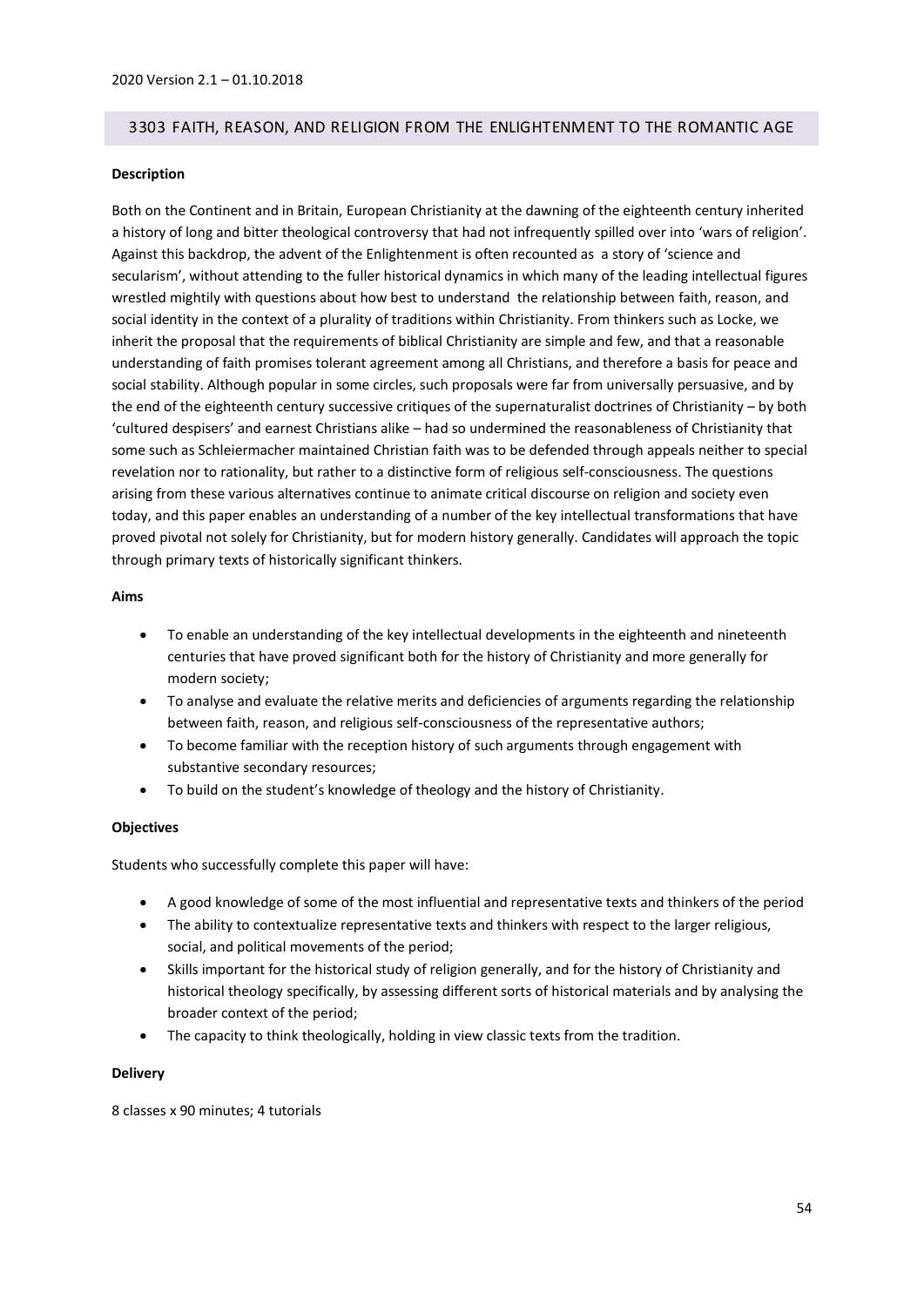## 3303 FAITH, REASON, AND RELIGION FROM THE ENLIGHTENMENT TO THE ROMANTIC AGE

**Description**

Both on the Continent and in Britain, European Christianity at the dawning of the eighteenth century inherited a history of long and bitter theological controversy that had not infrequently spilled over into 'wars of religion'. Against this backdrop, the advent of the Enlightenment is often recounted as a story of 'science and secularism', without attending to the fuller historical dynamics in which many of the leading intellectual figures wrestled mightily with questions about how best to understand the relationship between faith, reason, and social identity in the context of a plurality of traditions within Christianity. From thinkers such as Locke, we inherit the proposal that the requirements of biblical Christianity are simple and few, and that a reasonable understanding of faith promises tolerant agreement among all Christians, and therefore a basis for peace and social stability. Although popular in some circles, such proposals were far from universally persuasive, and by the end of the eighteenth century successive critiques of the supernaturalist doctrines of Christianity – by both 'cultured despisers' and earnest Christians alike – had so undermined the reasonableness of Christianity that some such as Schleiermacher maintained Christian faith was to be defended through appeals neither to special revelation nor to rationality, but rather to a distinctive form of religious self-consciousness. The questions arising from these various alternatives continue to animate critical discourse on religion and society even today, and this paper enables an understanding of a number of the key intellectual transformations that have proved pivotal not solely for Christianity, but for modern history generally. Candidates will approach the topic through primary texts of historically significant thinkers.

**Aims**

- To enable an understanding of the key intellectual developments in the eighteenth and nineteenth centuries that have proved significant both for the history of Christianity and more generally for modern society;
- To analyse and evaluate the relative merits and deficiencies of arguments regarding the relationship between faith, reason, and religious self-consciousness of the representative authors;
- To become familiar with the reception history of such arguments through engagement with substantive secondary resources;
- To build on the student's knowledge of theology and the history of Christianity.

**Objectives**

Students who successfully complete this paper will have:

- A good knowledge of some of the most influential and representative texts and thinkers of the period
- The ability to contextualize representative texts and thinkers with respect to the larger religious, social, and political movements of the period;
- Skills important for the historical study of religion generally, and for the history of Christianity and historical theology specifically, by assessing different sorts of historical materials and by analysing the broader context of the period;
- The capacity to think theologically, holding in view classic texts from the tradition.

**Delivery**

8 classes x 90 minutes; 4 tutorials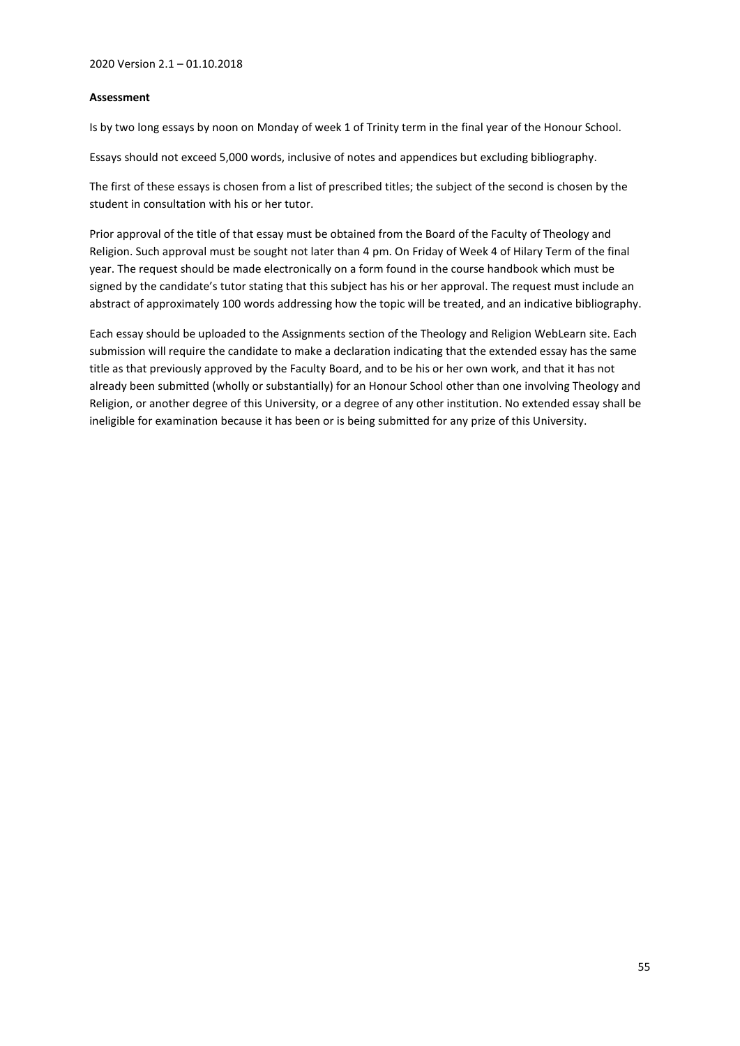**Assessment**

Is by two long essays by noon on Monday of week 1 of Trinity term in the final year of the Honour School.

Essays should not exceed 5,000 words, inclusive of notes and appendices but excluding bibliography.

The first of these essays is chosen from a list of prescribed titles; the subject of the second is chosen by the student in consultation with his or her tutor.

Prior approval of the title of that essay must be obtained from the Board of the Faculty of Theology and Religion. Such approval must be sought not later than 4 pm. On Friday of Week 4 of Hilary Term of the final year. The request should be made electronically on a form found in the course handbook which must be signed by the candidate's tutor stating that this subject has his or her approval. The request must include an abstract of approximately 100 words addressing how the topic will be treated, and an indicative bibliography.

Each essay should be uploaded to the Assignments section of the Theology and Religion WebLearn site. Each submission will require the candidate to make a declaration indicating that the extended essay has the same title as that previously approved by the Faculty Board, and to be his or her own work, and that it has not already been submitted (wholly or substantially) for an Honour School other than one involving Theology and Religion, or another degree of this University, or a degree of any other institution. No extended essay shall be ineligible for examination because it has been or is being submitted for any prize of this University.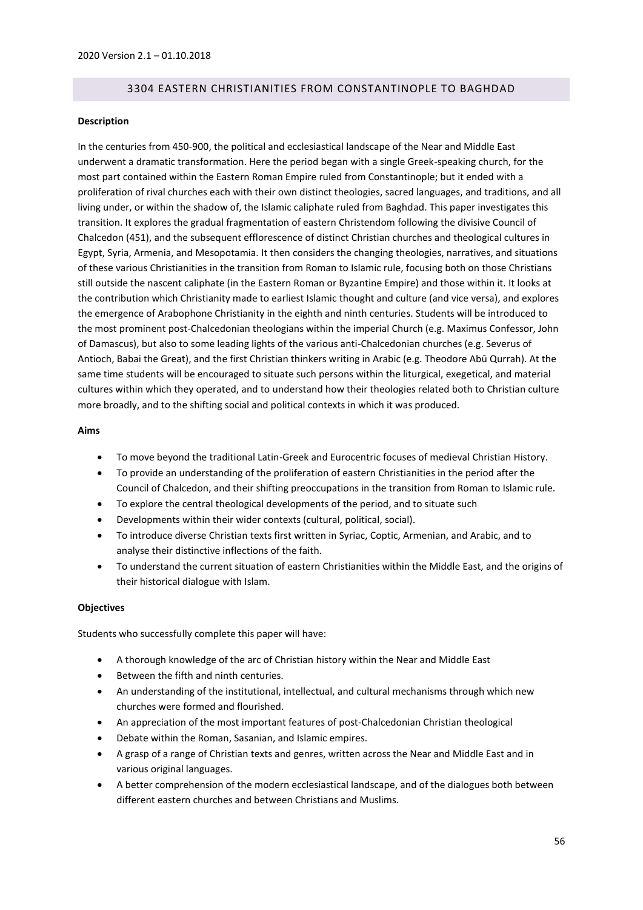2020 Version 2.1 – 01.10.2018

## 3304 EASTERN CHRISTIANITIES FROM CONSTANTINOPLE TO BAGHDAD

**Description**

In the centuries from 450-900, the political and ecclesiastical landscape of the Near and Middle East underwent a dramatic transformation. Here the period began with a single Greek-speaking church, for the most part contained within the Eastern Roman Empire ruled from Constantinople; but it ended with a proliferation of rival churches each with their own distinct theologies, sacred languages, and traditions, and all living under, or within the shadow of, the Islamic caliphate ruled from Baghdad. This paper investigates this transition. It explores the gradual fragmentation of eastern Christendom following the divisive Council of Chalcedon (451), and the subsequent efflorescence of distinct Christian churches and theological cultures in Egypt, Syria, Armenia, and Mesopotamia. It then considers the changing theologies, narratives, and situations of these various Christianities in the transition from Roman to Islamic rule, focusing both on those Christians still outside the nascent caliphate (in the Eastern Roman or Byzantine Empire) and those within it. It looks at the contribution which Christianity made to earliest Islamic thought and culture (and vice versa), and explores the emergence of Arabophone Christianity in the eighth and ninth centuries. Students will be introduced to the most prominent post-Chalcedonian theologians within the imperial Church (e.g. Maximus Confessor, John of Damascus), but also to some leading lights of the various anti-Chalcedonian churches (e.g. Severus of Antioch, Babai the Great), and the first Christian thinkers writing in Arabic (e.g. Theodore Abū Qurrah). At the same time students will be encouraged to situate such persons within the liturgical, exegetical, and material cultures within which they operated, and to understand how their theologies related both to Christian culture more broadly, and to the shifting social and political contexts in which it was produced.

**Aims**

- To move beyond the traditional Latin-Greek and Eurocentric focuses of medieval Christian History.
- To provide an understanding of the proliferation of eastern Christianities in the period after the Council of Chalcedon, and their shifting preoccupations in the transition from Roman to Islamic rule.
- To explore the central theological developments of the period, and to situate such
- Developments within their wider contexts (cultural, political, social).
- To introduce diverse Christian texts first written in Syriac, Coptic, Armenian, and Arabic, and to analyse their distinctive inflections of the faith.
- To understand the current situation of eastern Christianities within the Middle East, and the origins of their historical dialogue with Islam.

**Objectives**

Students who successfully complete this paper will have:

- A thorough knowledge of the arc of Christian history within the Near and Middle East
- Between the fifth and ninth centuries.
- An understanding of the institutional, intellectual, and cultural mechanisms through which new churches were formed and flourished.
- An appreciation of the most important features of post-Chalcedonian Christian theological
- Debate within the Roman, Sasanian, and Islamic empires.
- A grasp of a range of Christian texts and genres, written across the Near and Middle East and in various original languages.
- A better comprehension of the modern ecclesiastical landscape, and of the dialogues both between different eastern churches and between Christians and Muslims.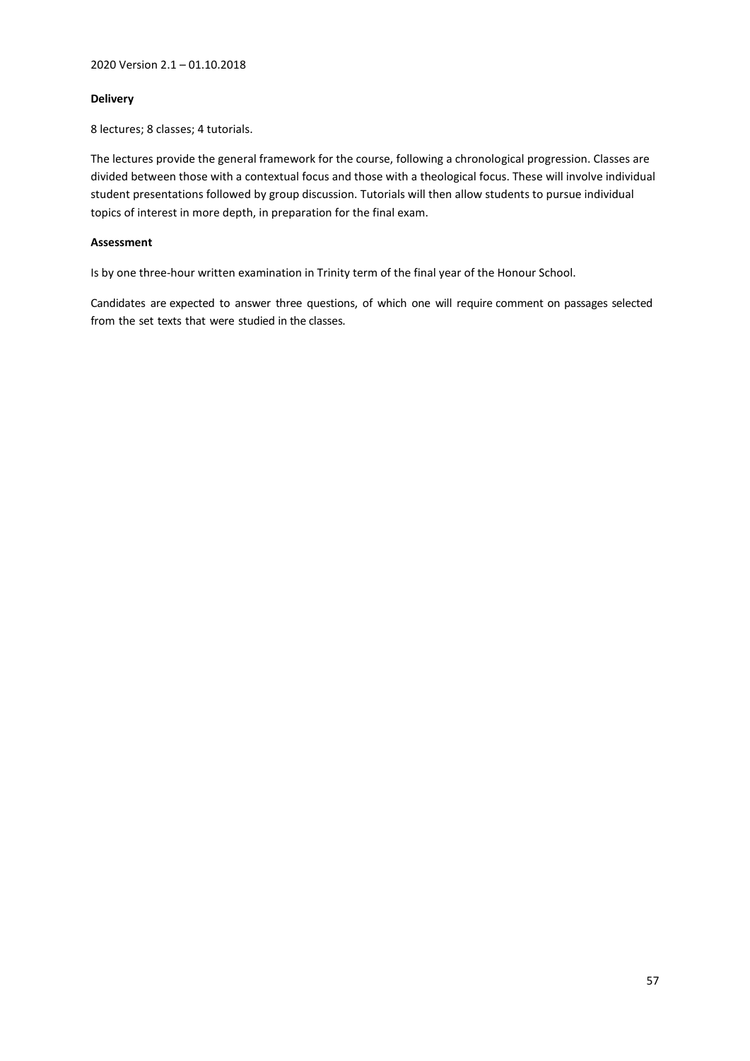**Delivery**

8 lectures; 8 classes; 4 tutorials.

The lectures provide the general framework for the course, following a chronological progression. Classes are divided between those with a contextual focus and those with a theological focus. These will involve individual student presentations followed by group discussion. Tutorials will then allow students to pursue individual topics of interest in more depth, in preparation for the final exam.

**Assessment**

Is by one three-hour written examination in Trinity term of the final year of the Honour School.

Candidates are expected to answer three questions, of which one will require comment on passages selected from the set texts that were studied in the classes.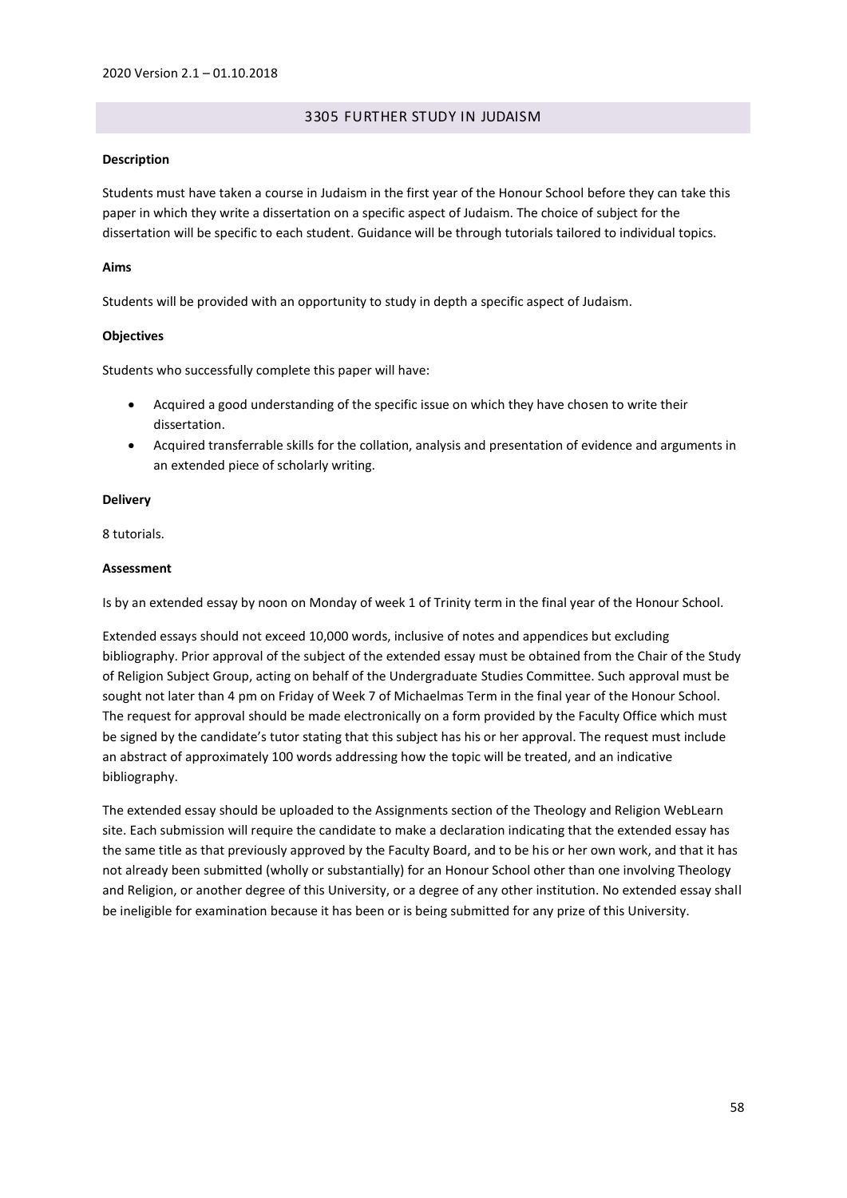## 3305 FURTHER STUDY IN JUDAISM

**Description**

Students must have taken a course in Judaism in the first year of the Honour School before they can take this paper in which they write a dissertation on a specific aspect of Judaism. The choice of subject for the dissertation will be specific to each student. Guidance will be through tutorials tailored to individual topics.

**Aims**

Students will be provided with an opportunity to study in depth a specific aspect of Judaism.

**Objectives**

Students who successfully complete this paper will have:

- Acquired a good understanding of the specific issue on which they have chosen to write their dissertation.
- Acquired transferrable skills for the collation, analysis and presentation of evidence and arguments in an extended piece of scholarly writing.

**Delivery**

8 tutorials.

**Assessment**

Is by an extended essay by noon on Monday of week 1 of Trinity term in the final year of the Honour School.

Extended essays should not exceed 10,000 words, inclusive of notes and appendices but excluding bibliography. Prior approval of the subject of the extended essay must be obtained from the Chair of the Study of Religion Subject Group, acting on behalf of the Undergraduate Studies Committee. Such approval must be sought not later than 4 pm on Friday of Week 7 of Michaelmas Term in the final year of the Honour School. The request for approval should be made electronically on a form provided by the Faculty Office which must be signed by the candidate's tutor stating that this subject has his or her approval. The request must include an abstract of approximately 100 words addressing how the topic will be treated, and an indicative bibliography.

The extended essay should be uploaded to the Assignments section of the Theology and Religion WebLearn site. Each submission will require the candidate to make a declaration indicating that the extended essay has the same title as that previously approved by the Faculty Board, and to be his or her own work, and that it has not already been submitted (wholly or substantially) for an Honour School other than one involving Theology and Religion, or another degree of this University, or a degree of any other institution. No extended essay shall be ineligible for examination because it has been or is being submitted for any prize of this University.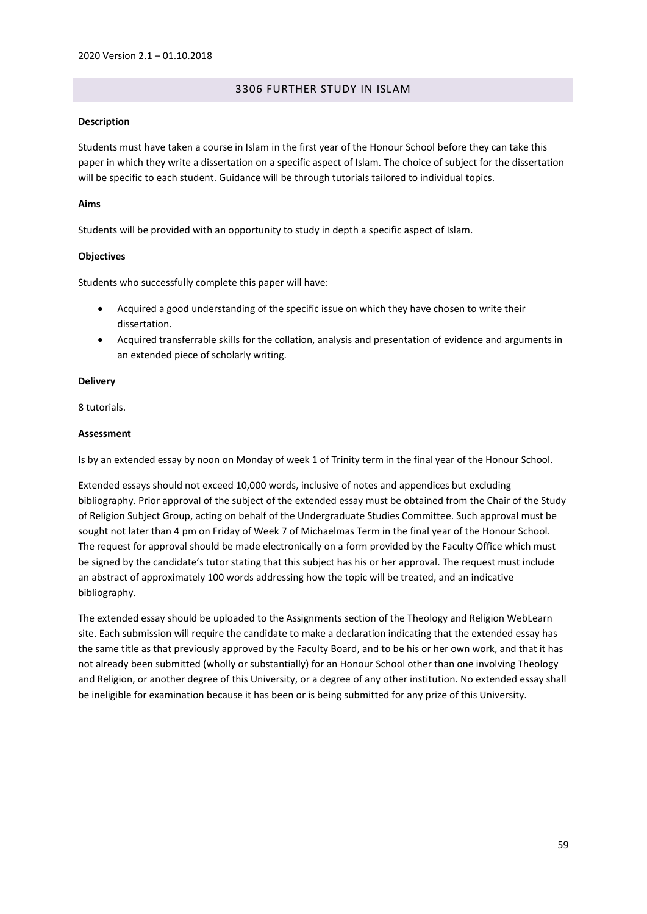## 3306 FURTHER STUDY IN ISLAM

**Description**

Students must have taken a course in Islam in the first year of the Honour School before they can take this paper in which they write a dissertation on a specific aspect of Islam. The choice of subject for the dissertation will be specific to each student. Guidance will be through tutorials tailored to individual topics.

**Aims**

Students will be provided with an opportunity to study in depth a specific aspect of Islam.

**Objectives**

Students who successfully complete this paper will have:

- Acquired a good understanding of the specific issue on which they have chosen to write their dissertation.
- Acquired transferrable skills for the collation, analysis and presentation of evidence and arguments in an extended piece of scholarly writing.

**Delivery**

8 tutorials.

**Assessment**

Is by an extended essay by noon on Monday of week 1 of Trinity term in the final year of the Honour School.

Extended essays should not exceed 10,000 words, inclusive of notes and appendices but excluding bibliography. Prior approval of the subject of the extended essay must be obtained from the Chair of the Study of Religion Subject Group, acting on behalf of the Undergraduate Studies Committee. Such approval must be sought not later than 4 pm on Friday of Week 7 of Michaelmas Term in the final year of the Honour School. The request for approval should be made electronically on a form provided by the Faculty Office which must be signed by the candidate's tutor stating that this subject has his or her approval. The request must include an abstract of approximately 100 words addressing how the topic will be treated, and an indicative bibliography.

The extended essay should be uploaded to the Assignments section of the Theology and Religion WebLearn site. Each submission will require the candidate to make a declaration indicating that the extended essay has the same title as that previously approved by the Faculty Board, and to be his or her own work, and that it has not already been submitted (wholly or substantially) for an Honour School other than one involving Theology and Religion, or another degree of this University, or a degree of any other institution. No extended essay shall be ineligible for examination because it has been or is being submitted for any prize of this University.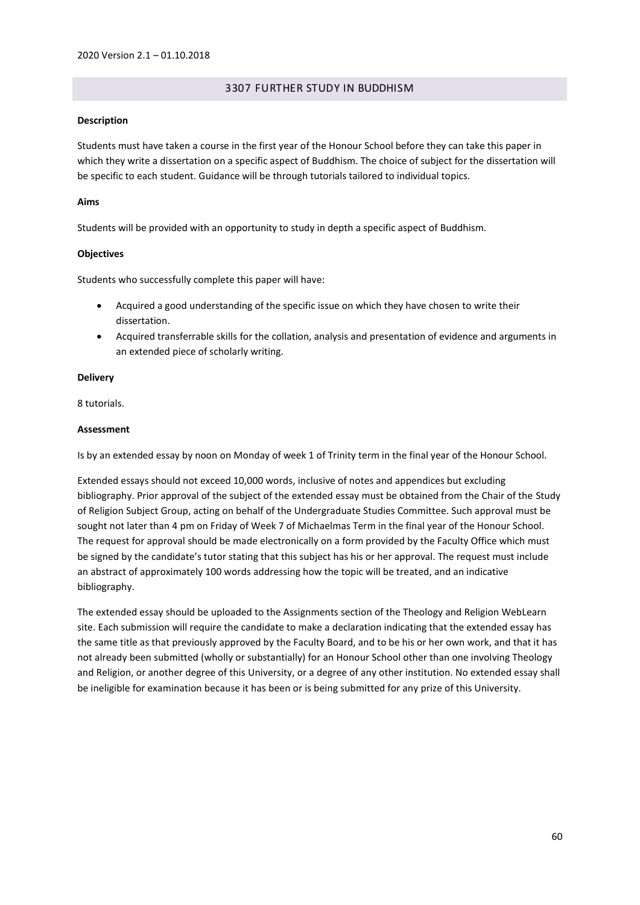## 3307 FURTHER STUDY IN BUDDHISM

**Description**

Students must have taken a course in the first year of the Honour School before they can take this paper in which they write a dissertation on a specific aspect of Buddhism. The choice of subject for the dissertation will be specific to each student. Guidance will be through tutorials tailored to individual topics.

**Aims**

Students will be provided with an opportunity to study in depth a specific aspect of Buddhism.

**Objectives**

Students who successfully complete this paper will have:

- Acquired a good understanding of the specific issue on which they have chosen to write their dissertation.
- Acquired transferrable skills for the collation, analysis and presentation of evidence and arguments in an extended piece of scholarly writing.

**Delivery**

8 tutorials.

**Assessment**

Is by an extended essay by noon on Monday of week 1 of Trinity term in the final year of the Honour School.

Extended essays should not exceed 10,000 words, inclusive of notes and appendices but excluding bibliography. Prior approval of the subject of the extended essay must be obtained from the Chair of the Study of Religion Subject Group, acting on behalf of the Undergraduate Studies Committee. Such approval must be sought not later than 4 pm on Friday of Week 7 of Michaelmas Term in the final year of the Honour School. The request for approval should be made electronically on a form provided by the Faculty Office which must be signed by the candidate's tutor stating that this subject has his or her approval. The request must include an abstract of approximately 100 words addressing how the topic will be treated, and an indicative bibliography.

The extended essay should be uploaded to the Assignments section of the Theology and Religion WebLearn site. Each submission will require the candidate to make a declaration indicating that the extended essay has the same title as that previously approved by the Faculty Board, and to be his or her own work, and that it has not already been submitted (wholly or substantially) for an Honour School other than one involving Theology and Religion, or another degree of this University, or a degree of any other institution. No extended essay shall be ineligible for examination because it has been or is being submitted for any prize of this University.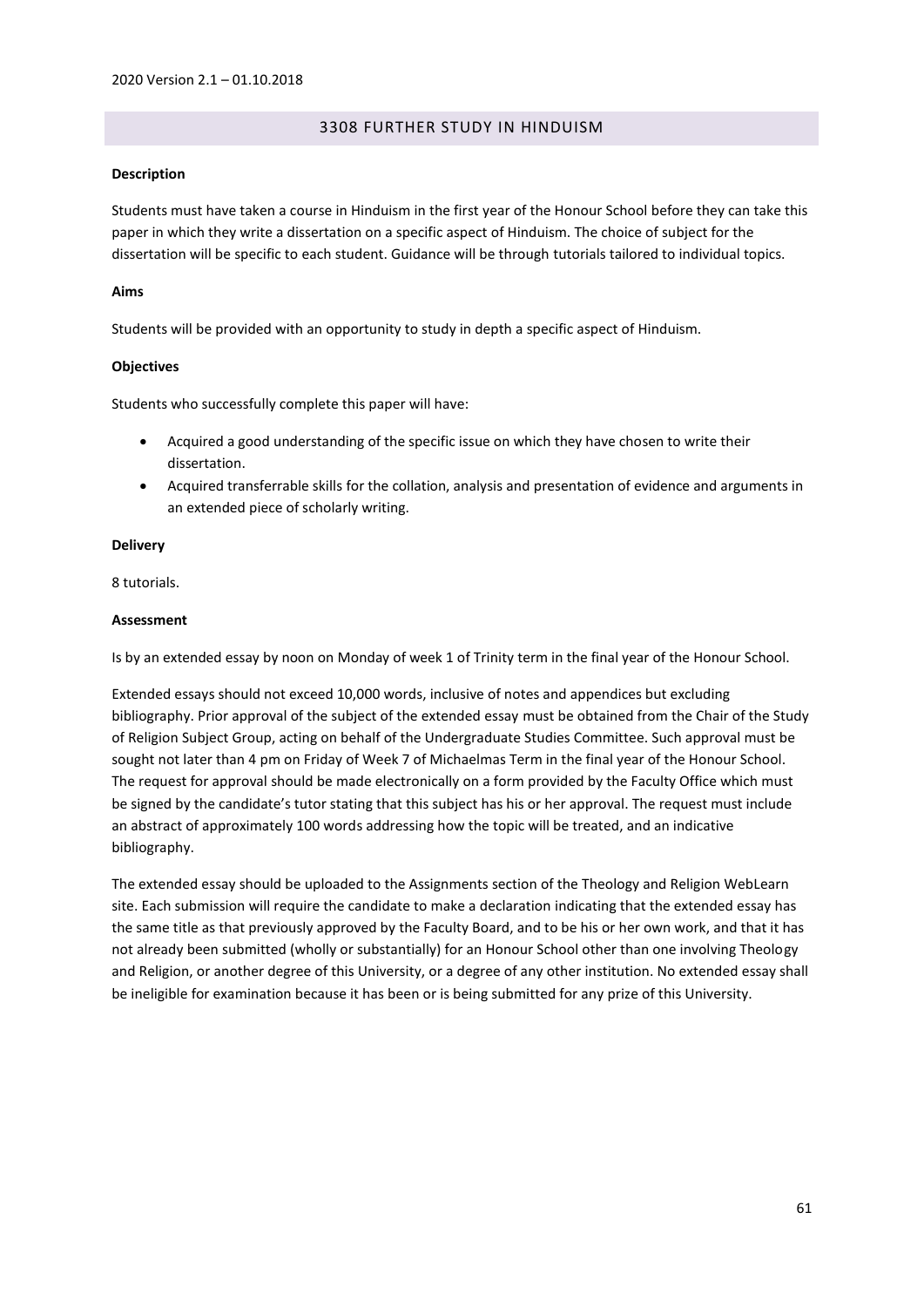## 3308 FURTHER STUDY IN HINDUISM

**Description**

Students must have taken a course in Hinduism in the first year of the Honour School before they can take this paper in which they write a dissertation on a specific aspect of Hinduism. The choice of subject for the dissertation will be specific to each student. Guidance will be through tutorials tailored to individual topics.

**Aims**

Students will be provided with an opportunity to study in depth a specific aspect of Hinduism.

**Objectives**

Students who successfully complete this paper will have:

- Acquired a good understanding of the specific issue on which they have chosen to write their dissertation.
- Acquired transferrable skills for the collation, analysis and presentation of evidence and arguments in an extended piece of scholarly writing.

**Delivery**

8 tutorials.

**Assessment**

Is by an extended essay by noon on Monday of week 1 of Trinity term in the final year of the Honour School.

Extended essays should not exceed 10,000 words, inclusive of notes and appendices but excluding bibliography. Prior approval of the subject of the extended essay must be obtained from the Chair of the Study of Religion Subject Group, acting on behalf of the Undergraduate Studies Committee. Such approval must be sought not later than 4 pm on Friday of Week 7 of Michaelmas Term in the final year of the Honour School. The request for approval should be made electronically on a form provided by the Faculty Office which must be signed by the candidate's tutor stating that this subject has his or her approval. The request must include an abstract of approximately 100 words addressing how the topic will be treated, and an indicative bibliography.

The extended essay should be uploaded to the Assignments section of the Theology and Religion WebLearn site. Each submission will require the candidate to make a declaration indicating that the extended essay has the same title as that previously approved by the Faculty Board, and to be his or her own work, and that it has not already been submitted (wholly or substantially) for an Honour School other than one involving Theology and Religion, or another degree of this University, or a degree of any other institution. No extended essay shall be ineligible for examination because it has been or is being submitted for any prize of this University.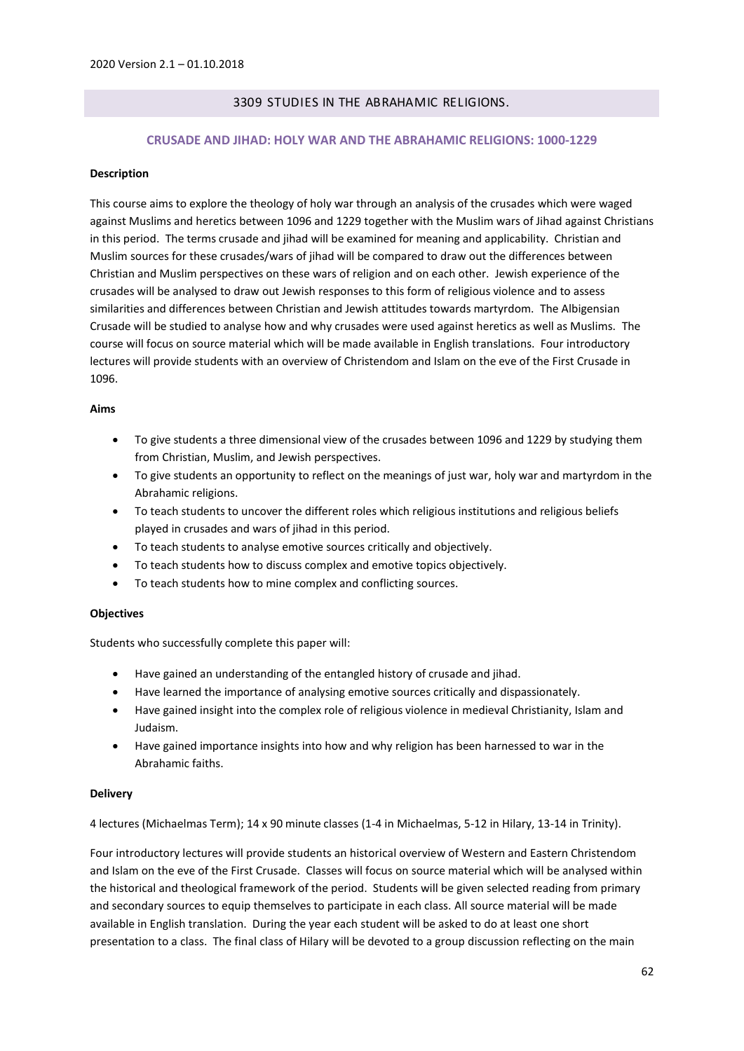2020 Version 2.1 – 01.10.2018

## 3309 STUDIES IN THE ABRAHAMIC RELIGIONS.

### CRUSADE AND JIHAD: HOLY WAR AND THE ABRAHAMIC RELIGIONS: 1000-1229

**Description**

This course aims to explore the theology of holy war through an analysis of the crusades which were waged against Muslims and heretics between 1096 and 1229 together with the Muslim wars of Jihad against Christians in this period. The terms crusade and jihad will be examined for meaning and applicability. Christian and Muslim sources for these crusades/wars of jihad will be compared to draw out the differences between Christian and Muslim perspectives on these wars of religion and on each other. Jewish experience of the crusades will be analysed to draw out Jewish responses to this form of religious violence and to assess similarities and differences between Christian and Jewish attitudes towards martyrdom. The Albigensian Crusade will be studied to analyse how and why crusades were used against heretics as well as Muslims. The course will focus on source material which will be made available in English translations. Four introductory lectures will provide students with an overview of Christendom and Islam on the eve of the First Crusade in 1096.

**Aims**

- To give students a three dimensional view of the crusades between 1096 and 1229 by studying them from Christian, Muslim, and Jewish perspectives.
- To give students an opportunity to reflect on the meanings of just war, holy war and martyrdom in the Abrahamic religions.
- To teach students to uncover the different roles which religious institutions and religious beliefs played in crusades and wars of jihad in this period.
- To teach students to analyse emotive sources critically and objectively.
- To teach students how to discuss complex and emotive topics objectively.
- To teach students how to mine complex and conflicting sources.

**Objectives**

Students who successfully complete this paper will:

- Have gained an understanding of the entangled history of crusade and jihad.
- Have learned the importance of analysing emotive sources critically and dispassionately.
- Have gained insight into the complex role of religious violence in medieval Christianity, Islam and Judaism.
- Have gained importance insights into how and why religion has been harnessed to war in the Abrahamic faiths.

**Delivery**

4 lectures (Michaelmas Term); 14 x 90 minute classes (1-4 in Michaelmas, 5-12 in Hilary, 13-14 in Trinity).

Four introductory lectures will provide students an historical overview of Western and Eastern Christendom and Islam on the eve of the First Crusade. Classes will focus on source material which will be analysed within the historical and theological framework of the period. Students will be given selected reading from primary and secondary sources to equip themselves to participate in each class. All source material will be made available in English translation. During the year each student will be asked to do at least one short presentation to a class. The final class of Hilary will be devoted to a group discussion reflecting on the main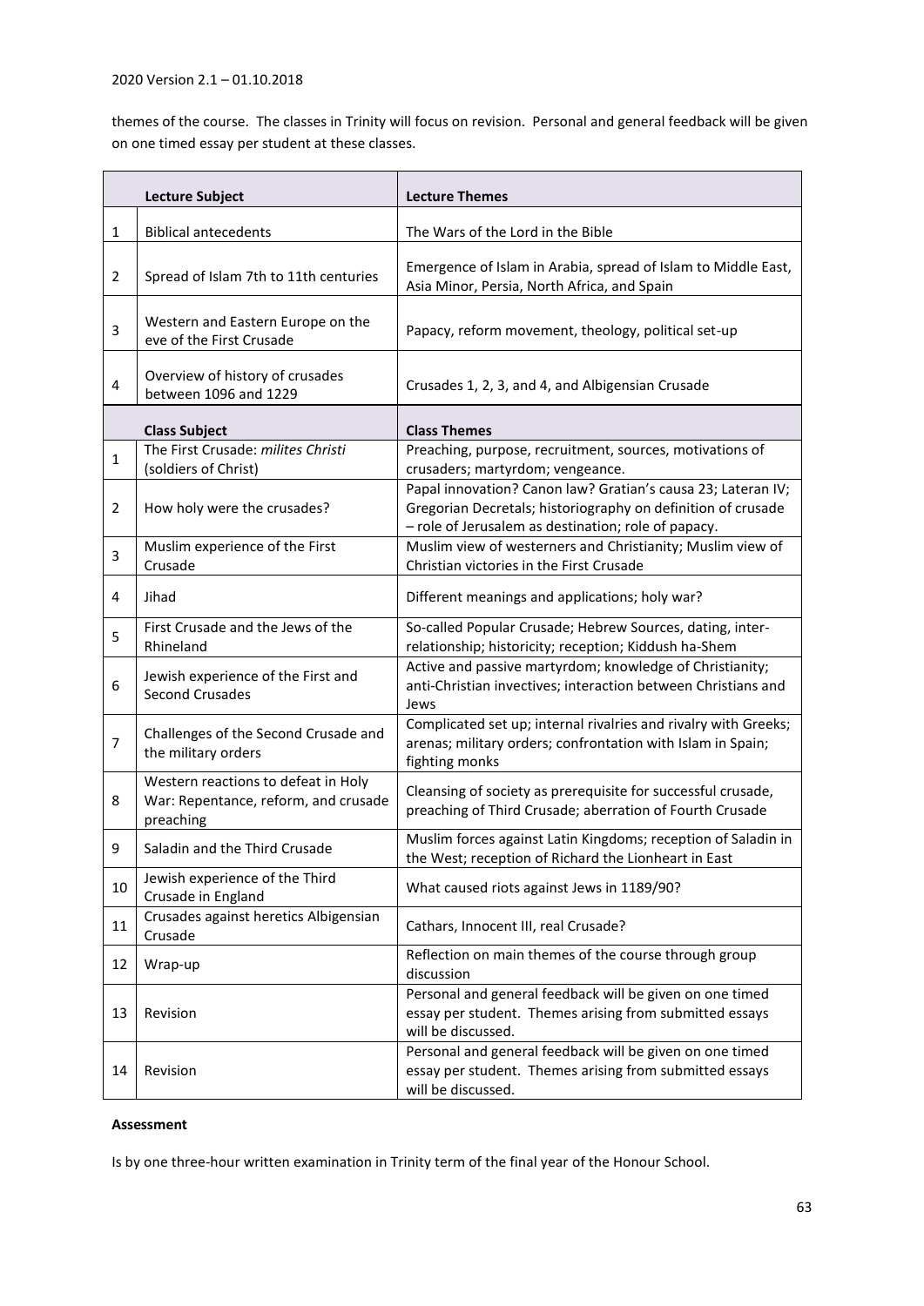themes of the course. The classes in Trinity will focus on revision. Personal and general feedback will be given on one timed essay per student at these classes.

| | Lecture Subject | Lecture Themes |
|---|---|---|
| 1 | Biblical antecedents | The Wars of the Lord in the Bible |
| 2 | Spread of Islam 7th to 11th centuries | Emergence of Islam in Arabia, spread of Islam to Middle East, Asia Minor, Persia, North Africa, and Spain |
| 3 | Western and Eastern Europe on the eve of the First Crusade | Papacy, reform movement, theology, political set-up |
| 4 | Overview of history of crusades between 1096 and 1229 | Crusades 1, 2, 3, and 4, and Albigensian Crusade |
| | **Class Subject** | **Class Themes** |
| 1 | The First Crusade: *milites Christi* (soldiers of Christ) | Preaching, purpose, recruitment, sources, motivations of crusaders; martyrdom; vengeance. |
| 2 | How holy were the crusades? | Papal innovation? Canon law? Gratian's causa 23; Lateran IV; Gregorian Decretals; historiography on definition of crusade – role of Jerusalem as destination; role of papacy. |
| 3 | Muslim experience of the First Crusade | Muslim view of westerners and Christianity; Muslim view of Christian victories in the First Crusade |
| 4 | Jihad | Different meanings and applications; holy war? |
| 5 | First Crusade and the Jews of the Rhineland | So-called Popular Crusade; Hebrew Sources, dating, inter-relationship; historicity; reception; Kiddush ha-Shem |
| 6 | Jewish experience of the First and Second Crusades | Active and passive martyrdom; knowledge of Christianity; anti-Christian invectives; interaction between Christians and Jews |
| 7 | Challenges of the Second Crusade and the military orders | Complicated set up; internal rivalries and rivalry with Greeks; arenas; military orders; confrontation with Islam in Spain; fighting monks |
| 8 | Western reactions to defeat in Holy War: Repentance, reform, and crusade preaching | Cleansing of society as prerequisite for successful crusade, preaching of Third Crusade; aberration of Fourth Crusade |
| 9 | Saladin and the Third Crusade | Muslim forces against Latin Kingdoms; reception of Saladin in the West; reception of Richard the Lionheart in East |
| 10 | Jewish experience of the Third Crusade in England | What caused riots against Jews in 1189/90? |
| 11 | Crusades against heretics Albigensian Crusade | Cathars, Innocent III, real Crusade? |
| 12 | Wrap-up | Reflection on main themes of the course through group discussion |
| 13 | Revision | Personal and general feedback will be given on one timed essay per student. Themes arising from submitted essays will be discussed. |
| 14 | Revision | Personal and general feedback will be given on one timed essay per student. Themes arising from submitted essays will be discussed. |

**Assessment**

Is by one three-hour written examination in Trinity term of the final year of the Honour School.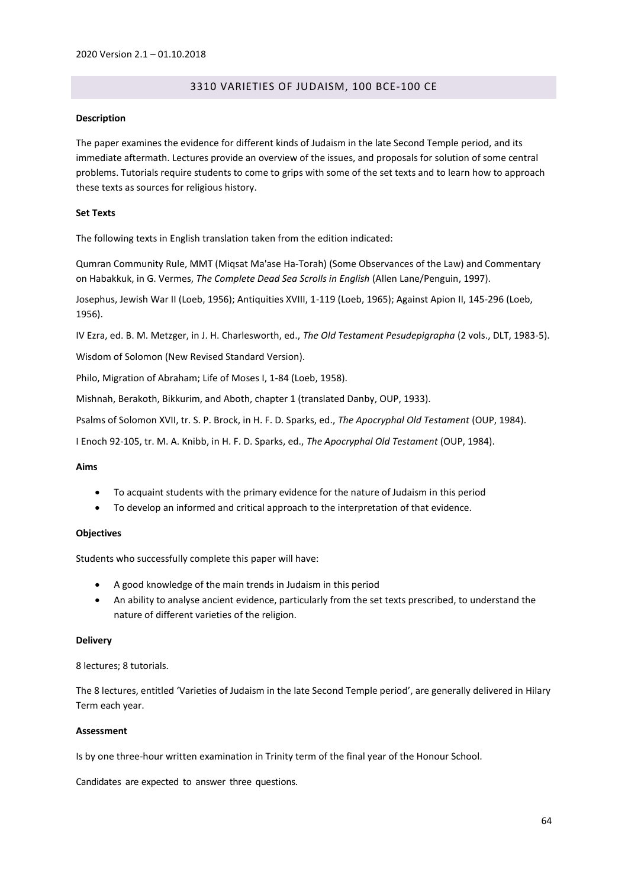## 3310 VARIETIES OF JUDAISM, 100 BCE-100 CE

**Description**

The paper examines the evidence for different kinds of Judaism in the late Second Temple period, and its immediate aftermath. Lectures provide an overview of the issues, and proposals for solution of some central problems. Tutorials require students to come to grips with some of the set texts and to learn how to approach these texts as sources for religious history.

**Set Texts**

The following texts in English translation taken from the edition indicated:

Qumran Community Rule, MMT (Miqsat Ma'ase Ha-Torah) (Some Observances of the Law) and Commentary on Habakkuk, in G. Vermes, *The Complete Dead Sea Scrolls in English* (Allen Lane/Penguin, 1997).

Josephus, Jewish War II (Loeb, 1956); Antiquities XVIII, 1-119 (Loeb, 1965); Against Apion II, 145-296 (Loeb, 1956).

IV Ezra, ed. B. M. Metzger, in J. H. Charlesworth, ed., *The Old Testament Pesudepigrapha* (2 vols., DLT, 1983-5).

Wisdom of Solomon (New Revised Standard Version).

Philo, Migration of Abraham; Life of Moses I, 1-84 (Loeb, 1958).

Mishnah, Berakoth, Bikkurim, and Aboth, chapter 1 (translated Danby, OUP, 1933).

Psalms of Solomon XVII, tr. S. P. Brock, in H. F. D. Sparks, ed., *The Apocryphal Old Testament* (OUP, 1984).

I Enoch 92-105, tr. M. A. Knibb, in H. F. D. Sparks, ed., *The Apocryphal Old Testament* (OUP, 1984).

**Aims**

- To acquaint students with the primary evidence for the nature of Judaism in this period
- To develop an informed and critical approach to the interpretation of that evidence.

**Objectives**

Students who successfully complete this paper will have:

- A good knowledge of the main trends in Judaism in this period
- An ability to analyse ancient evidence, particularly from the set texts prescribed, to understand the nature of different varieties of the religion.

**Delivery**

8 lectures; 8 tutorials.

The 8 lectures, entitled 'Varieties of Judaism in the late Second Temple period', are generally delivered in Hilary Term each year.

**Assessment**

Is by one three-hour written examination in Trinity term of the final year of the Honour School.

Candidates are expected to answer three questions.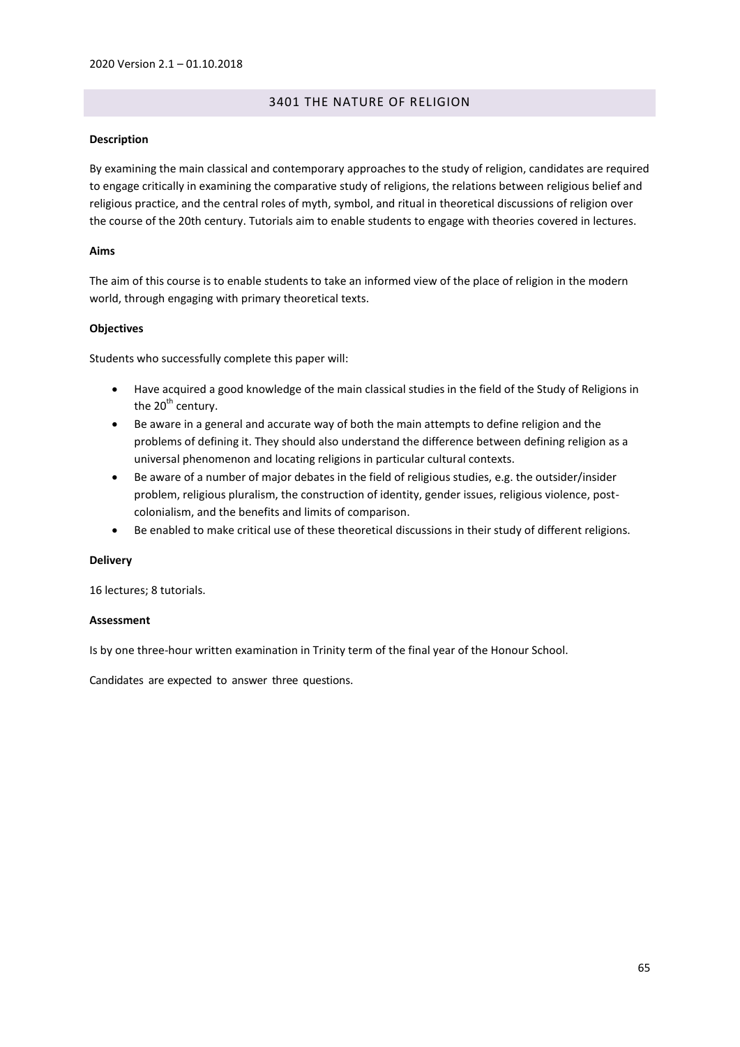## 3401 THE NATURE OF RELIGION

**Description**

By examining the main classical and contemporary approaches to the study of religion, candidates are required to engage critically in examining the comparative study of religions, the relations between religious belief and religious practice, and the central roles of myth, symbol, and ritual in theoretical discussions of religion over the course of the 20th century. Tutorials aim to enable students to engage with theories covered in lectures.

**Aims**

The aim of this course is to enable students to take an informed view of the place of religion in the modern world, through engaging with primary theoretical texts.

**Objectives**

Students who successfully complete this paper will:

- Have acquired a good knowledge of the main classical studies in the field of the Study of Religions in the 20th century.
- Be aware in a general and accurate way of both the main attempts to define religion and the problems of defining it. They should also understand the difference between defining religion as a universal phenomenon and locating religions in particular cultural contexts.
- Be aware of a number of major debates in the field of religious studies, e.g. the outsider/insider problem, religious pluralism, the construction of identity, gender issues, religious violence, post-colonialism, and the benefits and limits of comparison.
- Be enabled to make critical use of these theoretical discussions in their study of different religions.

**Delivery**

16 lectures; 8 tutorials.

**Assessment**

Is by one three-hour written examination in Trinity term of the final year of the Honour School.

Candidates are expected to answer three questions.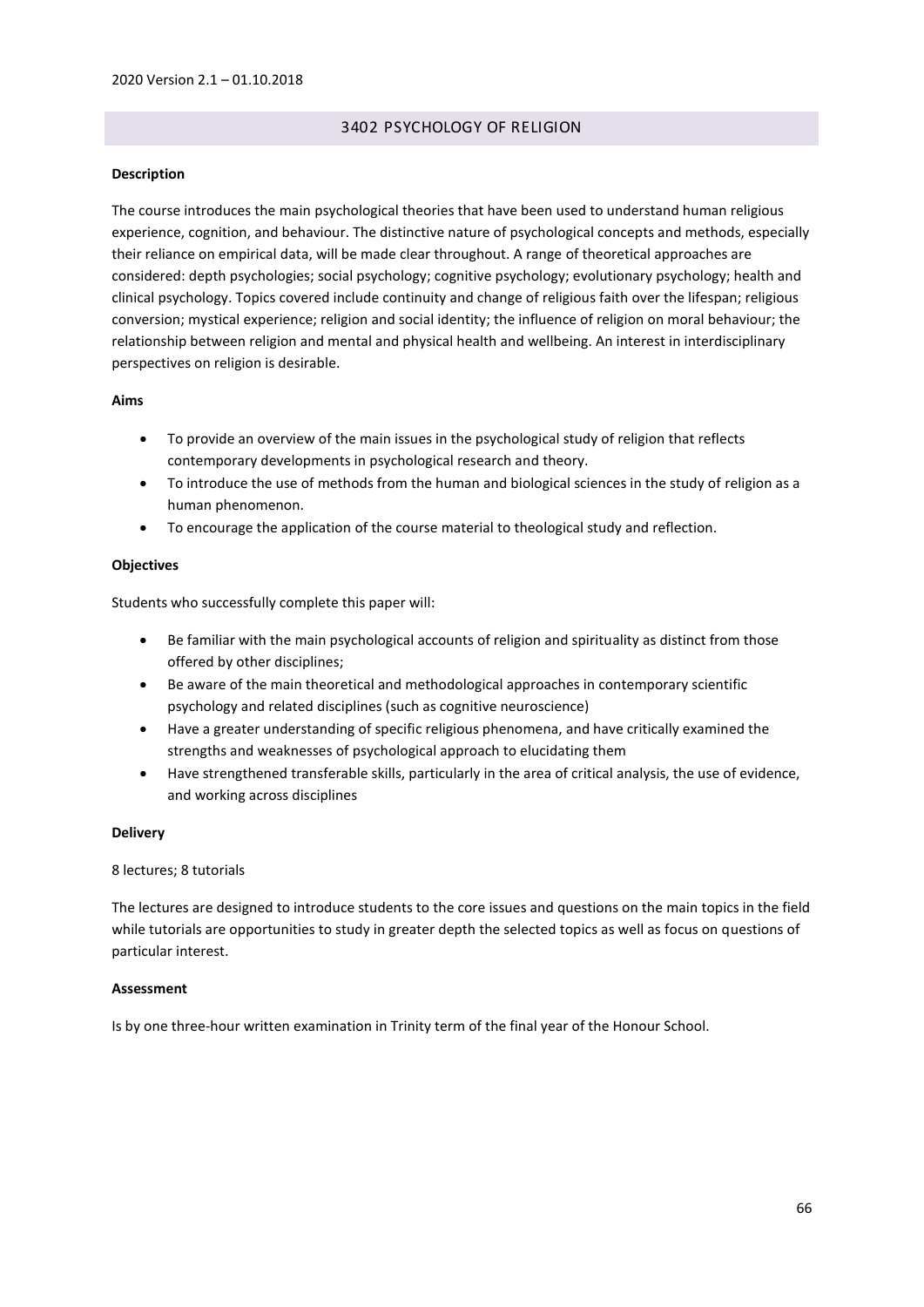## 3402 PSYCHOLOGY OF RELIGION

**Description**

The course introduces the main psychological theories that have been used to understand human religious experience, cognition, and behaviour. The distinctive nature of psychological concepts and methods, especially their reliance on empirical data, will be made clear throughout. A range of theoretical approaches are considered: depth psychologies; social psychology; cognitive psychology; evolutionary psychology; health and clinical psychology. Topics covered include continuity and change of religious faith over the lifespan; religious conversion; mystical experience; religion and social identity; the influence of religion on moral behaviour; the relationship between religion and mental and physical health and wellbeing. An interest in interdisciplinary perspectives on religion is desirable.

**Aims**

- To provide an overview of the main issues in the psychological study of religion that reflects contemporary developments in psychological research and theory.
- To introduce the use of methods from the human and biological sciences in the study of religion as a human phenomenon.
- To encourage the application of the course material to theological study and reflection.

**Objectives**

Students who successfully complete this paper will:

- Be familiar with the main psychological accounts of religion and spirituality as distinct from those offered by other disciplines;
- Be aware of the main theoretical and methodological approaches in contemporary scientific psychology and related disciplines (such as cognitive neuroscience)
- Have a greater understanding of specific religious phenomena, and have critically examined the strengths and weaknesses of psychological approach to elucidating them
- Have strengthened transferable skills, particularly in the area of critical analysis, the use of evidence, and working across disciplines

**Delivery**

8 lectures; 8 tutorials

The lectures are designed to introduce students to the core issues and questions on the main topics in the field while tutorials are opportunities to study in greater depth the selected topics as well as focus on questions of particular interest.

**Assessment**

Is by one three-hour written examination in Trinity term of the final year of the Honour School.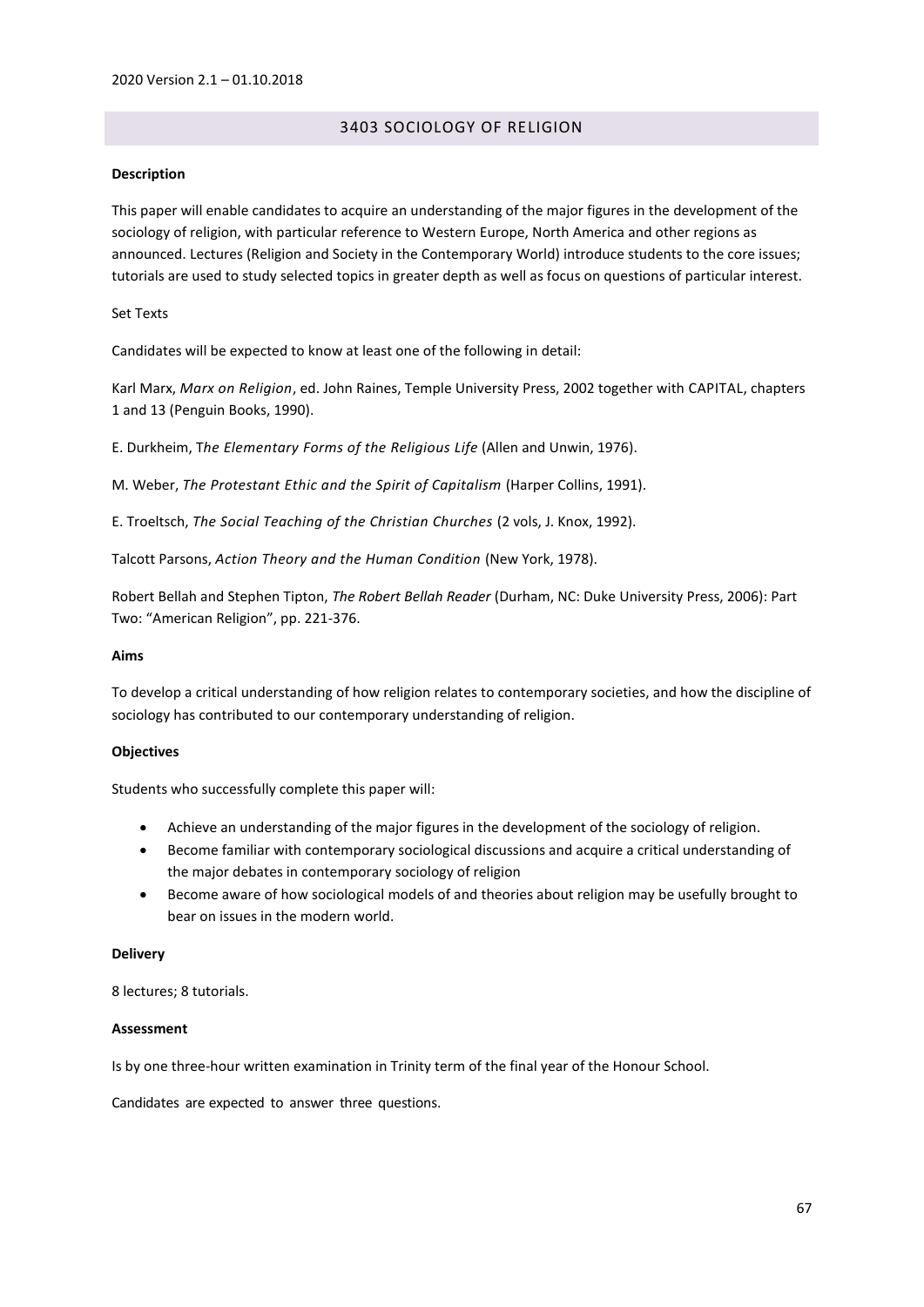## 3403 SOCIOLOGY OF RELIGION

**Description**

This paper will enable candidates to acquire an understanding of the major figures in the development of the sociology of religion, with particular reference to Western Europe, North America and other regions as announced. Lectures (Religion and Society in the Contemporary World) introduce students to the core issues; tutorials are used to study selected topics in greater depth as well as focus on questions of particular interest.

Set Texts

Candidates will be expected to know at least one of the following in detail:

Karl Marx, *Marx on Religion*, ed. John Raines, Temple University Press, 2002 together with CAPITAL, chapters 1 and 13 (Penguin Books, 1990).

E. Durkheim, T*he Elementary Forms of the Religious Life* (Allen and Unwin, 1976).

M. Weber, *The Protestant Ethic and the Spirit of Capitalism* (Harper Collins, 1991).

E. Troeltsch, *The Social Teaching of the Christian Churches* (2 vols, J. Knox, 1992).

Talcott Parsons, *Action Theory and the Human Condition* (New York, 1978).

Robert Bellah and Stephen Tipton, *The Robert Bellah Reader* (Durham, NC: Duke University Press, 2006): Part Two: "American Religion", pp. 221-376.

**Aims**

To develop a critical understanding of how religion relates to contemporary societies, and how the discipline of sociology has contributed to our contemporary understanding of religion.

**Objectives**

Students who successfully complete this paper will:

- Achieve an understanding of the major figures in the development of the sociology of religion.
- Become familiar with contemporary sociological discussions and acquire a critical understanding of the major debates in contemporary sociology of religion
- Become aware of how sociological models of and theories about religion may be usefully brought to bear on issues in the modern world.

**Delivery**

8 lectures; 8 tutorials.

**Assessment**

Is by one three-hour written examination in Trinity term of the final year of the Honour School.

Candidates are expected to answer three questions.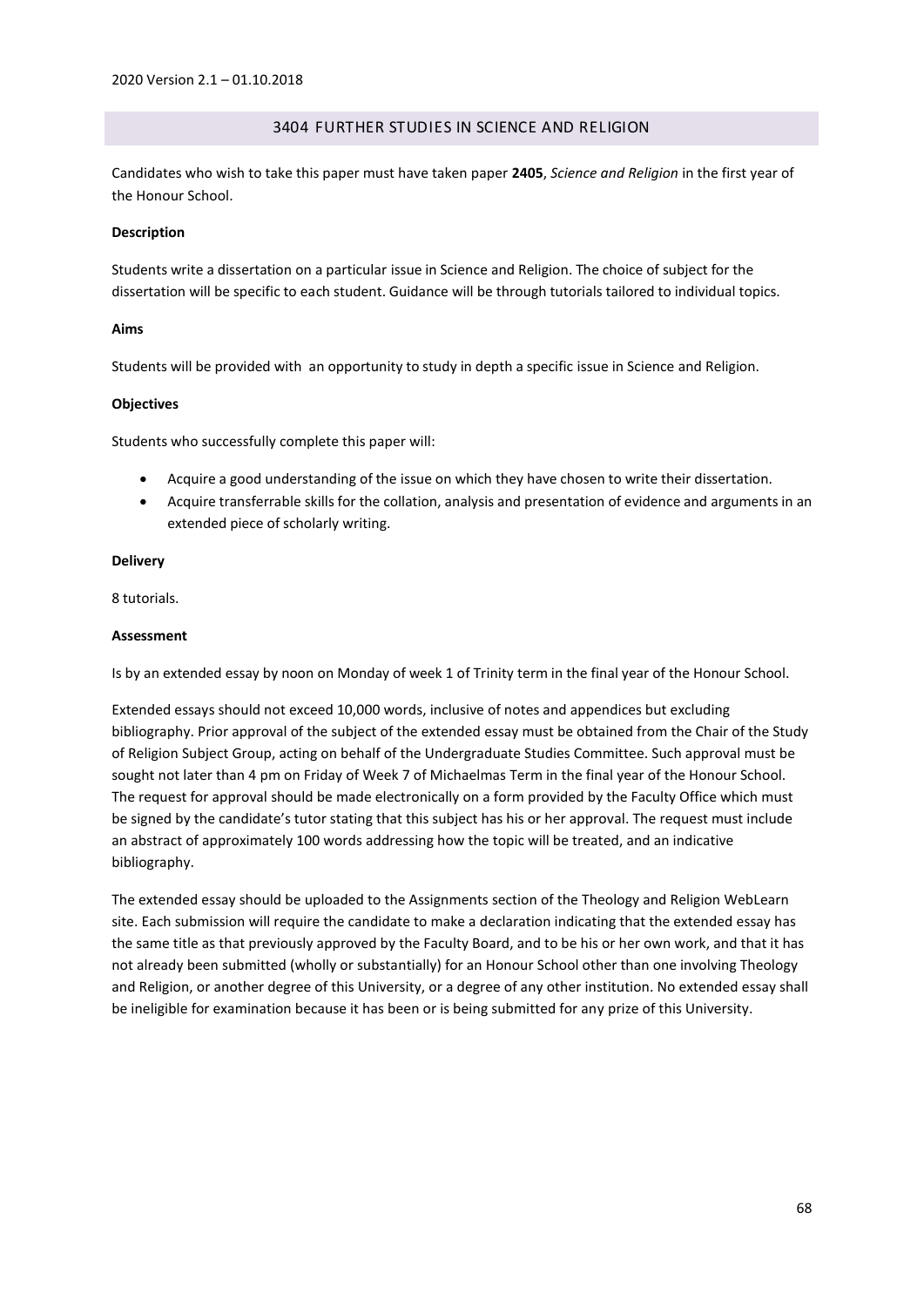## 3404 FURTHER STUDIES IN SCIENCE AND RELIGION

Candidates who wish to take this paper must have taken paper **2405**, *Science and Religion* in the first year of the Honour School.

**Description**

Students write a dissertation on a particular issue in Science and Religion. The choice of subject for the dissertation will be specific to each student. Guidance will be through tutorials tailored to individual topics.

**Aims**

Students will be provided with an opportunity to study in depth a specific issue in Science and Religion.

**Objectives**

Students who successfully complete this paper will:

- Acquire a good understanding of the issue on which they have chosen to write their dissertation.
- Acquire transferrable skills for the collation, analysis and presentation of evidence and arguments in an extended piece of scholarly writing.

**Delivery**

8 tutorials.

**Assessment**

Is by an extended essay by noon on Monday of week 1 of Trinity term in the final year of the Honour School.

Extended essays should not exceed 10,000 words, inclusive of notes and appendices but excluding bibliography. Prior approval of the subject of the extended essay must be obtained from the Chair of the Study of Religion Subject Group, acting on behalf of the Undergraduate Studies Committee. Such approval must be sought not later than 4 pm on Friday of Week 7 of Michaelmas Term in the final year of the Honour School. The request for approval should be made electronically on a form provided by the Faculty Office which must be signed by the candidate's tutor stating that this subject has his or her approval. The request must include an abstract of approximately 100 words addressing how the topic will be treated, and an indicative bibliography.

The extended essay should be uploaded to the Assignments section of the Theology and Religion WebLearn site. Each submission will require the candidate to make a declaration indicating that the extended essay has the same title as that previously approved by the Faculty Board, and to be his or her own work, and that it has not already been submitted (wholly or substantially) for an Honour School other than one involving Theology and Religion, or another degree of this University, or a degree of any other institution. No extended essay shall be ineligible for examination because it has been or is being submitted for any prize of this University.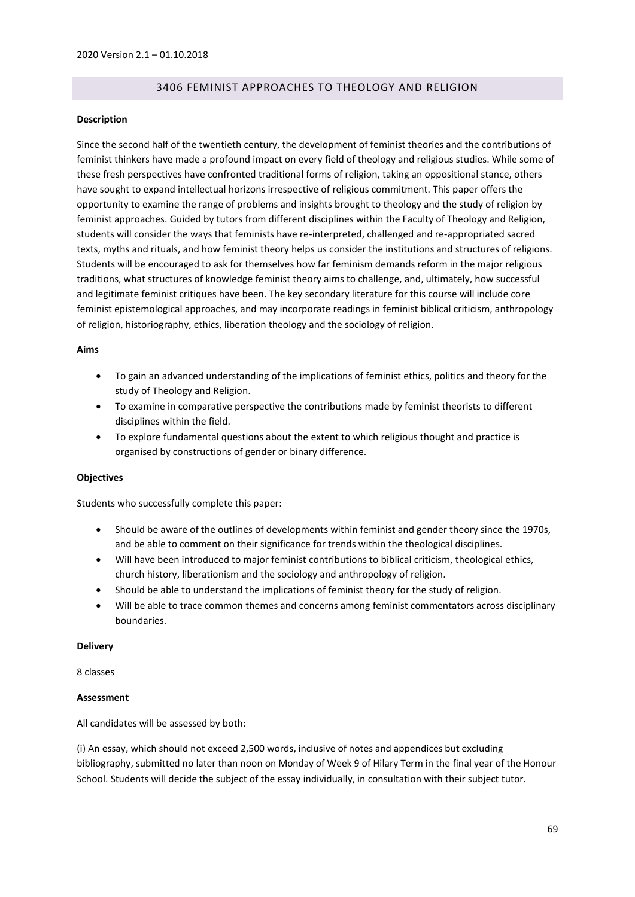## 3406 FEMINIST APPROACHES TO THEOLOGY AND RELIGION

**Description**

Since the second half of the twentieth century, the development of feminist theories and the contributions of feminist thinkers have made a profound impact on every field of theology and religious studies. While some of these fresh perspectives have confronted traditional forms of religion, taking an oppositional stance, others have sought to expand intellectual horizons irrespective of religious commitment. This paper offers the opportunity to examine the range of problems and insights brought to theology and the study of religion by feminist approaches. Guided by tutors from different disciplines within the Faculty of Theology and Religion, students will consider the ways that feminists have re-interpreted, challenged and re-appropriated sacred texts, myths and rituals, and how feminist theory helps us consider the institutions and structures of religions. Students will be encouraged to ask for themselves how far feminism demands reform in the major religious traditions, what structures of knowledge feminist theory aims to challenge, and, ultimately, how successful and legitimate feminist critiques have been. The key secondary literature for this course will include core feminist epistemological approaches, and may incorporate readings in feminist biblical criticism, anthropology of religion, historiography, ethics, liberation theology and the sociology of religion.

**Aims**

- To gain an advanced understanding of the implications of feminist ethics, politics and theory for the study of Theology and Religion.
- To examine in comparative perspective the contributions made by feminist theorists to different disciplines within the field.
- To explore fundamental questions about the extent to which religious thought and practice is organised by constructions of gender or binary difference.

**Objectives**

Students who successfully complete this paper:

- Should be aware of the outlines of developments within feminist and gender theory since the 1970s, and be able to comment on their significance for trends within the theological disciplines.
- Will have been introduced to major feminist contributions to biblical criticism, theological ethics, church history, liberationism and the sociology and anthropology of religion.
- Should be able to understand the implications of feminist theory for the study of religion.
- Will be able to trace common themes and concerns among feminist commentators across disciplinary boundaries.

**Delivery**

8 classes

**Assessment**

All candidates will be assessed by both:

(i) An essay, which should not exceed 2,500 words, inclusive of notes and appendices but excluding bibliography, submitted no later than noon on Monday of Week 9 of Hilary Term in the final year of the Honour School. Students will decide the subject of the essay individually, in consultation with their subject tutor.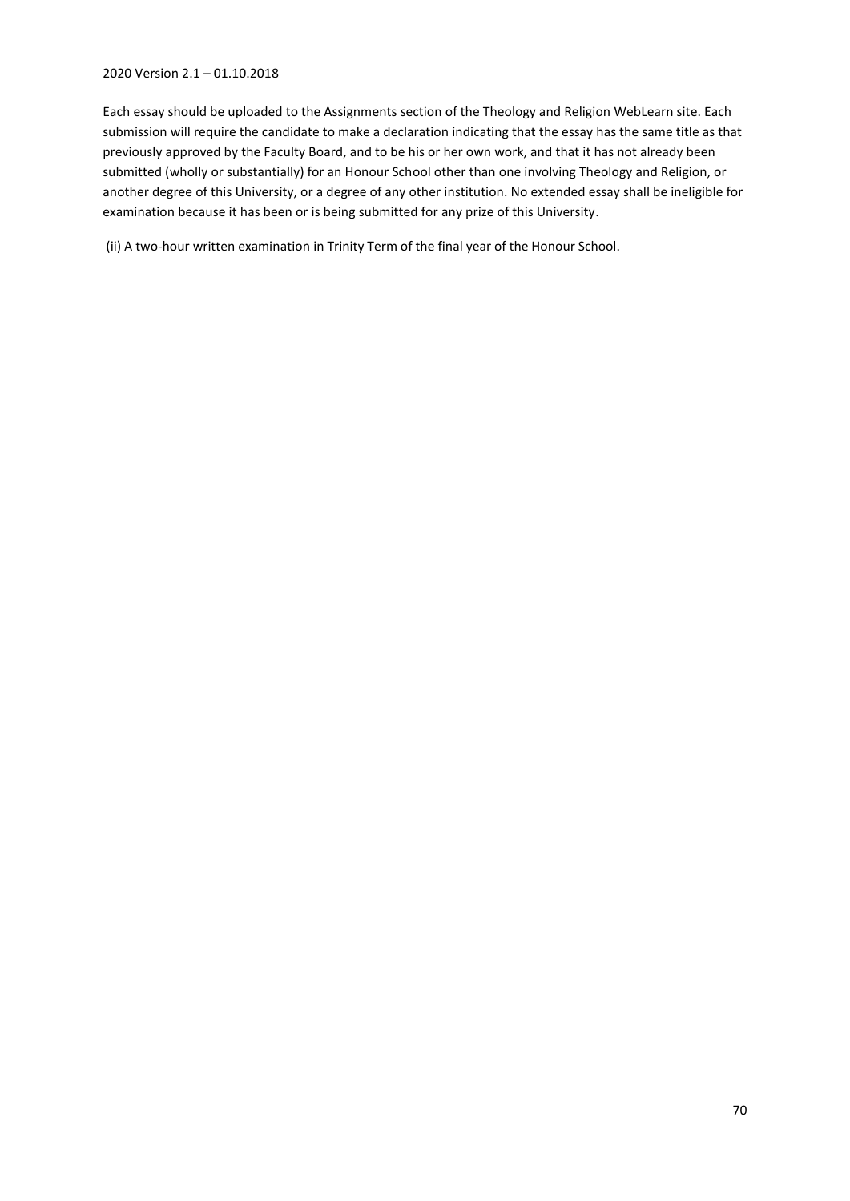Each essay should be uploaded to the Assignments section of the Theology and Religion WebLearn site. Each submission will require the candidate to make a declaration indicating that the essay has the same title as that previously approved by the Faculty Board, and to be his or her own work, and that it has not already been submitted (wholly or substantially) for an Honour School other than one involving Theology and Religion, or another degree of this University, or a degree of any other institution. No extended essay shall be ineligible for examination because it has been or is being submitted for any prize of this University.

(ii) A two-hour written examination in Trinity Term of the final year of the Honour School.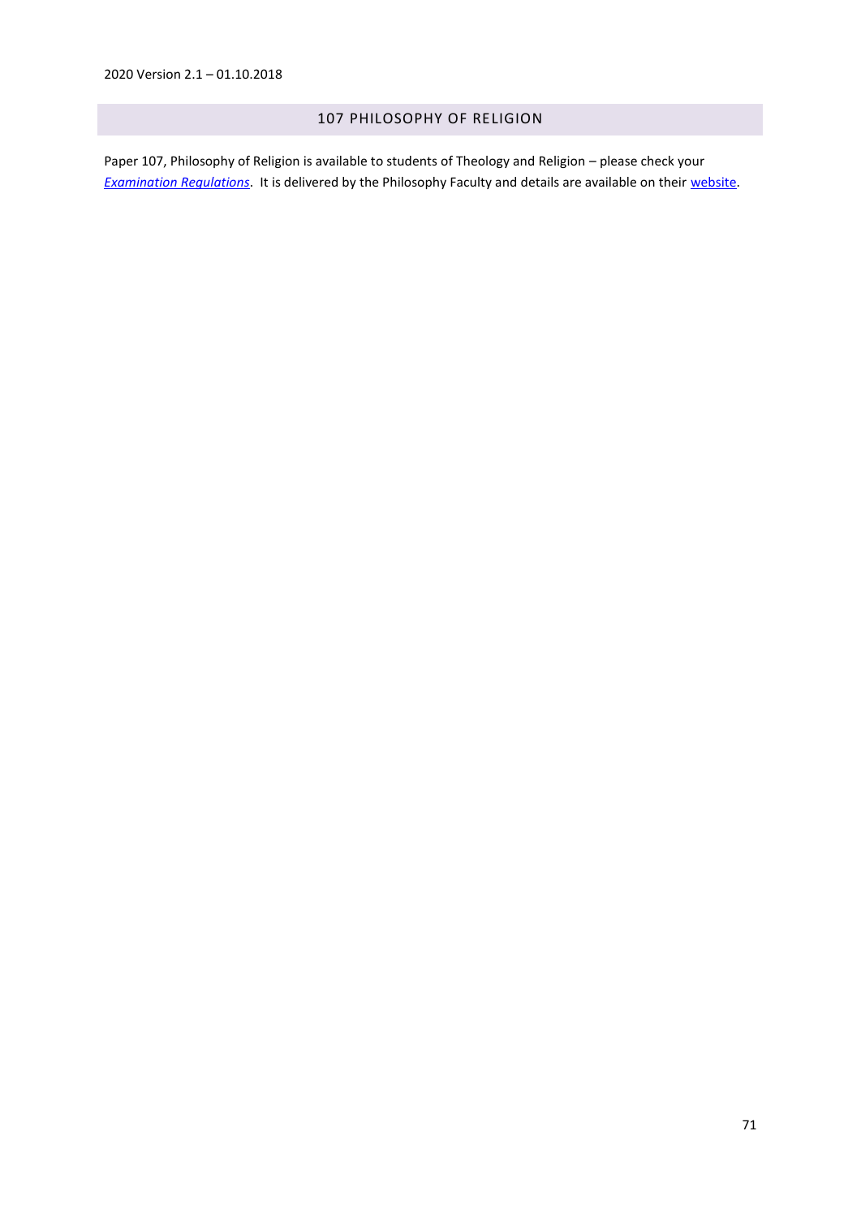## 107 PHILOSOPHY OF RELIGION

Paper 107, Philosophy of Religion is available to students of Theology and Religion – please check your *Examination Regulations*. It is delivered by the Philosophy Faculty and details are available on their website.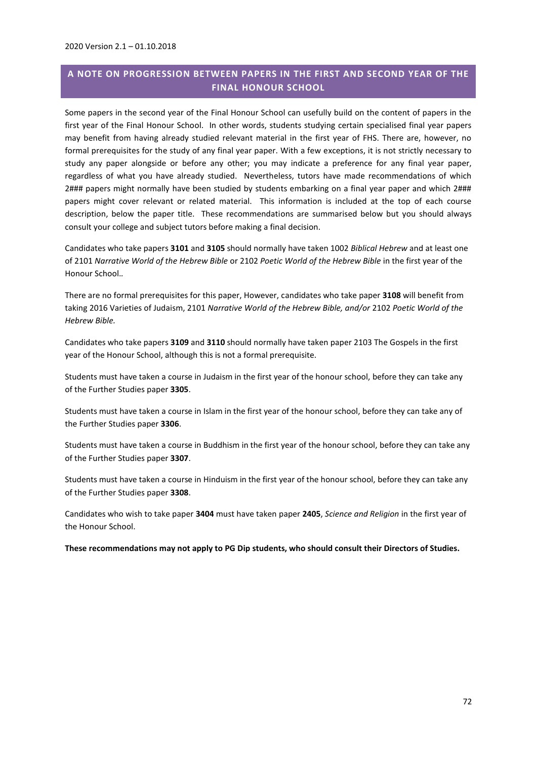## A NOTE ON PROGRESSION BETWEEN PAPERS IN THE FIRST AND SECOND YEAR OF THE FINAL HONOUR SCHOOL

Some papers in the second year of the Final Honour School can usefully build on the content of papers in the first year of the Final Honour School. In other words, students studying certain specialised final year papers may benefit from having already studied relevant material in the first year of FHS. There are, however, no formal prerequisites for the study of any final year paper. With a few exceptions, it is not strictly necessary to study any paper alongside or before any other; you may indicate a preference for any final year paper, regardless of what you have already studied. Nevertheless, tutors have made recommendations of which 2### papers might normally have been studied by students embarking on a final year paper and which 2### papers might cover relevant or related material. This information is included at the top of each course description, below the paper title. These recommendations are summarised below but you should always consult your college and subject tutors before making a final decision.

Candidates who take papers **3101** and **3105** should normally have taken 1002 *Biblical Hebrew* and at least one of 2101 *Narrative World of the Hebrew Bible* or 2102 *Poetic World of the Hebrew Bible* in the first year of the Honour School..

There are no formal prerequisites for this paper, However, candidates who take paper **3108** will benefit from taking 2016 Varieties of Judaism, 2101 *Narrative World of the Hebrew Bible, and/or* 2102 *Poetic World of the Hebrew Bible.*

Candidates who take papers **3109** and **3110** should normally have taken paper 2103 The Gospels in the first year of the Honour School, although this is not a formal prerequisite.

Students must have taken a course in Judaism in the first year of the honour school, before they can take any of the Further Studies paper **3305**.

Students must have taken a course in Islam in the first year of the honour school, before they can take any of the Further Studies paper **3306**.

Students must have taken a course in Buddhism in the first year of the honour school, before they can take any of the Further Studies paper **3307**.

Students must have taken a course in Hinduism in the first year of the honour school, before they can take any of the Further Studies paper **3308**.

Candidates who wish to take paper **3404** must have taken paper **2405**, *Science and Religion* in the first year of the Honour School.

**These recommendations may not apply to PG Dip students, who should consult their Directors of Studies.**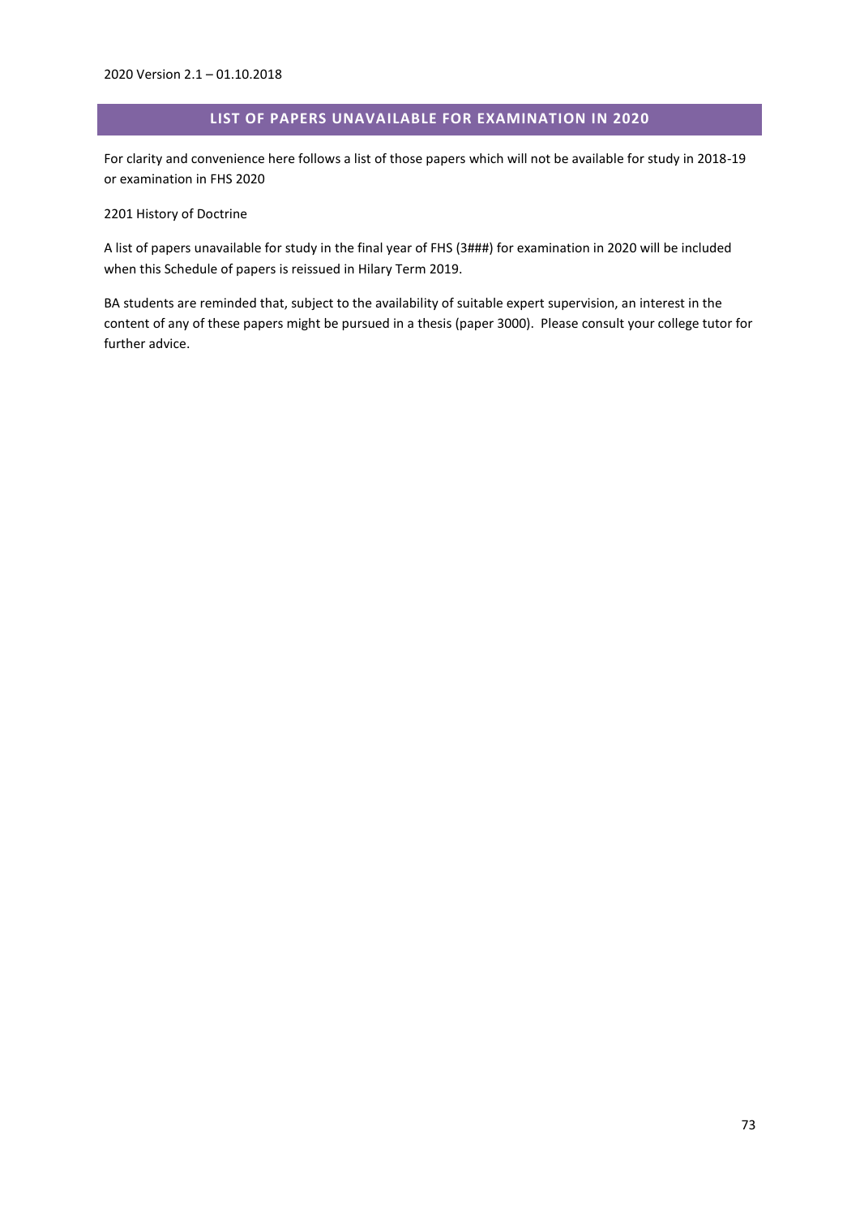## LIST OF PAPERS UNAVAILABLE FOR EXAMINATION IN 2020

For clarity and convenience here follows a list of those papers which will not be available for study in 2018-19 or examination in FHS 2020

2201 History of Doctrine

A list of papers unavailable for study in the final year of FHS (3###) for examination in 2020 will be included when this Schedule of papers is reissued in Hilary Term 2019.

BA students are reminded that, subject to the availability of suitable expert supervision, an interest in the content of any of these papers might be pursued in a thesis (paper 3000). Please consult your college tutor for further advice.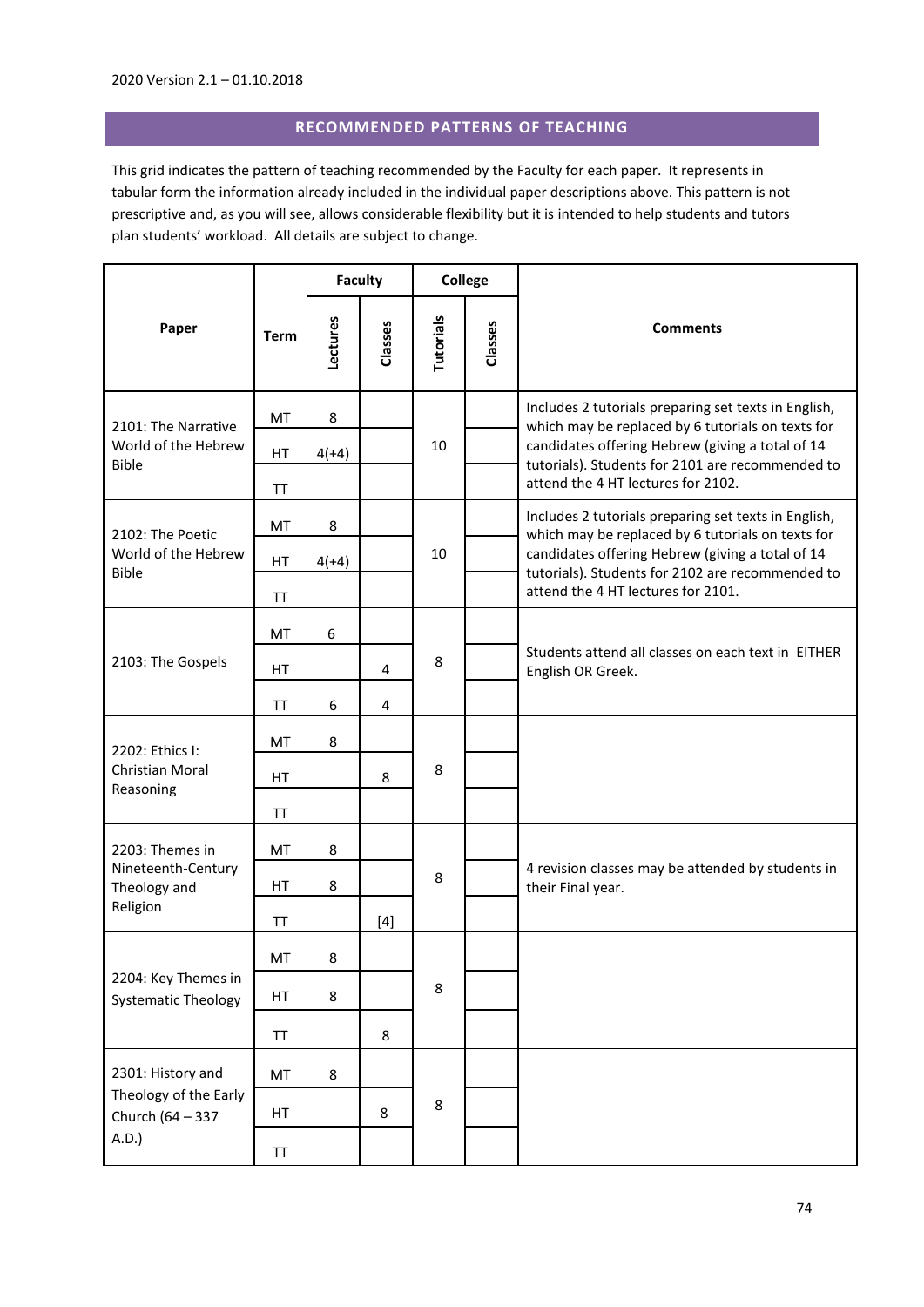2020 Version 2.1 – 01.10.2018

## RECOMMENDED PATTERNS OF TEACHING

This grid indicates the pattern of teaching recommended by the Faculty for each paper. It represents in tabular form the information already included in the individual paper descriptions above. This pattern is not prescriptive and, as you will see, allows considerable flexibility but it is intended to help students and tutors plan students' workload. All details are subject to change.

| Paper | Term | Faculty | | College | | Comments |
|---|---|---|---|---|---|---|
| | | Lectures | Classes | Tutorials | Classes | |
| 2101: The Narrative World of the Hebrew Bible | MT | 8 | | 10 | | Includes 2 tutorials preparing set texts in English, which may be replaced by 6 tutorials on texts for candidates offering Hebrew (giving a total of 14 tutorials). Students for 2101 are recommended to attend the 4 HT lectures for 2102. |
| | HT | 4(+4) | | | | |
| | TT | | | | | |
| 2102: The Poetic World of the Hebrew Bible | MT | 8 | | 10 | | Includes 2 tutorials preparing set texts in English, which may be replaced by 6 tutorials on texts for candidates offering Hebrew (giving a total of 14 tutorials). Students for 2102 are recommended to attend the 4 HT lectures for 2101. |
| | HT | 4(+4) | | | | |
| | TT | | | | | |
| 2103: The Gospels | MT | 6 | | 8 | | Students attend all classes on each text in EITHER English OR Greek. |
| | HT | | 4 | | | |
| | TT | 6 | 4 | | | |
| 2202: Ethics I: Christian Moral Reasoning | MT | 8 | | 8 | | |
| | HT | | 8 | | | |
| | TT | | | | | |
| 2203: Themes in Nineteenth-Century Theology and Religion | MT | 8 | | 8 | | 4 revision classes may be attended by students in their Final year. |
| | HT | 8 | | | | |
| | TT | | [4] | | | |
| 2204: Key Themes in Systematic Theology | MT | 8 | | 8 | | |
| | HT | 8 | | | | |
| | TT | | 8 | | | |
| 2301: History and Theology of the Early Church (64 – 337 A.D.) | MT | 8 | | 8 | | |
| | HT | | 8 | | | |
| | TT | | | | | |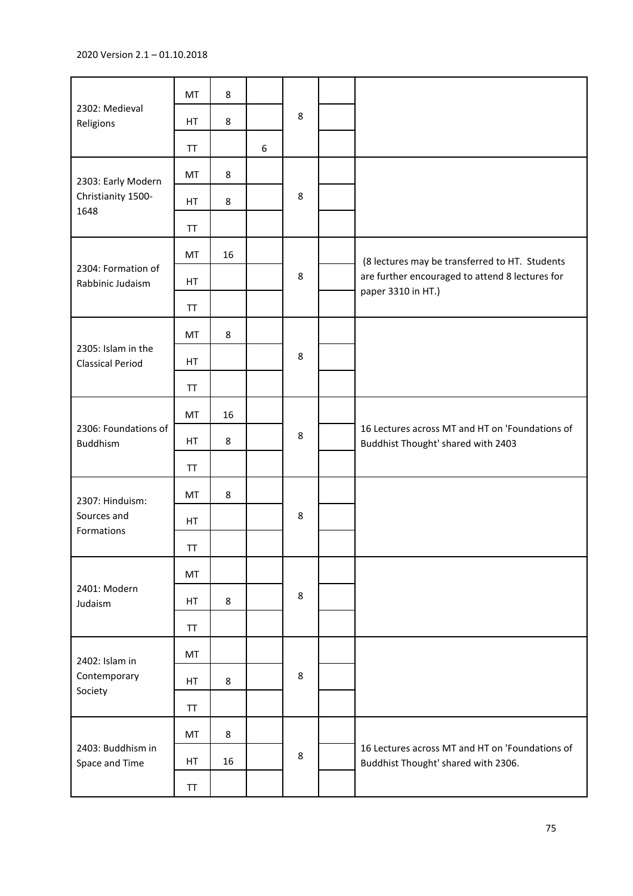2020 Version 2.1 – 01.10.2018

| | | | | | | |
|---|---|---|---|---|---|---|
| 2302: Medieval Religions | MT | 8 | | 8 | | |
| | HT | 8 | | | | |
| | TT | | 6 | | | |
| 2303: Early Modern Christianity 1500-1648 | MT | 8 | | 8 | | |
| | HT | 8 | | | | |
| | TT | | | | | |
| 2304: Formation of Rabbinic Judaism | MT | 16 | | 8 | | (8 lectures may be transferred to HT. Students are further encouraged to attend 8 lectures for paper 3310 in HT.) |
| | HT | | | | | |
| | TT | | | | | |
| 2305: Islam in the Classical Period | MT | 8 | | 8 | | |
| | HT | | | | | |
| | TT | | | | | |
| 2306: Foundations of Buddhism | MT | 16 | | 8 | | 16 Lectures across MT and HT on 'Foundations of Buddhist Thought' shared with 2403 |
| | HT | 8 | | | | |
| | TT | | | | | |
| 2307: Hinduism: Sources and Formations | MT | 8 | | 8 | | |
| | HT | | | | | |
| | TT | | | | | |
| 2401: Modern Judaism | MT | | | 8 | | |
| | HT | 8 | | | | |
| | TT | | | | | |
| 2402: Islam in Contemporary Society | MT | | | 8 | | |
| | HT | 8 | | | | |
| | TT | | | | | |
| 2403: Buddhism in Space and Time | MT | 8 | | 8 | | 16 Lectures across MT and HT on 'Foundations of Buddhist Thought' shared with 2306. |
| | HT | 16 | | | | |
| | TT | | | | | |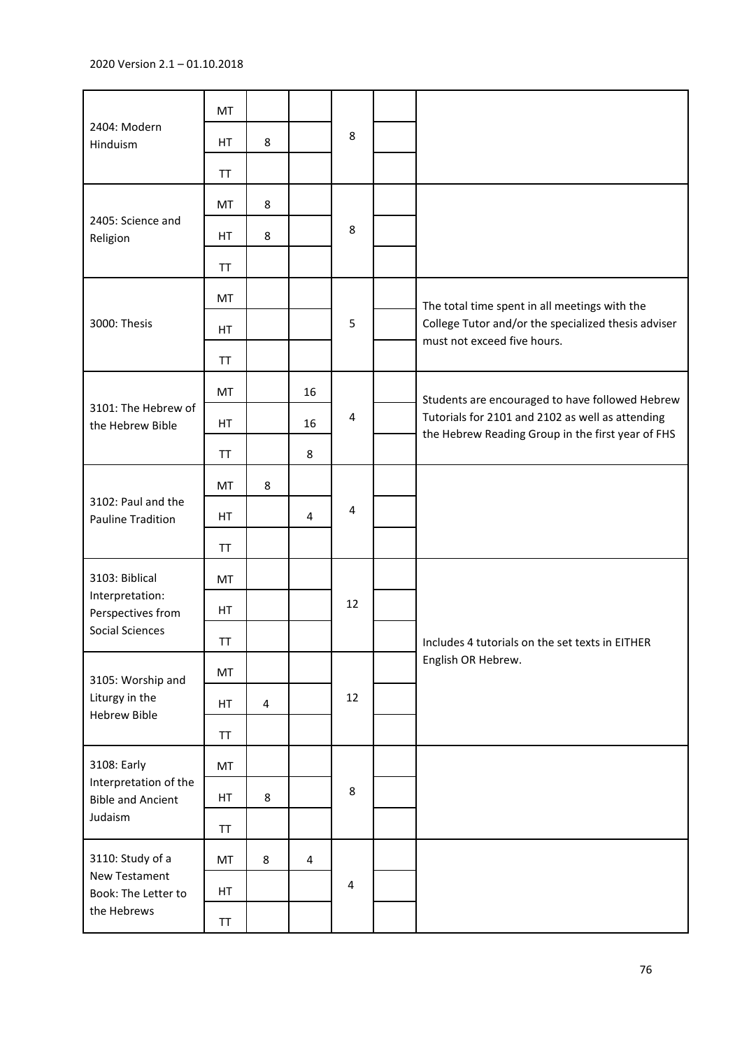2020 Version 2.1 – 01.10.2018

| | | | | | | |
|---|---|---|---|---|---|---|
| 2404: Modern Hinduism | MT | | | 8 | | |
| | HT | 8 | | | | |
| | TT | | | | | |
| 2405: Science and Religion | MT | 8 | | 8 | | |
| | HT | 8 | | | | |
| | TT | | | | | |
| 3000: Thesis | MT | | | 5 | | The total time spent in all meetings with the College Tutor and/or the specialized thesis adviser must not exceed five hours. |
| | HT | | | | | |
| | TT | | | | | |
| 3101: The Hebrew of the Hebrew Bible | MT | | 16 | 4 | | Students are encouraged to have followed Hebrew Tutorials for 2101 and 2102 as well as attending the Hebrew Reading Group in the first year of FHS |
| | HT | | 16 | | | |
| | TT | | 8 | | | |
| 3102: Paul and the Pauline Tradition | MT | 8 | | 4 | | |
| | HT | | 4 | | | |
| | TT | | | | | |
| 3103: Biblical Interpretation: Perspectives from Social Sciences | MT | | | 12 | | Includes 4 tutorials on the set texts in EITHER English OR Hebrew. |
| | HT | | | | | |
| | TT | | | | | |
| 3105: Worship and Liturgy in the Hebrew Bible | MT | | | 12 | | |
| | HT | 4 | | | | |
| | TT | | | | | |
| 3108: Early Interpretation of the Bible and Ancient Judaism | MT | | | 8 | | |
| | HT | 8 | | | | |
| | TT | | | | | |
| 3110: Study of a New Testament Book: The Letter to the Hebrews | MT | 8 | 4 | 4 | | |
| | HT | | | | | |
| | TT | | | | | |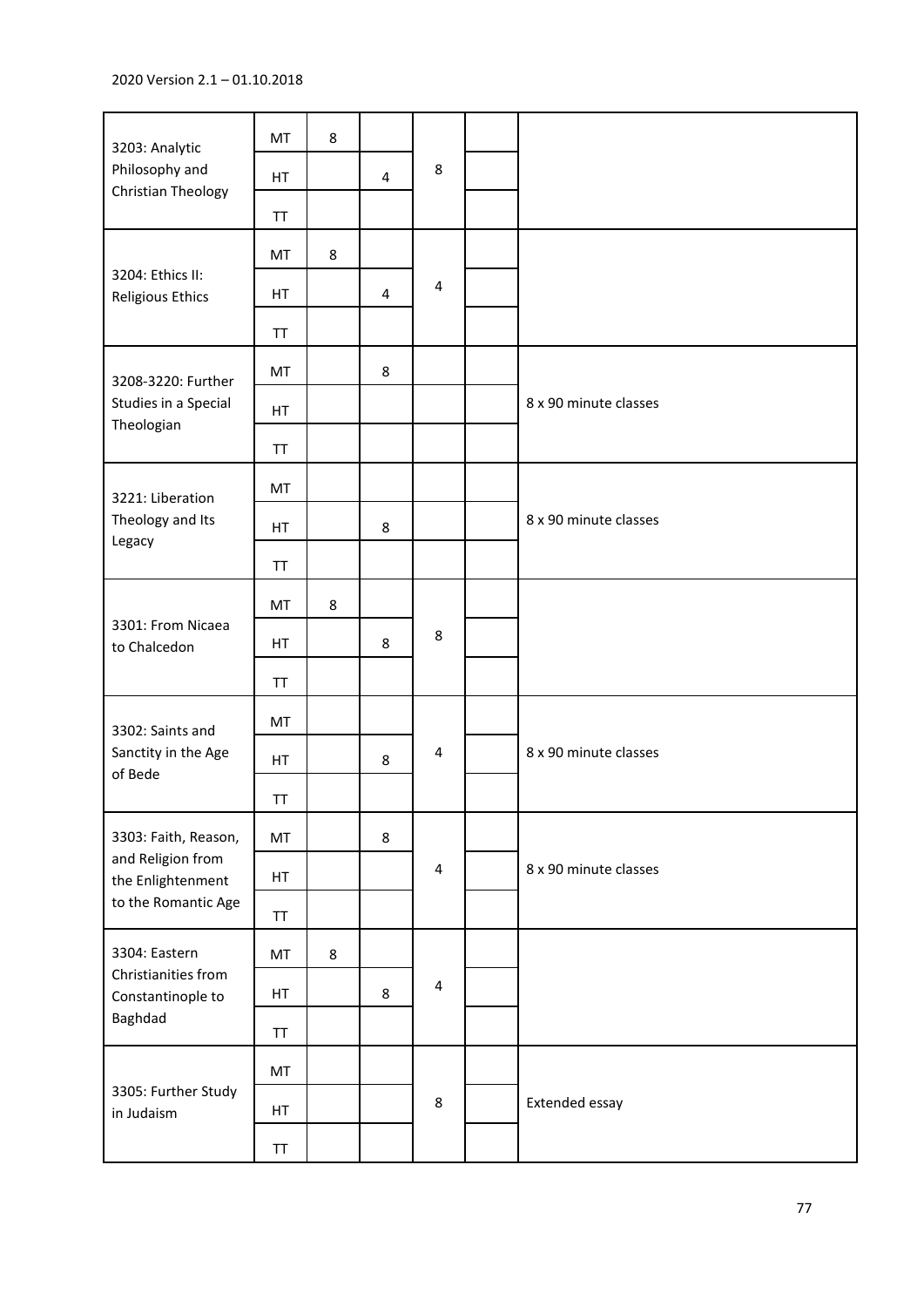2020 Version 2.1 – 01.10.2018

| | | | | | | |
|---|---|---|---|---|---|---|
| 3203: Analytic Philosophy and Christian Theology | MT | 8 | | 8 | | |
| | HT | | 4 | | | |
| | TT | | | | | |
| 3204: Ethics II: Religious Ethics | MT | 8 | | 4 | | |
| | HT | | 4 | | | |
| | TT | | | | | |
| 3208-3220: Further Studies in a Special Theologian | MT | | 8 | | | 8 x 90 minute classes |
| | HT | | | | | |
| | TT | | | | | |
| 3221: Liberation Theology and Its Legacy | MT | | | | | 8 x 90 minute classes |
| | HT | | 8 | | | |
| | TT | | | | | |
| 3301: From Nicaea to Chalcedon | MT | 8 | | 8 | | |
| | HT | | 8 | | | |
| | TT | | | | | |
| 3302: Saints and Sanctity in the Age of Bede | MT | | | 4 | | 8 x 90 minute classes |
| | HT | | 8 | | | |
| | TT | | | | | |
| 3303: Faith, Reason, and Religion from the Enlightenment to the Romantic Age | MT | | 8 | 4 | | 8 x 90 minute classes |
| | HT | | | | | |
| | TT | | | | | |
| 3304: Eastern Christianities from Constantinople to Baghdad | MT | 8 | | 4 | | |
| | HT | | 8 | | | |
| | TT | | | | | |
| 3305: Further Study in Judaism | MT | | | 8 | | Extended essay |
| | HT | | | | | |
| | TT | | | | | |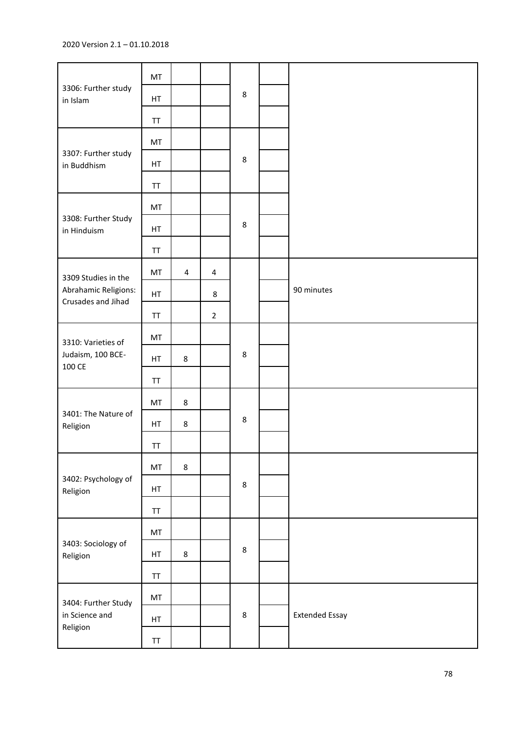| | | | | | | |
|---|---|---|---|---|---|---|
| 3306: Further study in Islam | MT | | | 8 | | |
| | HT | | | | | |
| | TT | | | | | |
| 3307: Further study in Buddhism | MT | | | 8 | | |
| | HT | | | | | |
| | TT | | | | | |
| 3308: Further Study in Hinduism | MT | | | 8 | | |
| | HT | | | | | |
| | TT | | | | | |
| 3309 Studies in the Abrahamic Religions: Crusades and Jihad | MT | 4 | 4 | | | 90 minutes |
| | HT | | 8 | | | |
| | TT | | 2 | | | |
| 3310: Varieties of Judaism, 100 BCE-100 CE | MT | | | 8 | | |
| | HT | 8 | | | | |
| | TT | | | | | |
| 3401: The Nature of Religion | MT | 8 | | 8 | | |
| | HT | 8 | | | | |
| | TT | | | | | |
| 3402: Psychology of Religion | MT | 8 | | 8 | | |
| | HT | | | | | |
| | TT | | | | | |
| 3403: Sociology of Religion | MT | | | 8 | | |
| | HT | 8 | | | | |
| | TT | | | | | |
| 3404: Further Study in Science and Religion | MT | | | 8 | | Extended Essay |
| | HT | | | | | |
| | TT | | | | | |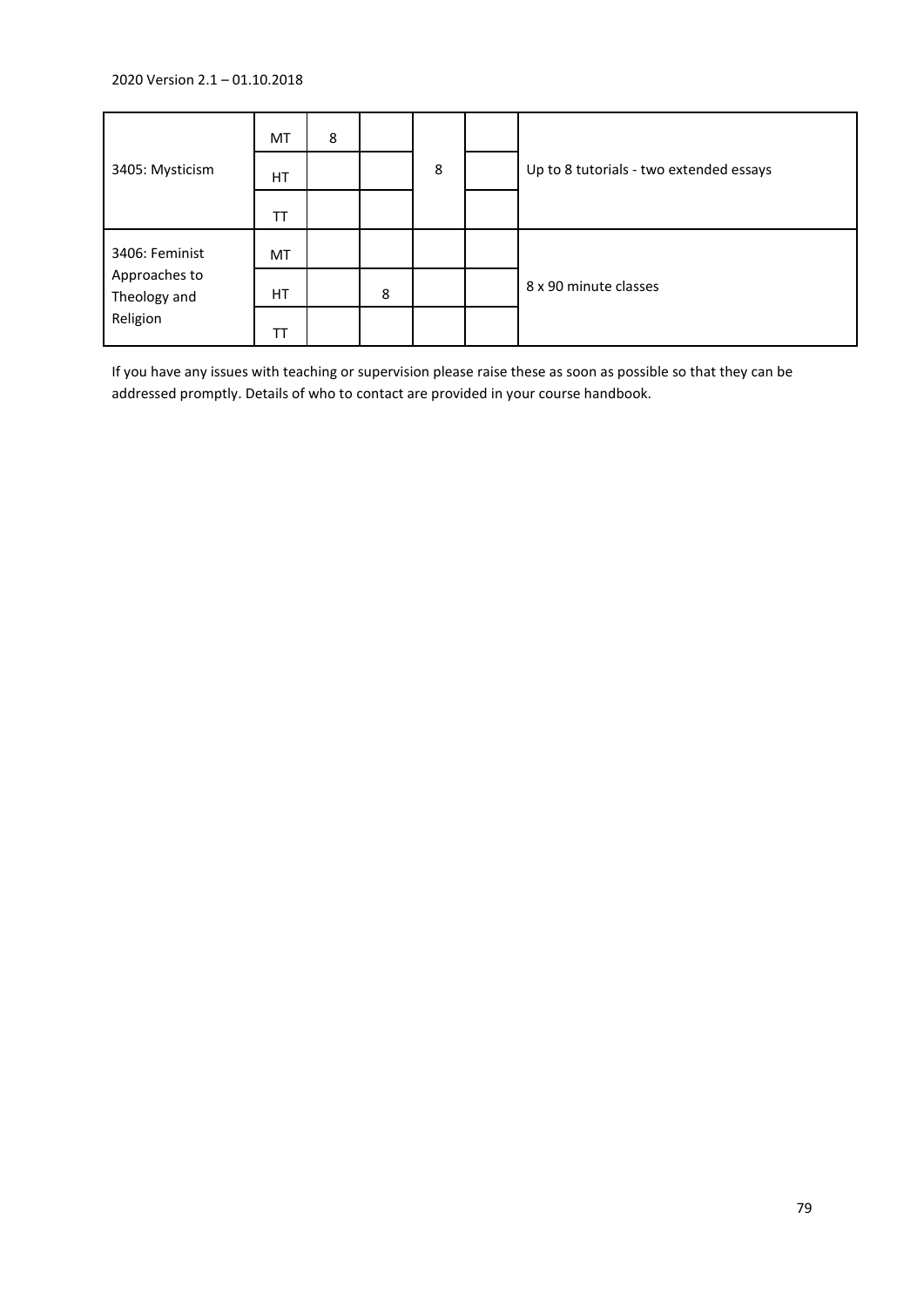| | | | | | | |
|---|---|---|---|---|---|---|
| 3405: Mysticism | MT | 8 | | 8 | | Up to 8 tutorials - two extended essays |
| | HT | | | | | |
| | TT | | | | | |
| 3406: Feminist Approaches to Theology and Religion | MT | | | | | 8 x 90 minute classes |
| | HT | | 8 | | | |
| | TT | | | | | |

If you have any issues with teaching or supervision please raise these as soon as possible so that they can be addressed promptly. Details of who to contact are provided in your course handbook.